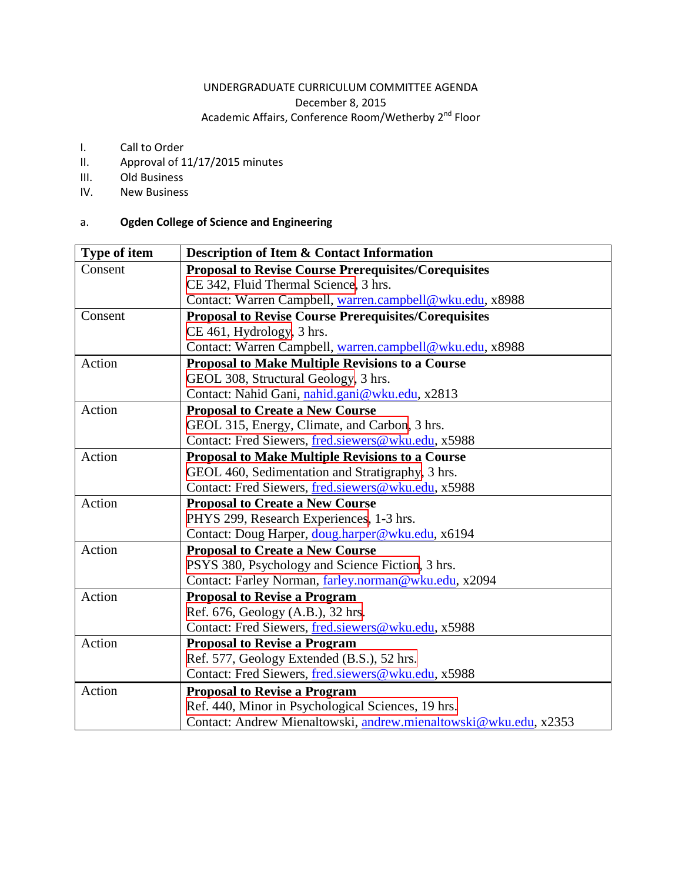# UNDERGRADUATE CURRICULUM COMMITTEE AGENDA

December 8, 2015

Academic Affairs, Conference Room/Wetherby 2nd Floor

I. Call to Order

II. Approval of 11/17/2015 minutes

III. Old Business

IV. New Business

a. **Ogden College of Science and Engineering**

| Type of item | Description of Item & Contact Information |
|---|---|
| Consent | **Proposal to Revise Course Prerequisites/Corequisites**<br>CE 342, Fluid Thermal Science, 3 hrs.<br>Contact: Warren Campbell, warren.campbell@wku.edu, x8988 |
| Consent | **Proposal to Revise Course Prerequisites/Corequisites**<br>CE 461, Hydrology, 3 hrs.<br>Contact: Warren Campbell, warren.campbell@wku.edu, x8988 |
| Action | **Proposal to Make Multiple Revisions to a Course**<br>GEOL 308, Structural Geology, 3 hrs.<br>Contact: Nahid Gani, nahid.gani@wku.edu, x2813 |
| Action | **Proposal to Create a New Course**<br>GEOL 315, Energy, Climate, and Carbon, 3 hrs.<br>Contact: Fred Siewers, fred.siewers@wku.edu, x5988 |
| Action | **Proposal to Make Multiple Revisions to a Course**<br>GEOL 460, Sedimentation and Stratigraphy, 3 hrs.<br>Contact: Fred Siewers, fred.siewers@wku.edu, x5988 |
| Action | **Proposal to Create a New Course**<br>PHYS 299, Research Experiences, 1-3 hrs.<br>Contact: Doug Harper, doug.harper@wku.edu, x6194 |
| Action | **Proposal to Create a New Course**<br>PSYS 380, Psychology and Science Fiction, 3 hrs.<br>Contact: Farley Norman, farley.norman@wku.edu, x2094 |
| Action | **Proposal to Revise a Program**<br>Ref. 676, Geology (A.B.), 32 hrs.<br>Contact: Fred Siewers, fred.siewers@wku.edu, x5988 |
| Action | **Proposal to Revise a Program**<br>Ref. 577, Geology Extended (B.S.), 52 hrs.<br>Contact: Fred Siewers, fred.siewers@wku.edu, x5988 |
| Action | **Proposal to Revise a Program**<br>Ref. 440, Minor in Psychological Sciences, 19 hrs.<br>Contact: Andrew Mienaltowski, andrew.mienaltowski@wku.edu, x2353 |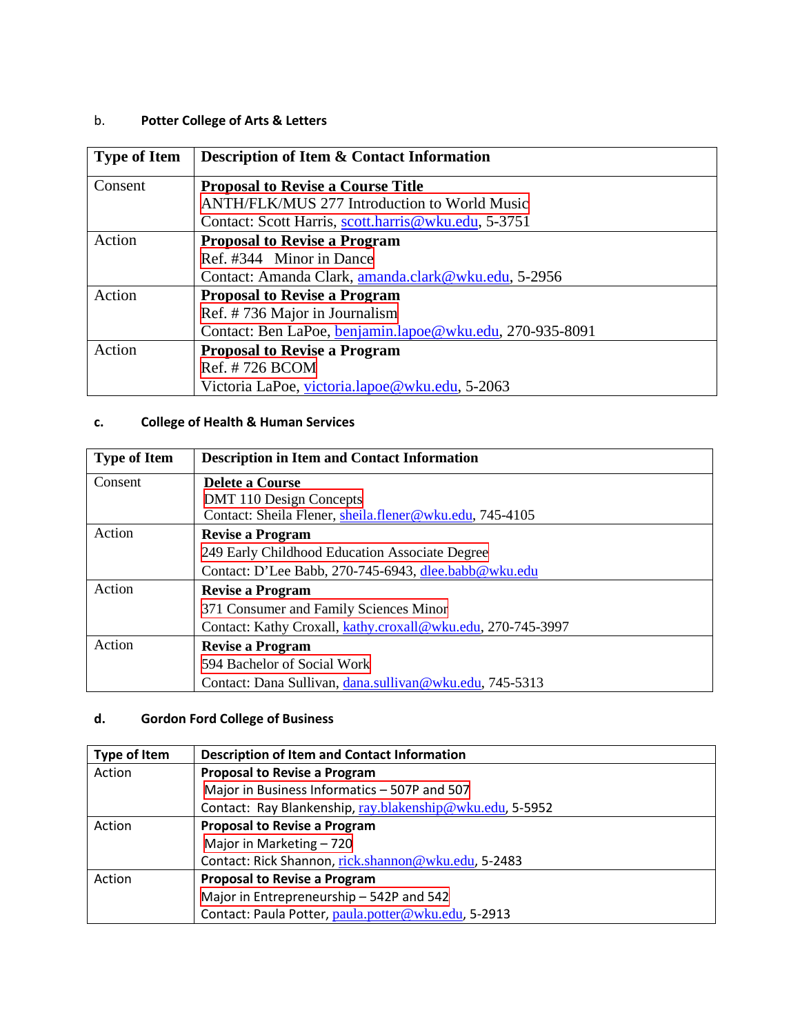b. **Potter College of Arts & Letters**

| Type of Item | Description of Item & Contact Information |
|---|---|
| Consent | **Proposal to Revise a Course Title**<br>ANTH/FLK/MUS 277 Introduction to World Music<br>Contact: Scott Harris, scott.harris@wku.edu, 5-3751 |
| Action | **Proposal to Revise a Program**<br>Ref. #344 Minor in Dance<br>Contact: Amanda Clark, amanda.clark@wku.edu, 5-2956 |
| Action | **Proposal to Revise a Program**<br>Ref. # 736 Major in Journalism<br>Contact: Ben LaPoe, benjamin.lapoe@wku.edu, 270-935-8091 |
| Action | **Proposal to Revise a Program**<br>Ref. # 726 BCOM<br>Victoria LaPoe, victoria.lapoe@wku.edu, 5-2063 |

c. **College of Health & Human Services**

| Type of Item | Description in Item and Contact Information |
|---|---|
| Consent | **Delete a Course**<br>DMT 110 Design Concepts<br>Contact: Sheila Flener, sheila.flener@wku.edu, 745-4105 |
| Action | **Revise a Program**<br>249 Early Childhood Education Associate Degree<br>Contact: D'Lee Babb, 270-745-6943, dlee.babb@wku.edu |
| Action | **Revise a Program**<br>371 Consumer and Family Sciences Minor<br>Contact: Kathy Croxall, kathy.croxall@wku.edu, 270-745-3997 |
| Action | **Revise a Program**<br>594 Bachelor of Social Work<br>Contact: Dana Sullivan, dana.sullivan@wku.edu, 745-5313 |

d. **Gordon Ford College of Business**

| Type of Item | Description of Item and Contact Information |
|---|---|
| Action | **Proposal to Revise a Program**<br>Major in Business Informatics – 507P and 507<br>Contact: Ray Blankenship, ray.blakenship@wku.edu, 5-5952 |
| Action | **Proposal to Revise a Program**<br>Major in Marketing – 720<br>Contact: Rick Shannon, rick.shannon@wku.edu, 5-2483 |
| Action | **Proposal to Revise a Program**<br>Major in Entrepreneurship – 542P and 542<br>Contact: Paula Potter, paula.potter@wku.edu, 5-2913 |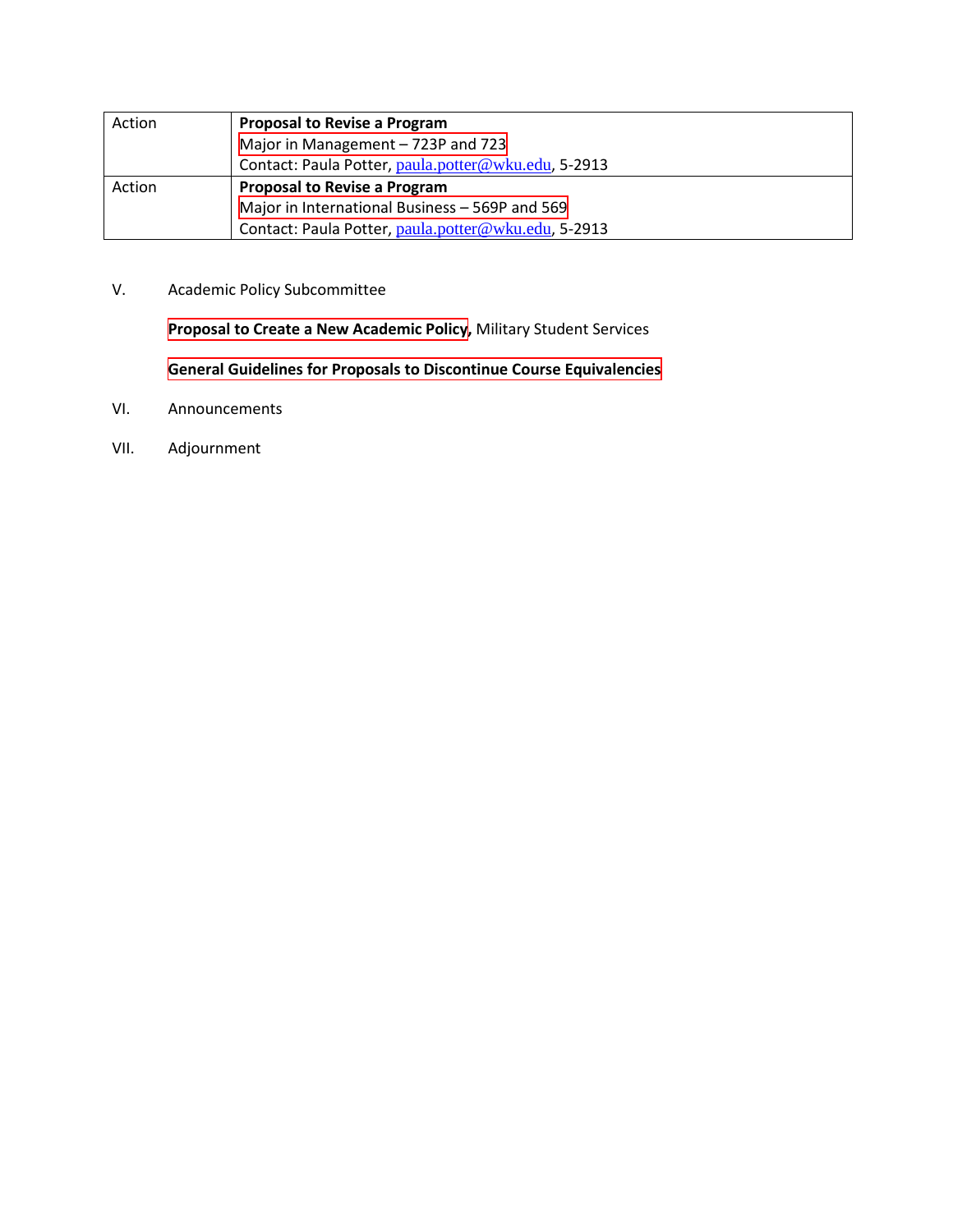| Action | **Proposal to Revise a Program**<br>Major in Management – 723P and 723<br>Contact: Paula Potter, paula.potter@wku.edu, 5-2913 |
|---|---|
| Action | **Proposal to Revise a Program**<br>Major in International Business – 569P and 569<br>Contact: Paula Potter, paula.potter@wku.edu, 5-2913 |

V. Academic Policy Subcommittee

**Proposal to Create a New Academic Policy**, Military Student Services

**General Guidelines for Proposals to Discontinue Course Equivalencies**

VI. Announcements

VII. Adjournment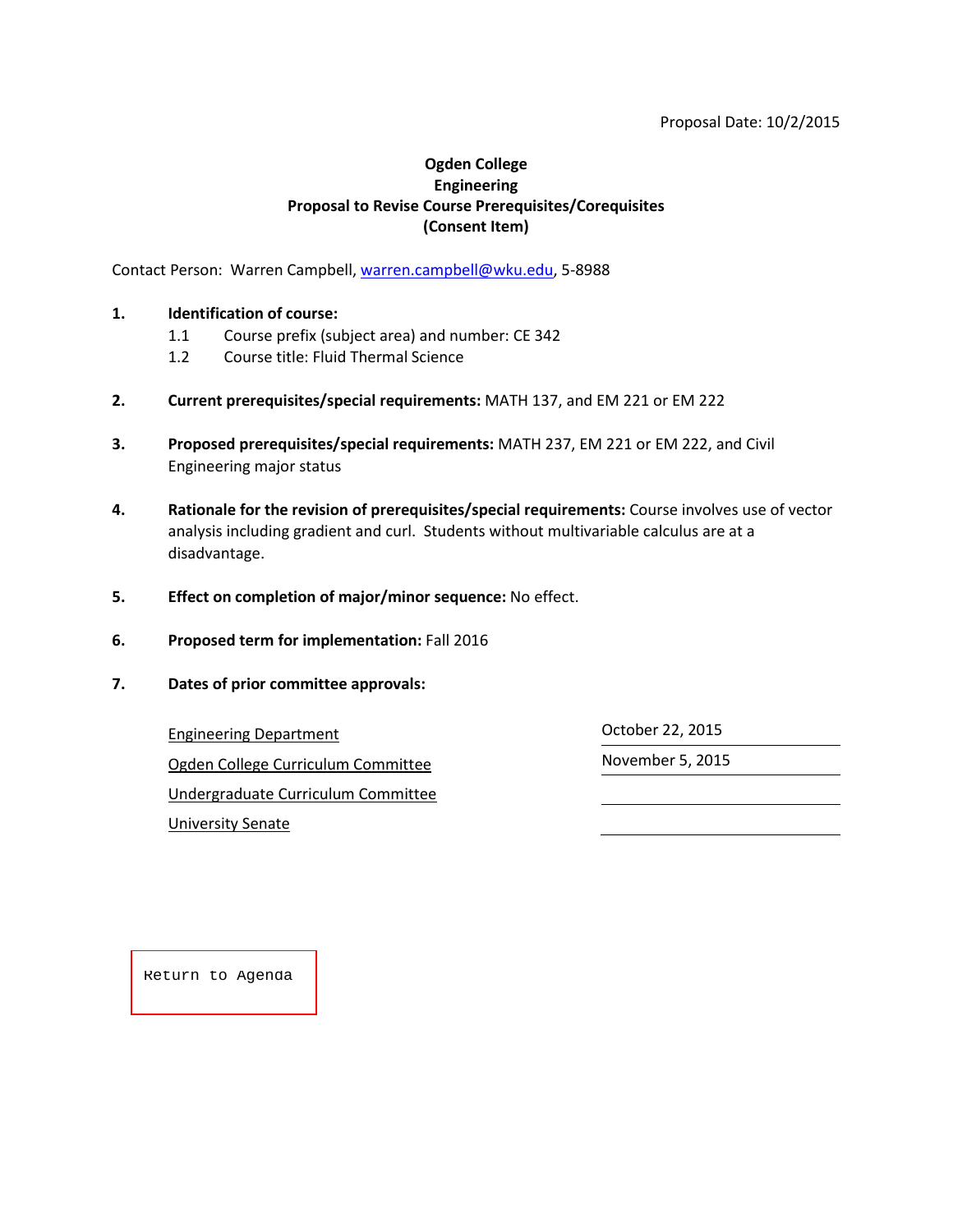Proposal Date: 10/2/2015

**Ogden College**
**Engineering**
**Proposal to Revise Course Prerequisites/Corequisites**
**(Consent Item)**

Contact Person: Warren Campbell, warren.campbell@wku.edu, 5-8988

1. **Identification of course:**
   - 1.1 Course prefix (subject area) and number: CE 342
   - 1.2 Course title: Fluid Thermal Science

2. **Current prerequisites/special requirements:** MATH 137, and EM 221 or EM 222

3. **Proposed prerequisites/special requirements:** MATH 237, EM 221 or EM 222, and Civil Engineering major status

4. **Rationale for the revision of prerequisites/special requirements:** Course involves use of vector analysis including gradient and curl. Students without multivariable calculus are at a disadvantage.

5. **Effect on completion of major/minor sequence:** No effect.

6. **Proposed term for implementation:** Fall 2016

7. **Dates of prior committee approvals:**

| | |
|---|---|
| Engineering Department | October 22, 2015 |
| Ogden College Curriculum Committee | November 5, 2015 |
| Undergraduate Curriculum Committee | |
| University Senate | |

Return to Agenda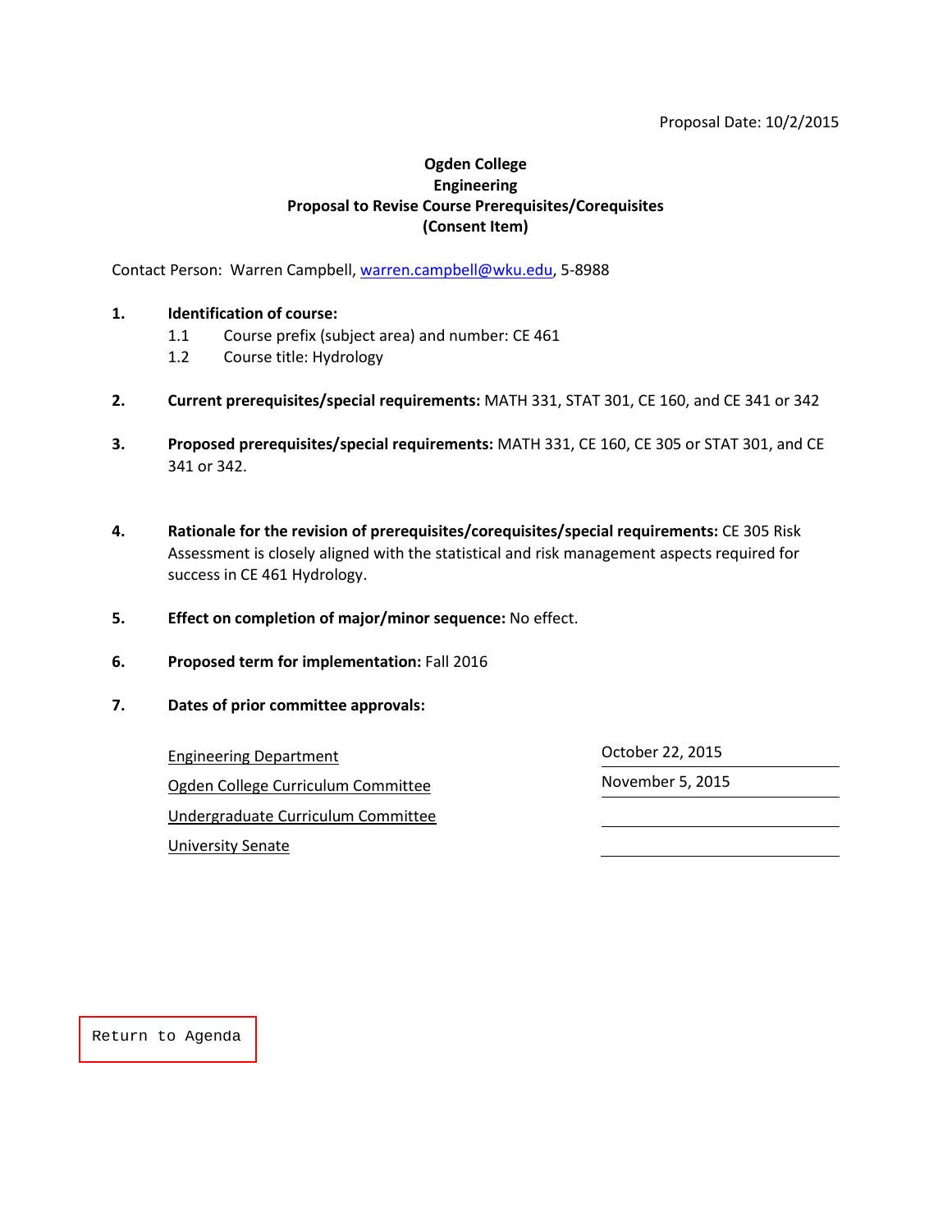Proposal Date: 10/2/2015

**Ogden College**
**Engineering**
**Proposal to Revise Course Prerequisites/Corequisites**
**(Consent Item)**

Contact Person: Warren Campbell, warren.campbell@wku.edu, 5-8988

1. **Identification of course:**
   - 1.1 Course prefix (subject area) and number: CE 461
   - 1.2 Course title: Hydrology

2. **Current prerequisites/special requirements:** MATH 331, STAT 301, CE 160, and CE 341 or 342

3. **Proposed prerequisites/special requirements:** MATH 331, CE 160, CE 305 or STAT 301, and CE 341 or 342.

4. **Rationale for the revision of prerequisites/corequisites/special requirements:** CE 305 Risk Assessment is closely aligned with the statistical and risk management aspects required for success in CE 461 Hydrology.

5. **Effect on completion of major/minor sequence:** No effect.

6. **Proposed term for implementation:** Fall 2016

7. **Dates of prior committee approvals:**

| Committee | Date |
|---|---|
| Engineering Department | October 22, 2015 |
| Ogden College Curriculum Committee | November 5, 2015 |
| Undergraduate Curriculum Committee | |
| University Senate | |

Return to Agenda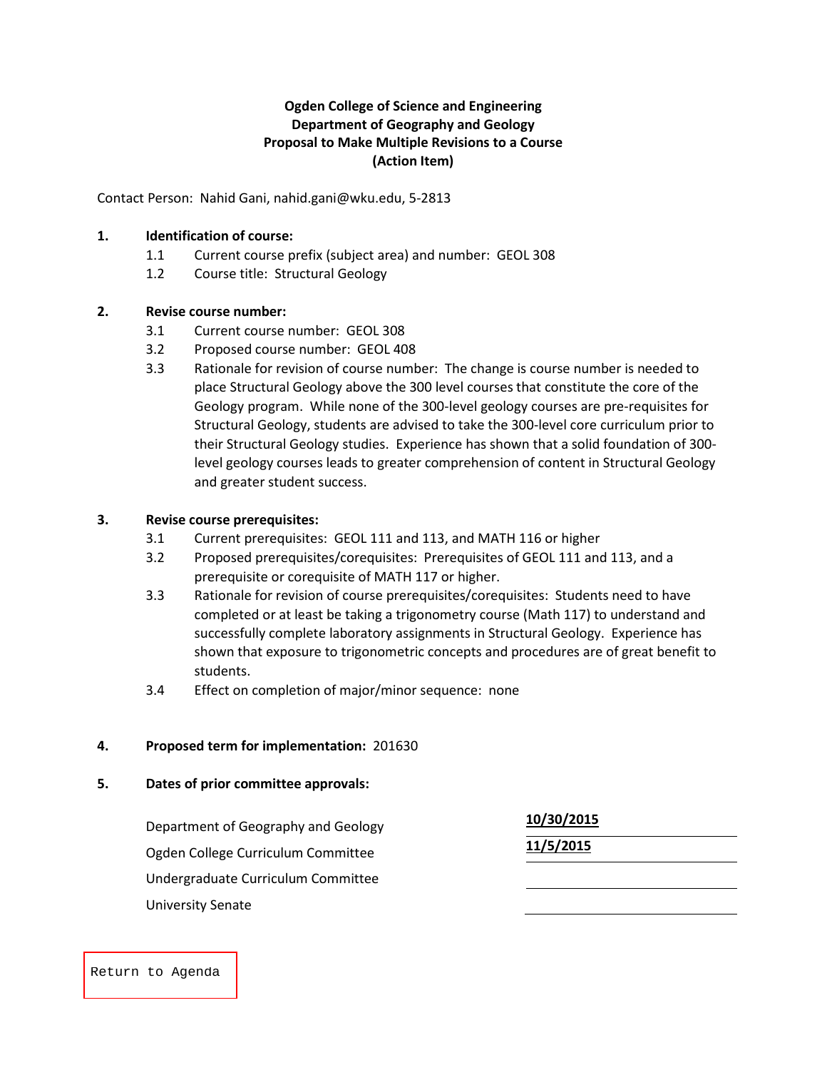**Ogden College of Science and Engineering**
**Department of Geography and Geology**
**Proposal to Make Multiple Revisions to a Course**
**(Action Item)**

Contact Person: Nahid Gani, nahid.gani@wku.edu, 5-2813

**1. Identification of course:**

- 1.1 Current course prefix (subject area) and number: GEOL 308
- 1.2 Course title: Structural Geology

**2. Revise course number:**

- 3.1 Current course number: GEOL 308
- 3.2 Proposed course number: GEOL 408
- 3.3 Rationale for revision of course number: The change is course number is needed to place Structural Geology above the 300 level courses that constitute the core of the Geology program. While none of the 300-level geology courses are pre-requisites for Structural Geology, students are advised to take the 300-level core curriculum prior to their Structural Geology studies. Experience has shown that a solid foundation of 300-level geology courses leads to greater comprehension of content in Structural Geology and greater student success.

**3. Revise course prerequisites:**

- 3.1 Current prerequisites: GEOL 111 and 113, and MATH 116 or higher
- 3.2 Proposed prerequisites/corequisites: Prerequisites of GEOL 111 and 113, and a prerequisite or corequisite of MATH 117 or higher.
- 3.3 Rationale for revision of course prerequisites/corequisites: Students need to have completed or at least be taking a trigonometry course (Math 117) to understand and successfully complete laboratory assignments in Structural Geology. Experience has shown that exposure to trigonometric concepts and procedures are of great benefit to students.
- 3.4 Effect on completion of major/minor sequence: none

**4. Proposed term for implementation:** 201630

**5. Dates of prior committee approvals:**

| | |
|---|---|
| Department of Geography and Geology | **10/30/2015** |
| Ogden College Curriculum Committee | **11/5/2015** |
| Undergraduate Curriculum Committee | |
| University Senate | |

Return to Agenda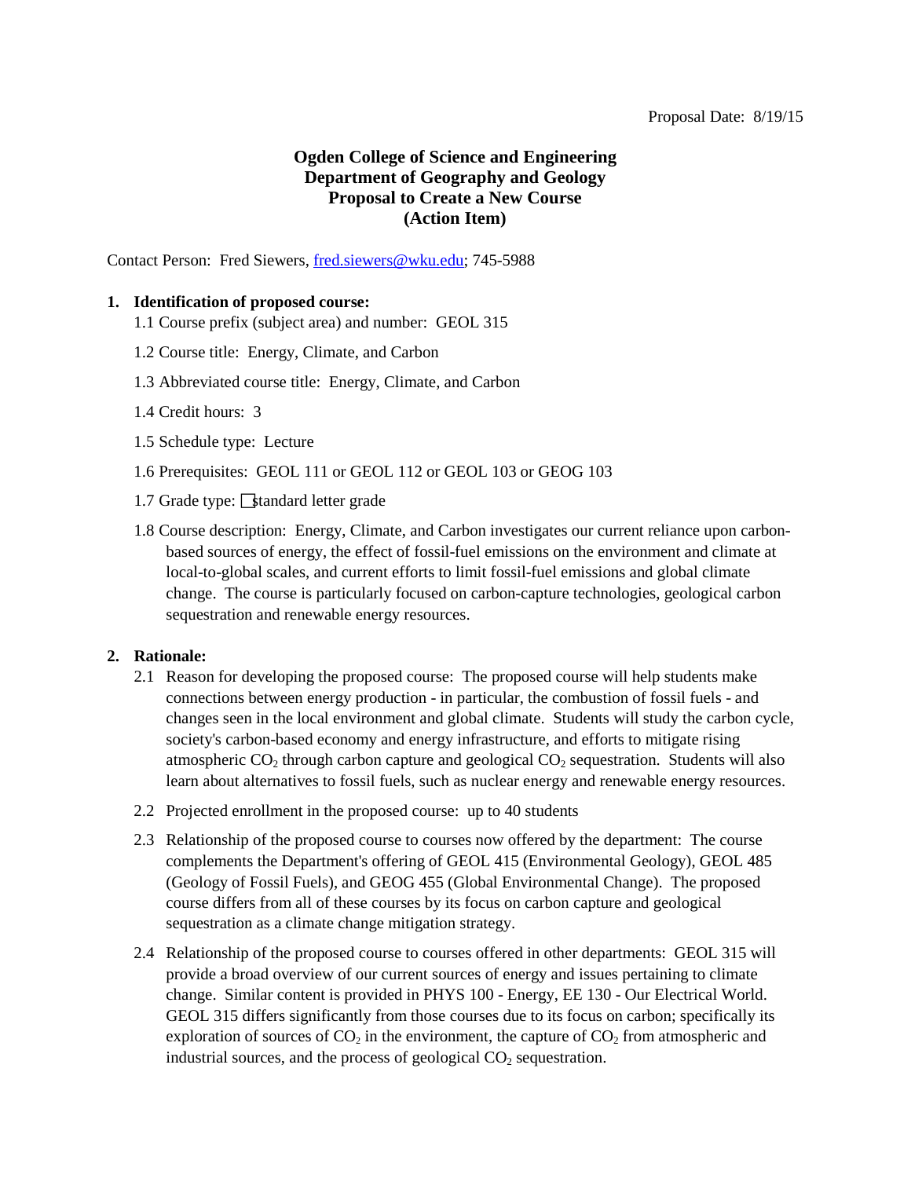Proposal Date: 8/19/15

**Ogden College of Science and Engineering**
**Department of Geography and Geology**
**Proposal to Create a New Course**
**(Action Item)**

Contact Person: Fred Siewers, fred.siewers@wku.edu; 745-5988

1. **Identification of proposed course:**
   - 1.1 Course prefix (subject area) and number: GEOL 315
   - 1.2 Course title: Energy, Climate, and Carbon
   - 1.3 Abbreviated course title: Energy, Climate, and Carbon
   - 1.4 Credit hours: 3
   - 1.5 Schedule type: Lecture
   - 1.6 Prerequisites: GEOL 111 or GEOL 112 or GEOL 103 or GEOG 103
   - 1.7 Grade type: ☐ standard letter grade
   - 1.8 Course description: Energy, Climate, and Carbon investigates our current reliance upon carbon-based sources of energy, the effect of fossil-fuel emissions on the environment and climate at local-to-global scales, and current efforts to limit fossil-fuel emissions and global climate change. The course is particularly focused on carbon-capture technologies, geological carbon sequestration and renewable energy resources.

2. **Rationale:**
   - 2.1 Reason for developing the proposed course: The proposed course will help students make connections between energy production - in particular, the combustion of fossil fuels - and changes seen in the local environment and global climate. Students will study the carbon cycle, society's carbon-based economy and energy infrastructure, and efforts to mitigate rising atmospheric $CO_2$ through carbon capture and geological $CO_2$ sequestration. Students will also learn about alternatives to fossil fuels, such as nuclear energy and renewable energy resources.
   - 2.2 Projected enrollment in the proposed course: up to 40 students
   - 2.3 Relationship of the proposed course to courses now offered by the department: The course complements the Department's offering of GEOL 415 (Environmental Geology), GEOL 485 (Geology of Fossil Fuels), and GEOG 455 (Global Environmental Change). The proposed course differs from all of these courses by its focus on carbon capture and geological sequestration as a climate change mitigation strategy.
   - 2.4 Relationship of the proposed course to courses offered in other departments: GEOL 315 will provide a broad overview of our current sources of energy and issues pertaining to climate change. Similar content is provided in PHYS 100 - Energy, EE 130 - Our Electrical World. GEOL 315 differs significantly from those courses due to its focus on carbon; specifically its exploration of sources of $CO_2$ in the environment, the capture of $CO_2$ from atmospheric and industrial sources, and the process of geological $CO_2$ sequestration.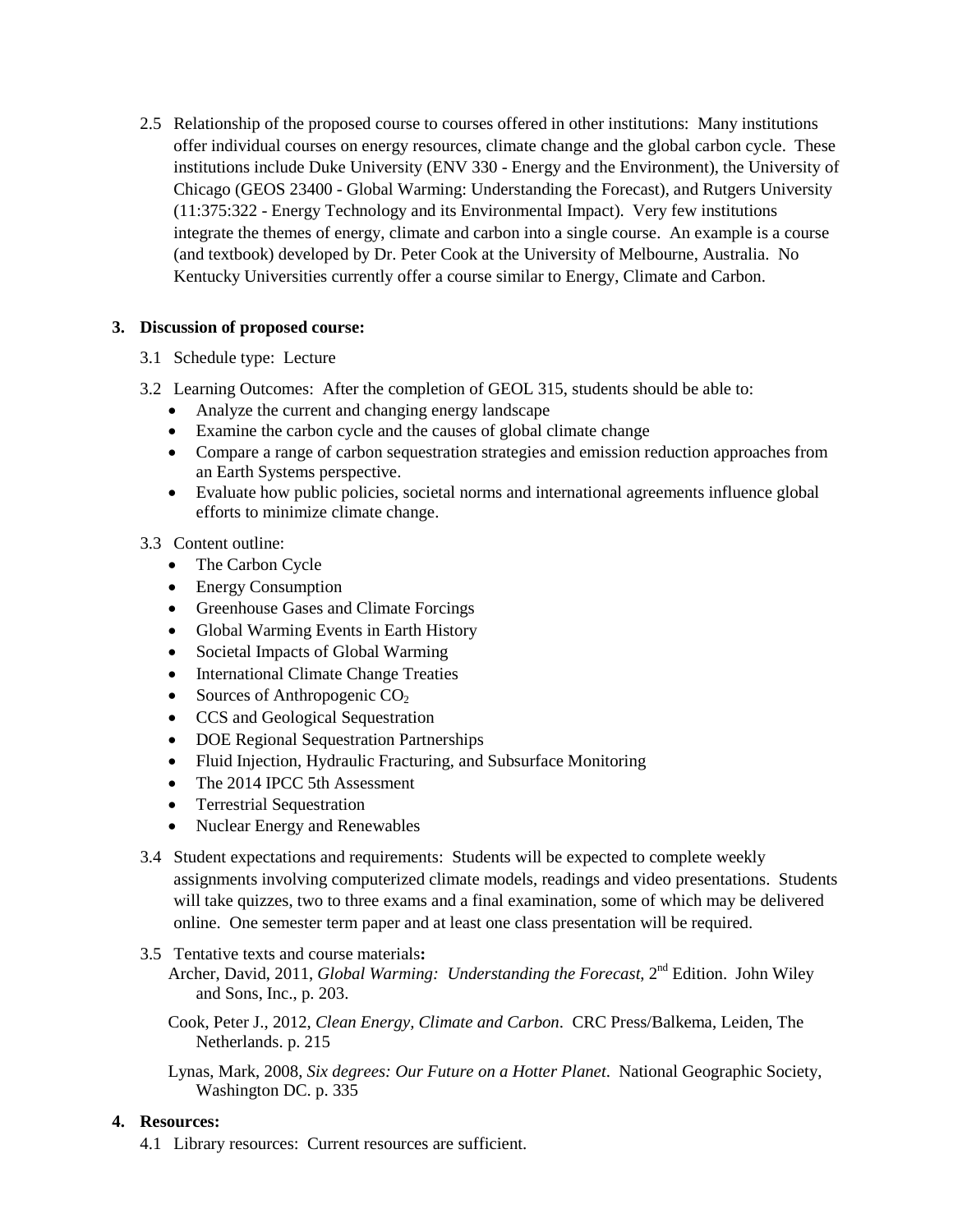2.5 Relationship of the proposed course to courses offered in other institutions: Many institutions offer individual courses on energy resources, climate change and the global carbon cycle. These institutions include Duke University (ENV 330 - Energy and the Environment), the University of Chicago (GEOS 23400 - Global Warming: Understanding the Forecast), and Rutgers University (11:375:322 - Energy Technology and its Environmental Impact). Very few institutions integrate the themes of energy, climate and carbon into a single course. An example is a course (and textbook) developed by Dr. Peter Cook at the University of Melbourne, Australia. No Kentucky Universities currently offer a course similar to Energy, Climate and Carbon.

**3. Discussion of proposed course:**

3.1 Schedule type: Lecture

3.2 Learning Outcomes: After the completion of GEOL 315, students should be able to:

- Analyze the current and changing energy landscape
- Examine the carbon cycle and the causes of global climate change
- Compare a range of carbon sequestration strategies and emission reduction approaches from an Earth Systems perspective.
- Evaluate how public policies, societal norms and international agreements influence global efforts to minimize climate change.

3.3 Content outline:

- The Carbon Cycle
- Energy Consumption
- Greenhouse Gases and Climate Forcings
- Global Warming Events in Earth History
- Societal Impacts of Global Warming
- International Climate Change Treaties
- Sources of Anthropogenic $CO_2$
- CCS and Geological Sequestration
- DOE Regional Sequestration Partnerships
- Fluid Injection, Hydraulic Fracturing, and Subsurface Monitoring
- The 2014 IPCC 5th Assessment
- Terrestrial Sequestration
- Nuclear Energy and Renewables

3.4 Student expectations and requirements: Students will be expected to complete weekly assignments involving computerized climate models, readings and video presentations. Students will take quizzes, two to three exams and a final examination, some of which may be delivered online. One semester term paper and at least one class presentation will be required.

3.5 Tentative texts and course materials**:**

Archer, David, 2011, *Global Warming: Understanding the Forecast*, 2nd Edition. John Wiley and Sons, Inc., p. 203.

Cook, Peter J., 2012, *Clean Energy, Climate and Carbon*. CRC Press/Balkema, Leiden, The Netherlands. p. 215

Lynas, Mark, 2008, *Six degrees: Our Future on a Hotter Planet*. National Geographic Society, Washington DC. p. 335

**4. Resources:**

4.1 Library resources: Current resources are sufficient.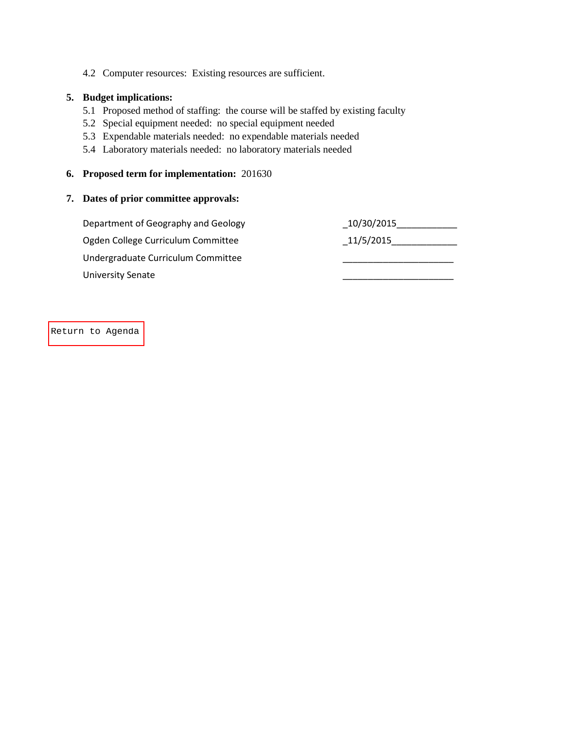4.2 Computer resources: Existing resources are sufficient.

**5. Budget implications:**

5.1 Proposed method of staffing: the course will be staffed by existing faculty
5.2 Special equipment needed: no special equipment needed
5.3 Expendable materials needed: no expendable materials needed
5.4 Laboratory materials needed: no laboratory materials needed

**6. Proposed term for implementation:** 201630

**7. Dates of prior committee approvals:**

| | |
|---|---|
| Department of Geography and Geology | _10/30/2015___________ |
| Ogden College Curriculum Committee | _11/5/2015____________ |
| Undergraduate Curriculum Committee | ______________________ |
| University Senate | ______________________ |

Return to Agenda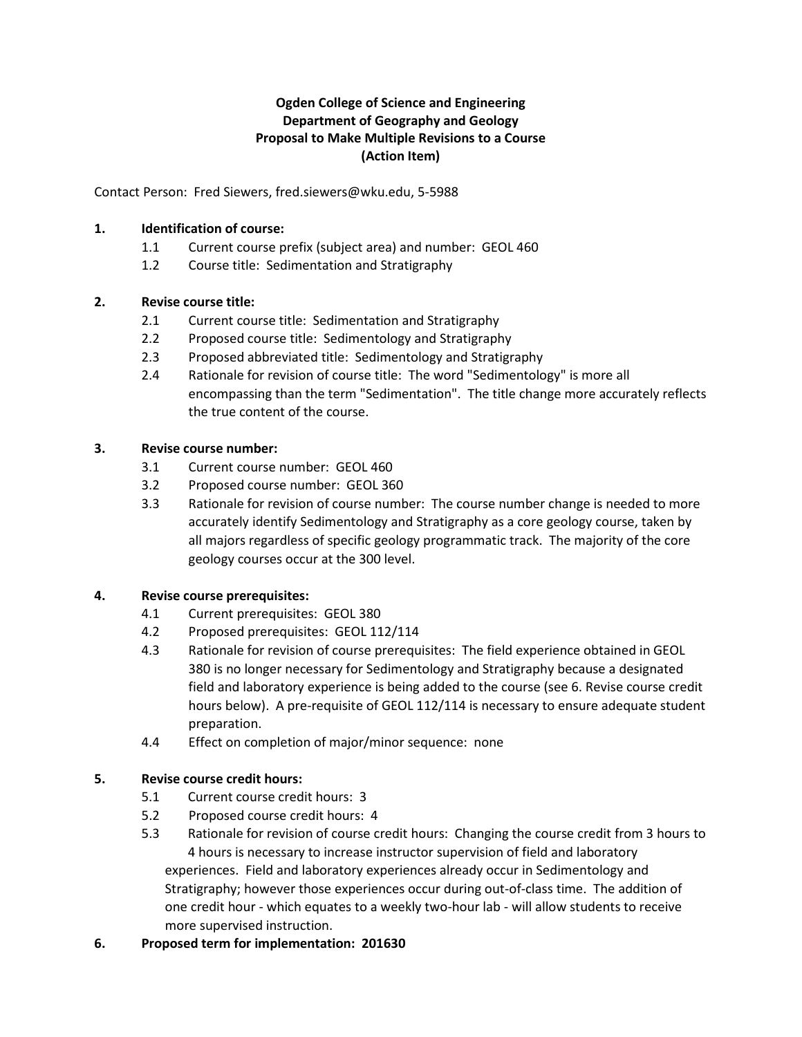**Ogden College of Science and Engineering**
**Department of Geography and Geology**
**Proposal to Make Multiple Revisions to a Course**
**(Action Item)**

Contact Person: Fred Siewers, fred.siewers@wku.edu, 5-5988

**1. Identification of course:**

1.1 Current course prefix (subject area) and number: GEOL 460

1.2 Course title: Sedimentation and Stratigraphy

**2. Revise course title:**

2.1 Current course title: Sedimentation and Stratigraphy

2.2 Proposed course title: Sedimentology and Stratigraphy

2.3 Proposed abbreviated title: Sedimentology and Stratigraphy

2.4 Rationale for revision of course title: The word "Sedimentology" is more all encompassing than the term "Sedimentation". The title change more accurately reflects the true content of the course.

**3. Revise course number:**

3.1 Current course number: GEOL 460

3.2 Proposed course number: GEOL 360

3.3 Rationale for revision of course number: The course number change is needed to more accurately identify Sedimentology and Stratigraphy as a core geology course, taken by all majors regardless of specific geology programmatic track. The majority of the core geology courses occur at the 300 level.

**4. Revise course prerequisites:**

4.1 Current prerequisites: GEOL 380

4.2 Proposed prerequisites: GEOL 112/114

4.3 Rationale for revision of course prerequisites: The field experience obtained in GEOL 380 is no longer necessary for Sedimentology and Stratigraphy because a designated field and laboratory experience is being added to the course (see 6. Revise course credit hours below). A pre-requisite of GEOL 112/114 is necessary to ensure adequate student preparation.

4.4 Effect on completion of major/minor sequence: none

**5. Revise course credit hours:**

5.1 Current course credit hours: 3

5.2 Proposed course credit hours: 4

5.3 Rationale for revision of course credit hours: Changing the course credit from 3 hours to 4 hours is necessary to increase instructor supervision of field and laboratory experiences. Field and laboratory experiences already occur in Sedimentology and Stratigraphy; however those experiences occur during out-of-class time. The addition of one credit hour - which equates to a weekly two-hour lab - will allow students to receive more supervised instruction.

**6. Proposed term for implementation: 201630**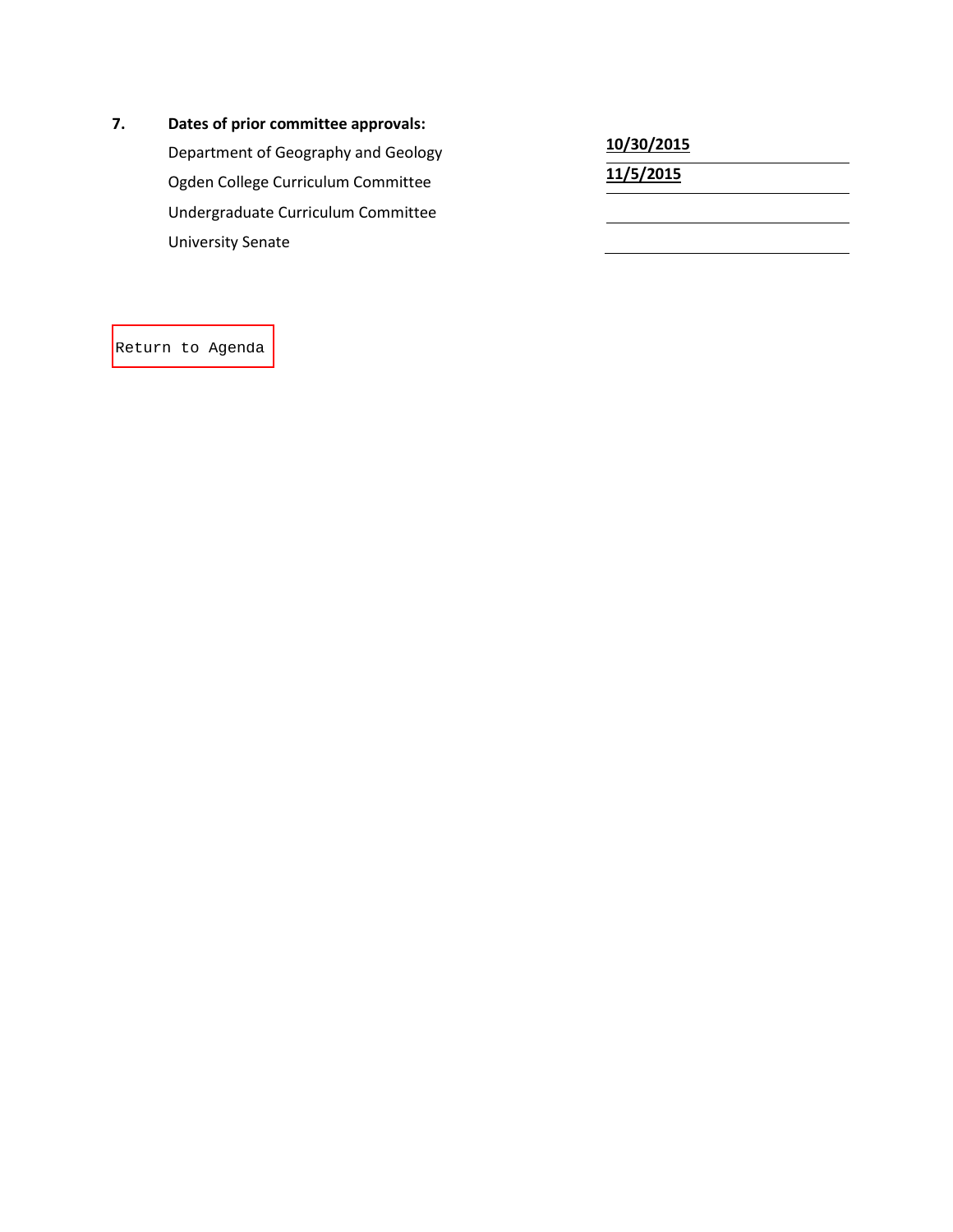**7. Dates of prior committee approvals:**

| | |
|---|---|
| Department of Geography and Geology | **10/30/2015** |
| Ogden College Curriculum Committee | **11/5/2015** |
| Undergraduate Curriculum Committee | |
| University Senate | |

Return to Agenda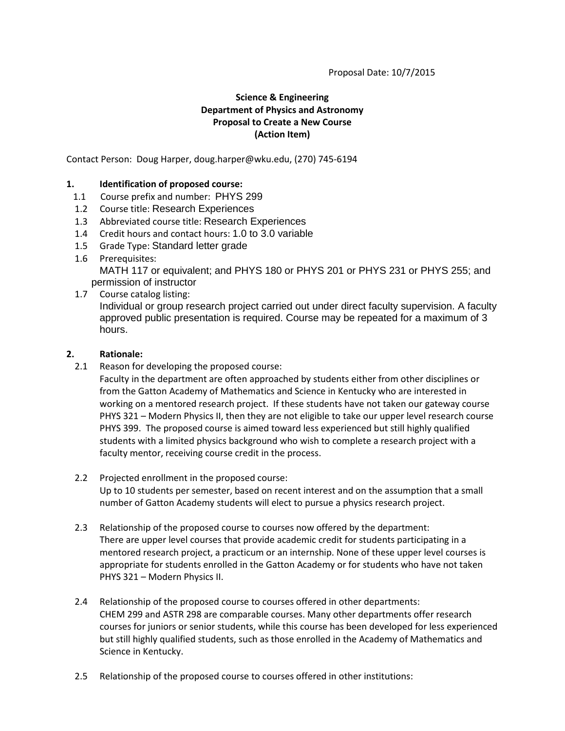Proposal Date: 10/7/2015

**Science & Engineering**
**Department of Physics and Astronomy**
**Proposal to Create a New Course**
**(Action Item)**

Contact Person: Doug Harper, doug.harper@wku.edu, (270) 745-6194

**1. Identification of proposed course:**

1.1 Course prefix and number: PHYS 299

1.2 Course title: Research Experiences

1.3 Abbreviated course title: Research Experiences

1.4 Credit hours and contact hours: 1.0 to 3.0 variable

1.5 Grade Type: Standard letter grade

1.6 Prerequisites:
MATH 117 or equivalent; and PHYS 180 or PHYS 201 or PHYS 231 or PHYS 255; and permission of instructor

1.7 Course catalog listing:
Individual or group research project carried out under direct faculty supervision. A faculty approved public presentation is required. Course may be repeated for a maximum of 3 hours.

**2. Rationale:**

2.1 Reason for developing the proposed course:
Faculty in the department are often approached by students either from other disciplines or from the Gatton Academy of Mathematics and Science in Kentucky who are interested in working on a mentored research project. If these students have not taken our gateway course PHYS 321 – Modern Physics II, then they are not eligible to take our upper level research course PHYS 399. The proposed course is aimed toward less experienced but still highly qualified students with a limited physics background who wish to complete a research project with a faculty mentor, receiving course credit in the process.

2.2 Projected enrollment in the proposed course:
Up to 10 students per semester, based on recent interest and on the assumption that a small number of Gatton Academy students will elect to pursue a physics research project.

2.3 Relationship of the proposed course to courses now offered by the department:
There are upper level courses that provide academic credit for students participating in a mentored research project, a practicum or an internship. None of these upper level courses is appropriate for students enrolled in the Gatton Academy or for students who have not taken PHYS 321 – Modern Physics II.

2.4 Relationship of the proposed course to courses offered in other departments:
CHEM 299 and ASTR 298 are comparable courses. Many other departments offer research courses for juniors or senior students, while this course has been developed for less experienced but still highly qualified students, such as those enrolled in the Academy of Mathematics and Science in Kentucky.

2.5 Relationship of the proposed course to courses offered in other institutions: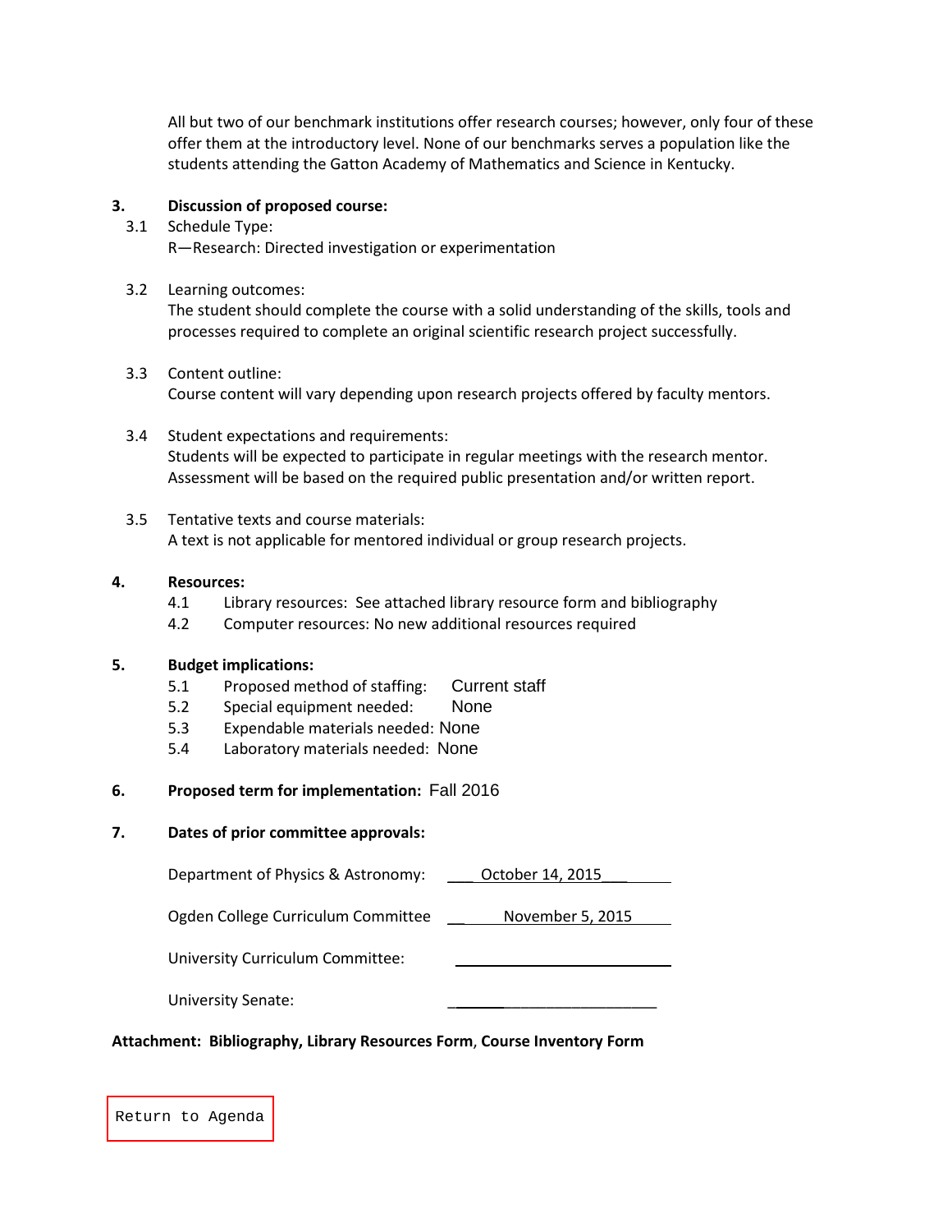All but two of our benchmark institutions offer research courses; however, only four of these offer them at the introductory level. None of our benchmarks serves a population like the students attending the Gatton Academy of Mathematics and Science in Kentucky.

**3. Discussion of proposed course:**

3.1 Schedule Type:
R—Research: Directed investigation or experimentation

3.2 Learning outcomes:
The student should complete the course with a solid understanding of the skills, tools and processes required to complete an original scientific research project successfully.

3.3 Content outline:
Course content will vary depending upon research projects offered by faculty mentors.

3.4 Student expectations and requirements:
Students will be expected to participate in regular meetings with the research mentor. Assessment will be based on the required public presentation and/or written report.

3.5 Tentative texts and course materials:
A text is not applicable for mentored individual or group research projects.

**4. Resources:**

4.1 Library resources: See attached library resource form and bibliography
4.2 Computer resources: No new additional resources required

**5. Budget implications:**

5.1 Proposed method of staffing: Current staff
5.2 Special equipment needed: None
5.3 Expendable materials needed: None
5.4 Laboratory materials needed: None

**6. Proposed term for implementation:** Fall 2016

**7. Dates of prior committee approvals:**

Department of Physics & Astronomy: October 14, 2015

Ogden College Curriculum Committee November 5, 2015

University Curriculum Committee: ____________________

University Senate: ____________________

**Attachment: Bibliography, Library Resources Form**, **Course Inventory Form**

Return to Agenda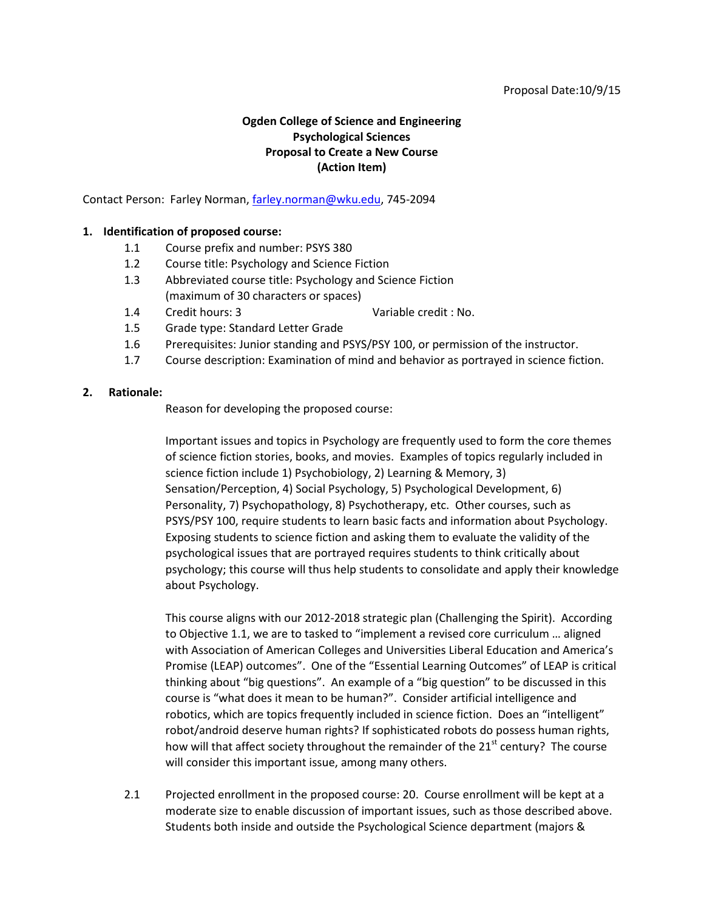Proposal Date:10/9/15

**Ogden College of Science and Engineering**
**Psychological Sciences**
**Proposal to Create a New Course**
**(Action Item)**

Contact Person: Farley Norman, farley.norman@wku.edu, 745-2094

**1. Identification of proposed course:**

1.1 Course prefix and number: PSYS 380

1.2 Course title: Psychology and Science Fiction

1.3 Abbreviated course title: Psychology and Science Fiction (maximum of 30 characters or spaces)

1.4 Credit hours: 3 Variable credit : No.

1.5 Grade type: Standard Letter Grade

1.6 Prerequisites: Junior standing and PSYS/PSY 100, or permission of the instructor.

1.7 Course description: Examination of mind and behavior as portrayed in science fiction.

**2. Rationale:**

Reason for developing the proposed course:

Important issues and topics in Psychology are frequently used to form the core themes of science fiction stories, books, and movies. Examples of topics regularly included in science fiction include 1) Psychobiology, 2) Learning & Memory, 3) Sensation/Perception, 4) Social Psychology, 5) Psychological Development, 6) Personality, 7) Psychopathology, 8) Psychotherapy, etc. Other courses, such as PSYS/PSY 100, require students to learn basic facts and information about Psychology. Exposing students to science fiction and asking them to evaluate the validity of the psychological issues that are portrayed requires students to think critically about psychology; this course will thus help students to consolidate and apply their knowledge about Psychology.

This course aligns with our 2012-2018 strategic plan (Challenging the Spirit). According to Objective 1.1, we are to tasked to "implement a revised core curriculum … aligned with Association of American Colleges and Universities Liberal Education and America's Promise (LEAP) outcomes". One of the "Essential Learning Outcomes" of LEAP is critical thinking about "big questions". An example of a "big question" to be discussed in this course is "what does it mean to be human?". Consider artificial intelligence and robotics, which are topics frequently included in science fiction. Does an "intelligent" robot/android deserve human rights? If sophisticated robots do possess human rights, how will that affect society throughout the remainder of the 21st century? The course will consider this important issue, among many others.

2.1 Projected enrollment in the proposed course: 20. Course enrollment will be kept at a moderate size to enable discussion of important issues, such as those described above. Students both inside and outside the Psychological Science department (majors &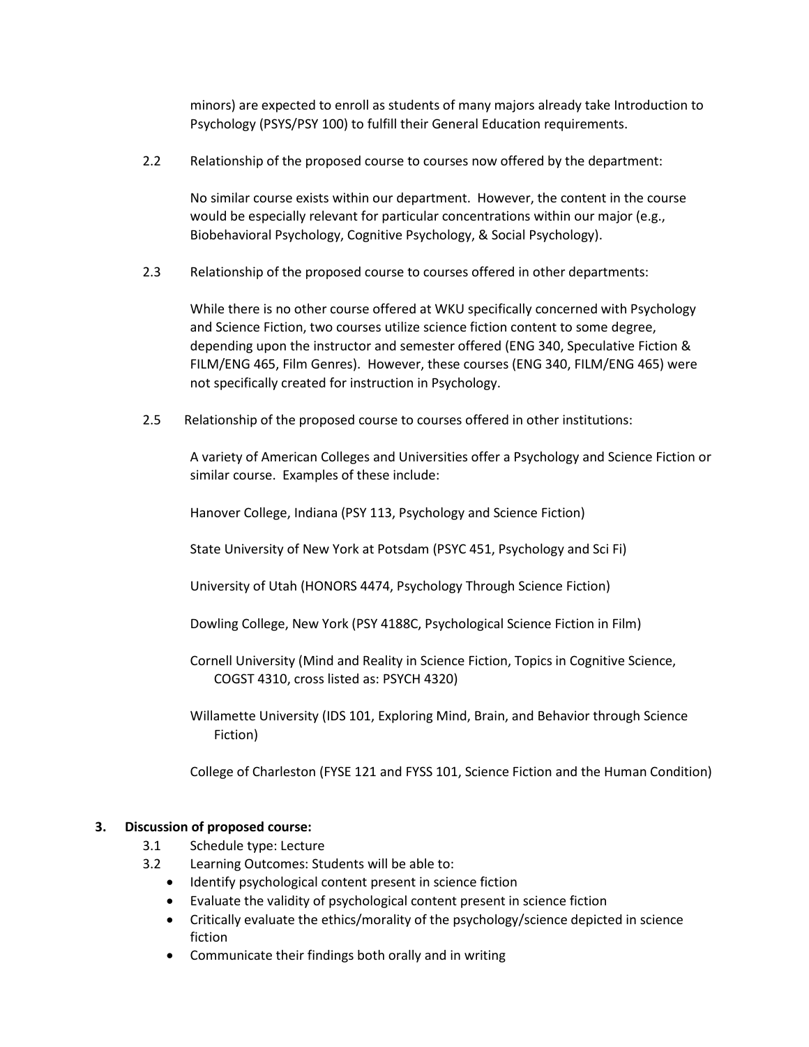minors) are expected to enroll as students of many majors already take Introduction to Psychology (PSYS/PSY 100) to fulfill their General Education requirements.

2.2 Relationship of the proposed course to courses now offered by the department:

No similar course exists within our department. However, the content in the course would be especially relevant for particular concentrations within our major (e.g., Biobehavioral Psychology, Cognitive Psychology, & Social Psychology).

2.3 Relationship of the proposed course to courses offered in other departments:

While there is no other course offered at WKU specifically concerned with Psychology and Science Fiction, two courses utilize science fiction content to some degree, depending upon the instructor and semester offered (ENG 340, Speculative Fiction & FILM/ENG 465, Film Genres). However, these courses (ENG 340, FILM/ENG 465) were not specifically created for instruction in Psychology.

2.5 Relationship of the proposed course to courses offered in other institutions:

A variety of American Colleges and Universities offer a Psychology and Science Fiction or similar course. Examples of these include:

Hanover College, Indiana (PSY 113, Psychology and Science Fiction)

State University of New York at Potsdam (PSYC 451, Psychology and Sci Fi)

University of Utah (HONORS 4474, Psychology Through Science Fiction)

Dowling College, New York (PSY 4188C, Psychological Science Fiction in Film)

Cornell University (Mind and Reality in Science Fiction, Topics in Cognitive Science, COGST 4310, cross listed as: PSYCH 4320)

Willamette University (IDS 101, Exploring Mind, Brain, and Behavior through Science Fiction)

College of Charleston (FYSE 121 and FYSS 101, Science Fiction and the Human Condition)

**3. Discussion of proposed course:**

3.1 Schedule type: Lecture

3.2 Learning Outcomes: Students will be able to:

- Identify psychological content present in science fiction
- Evaluate the validity of psychological content present in science fiction
- Critically evaluate the ethics/morality of the psychology/science depicted in science fiction
- Communicate their findings both orally and in writing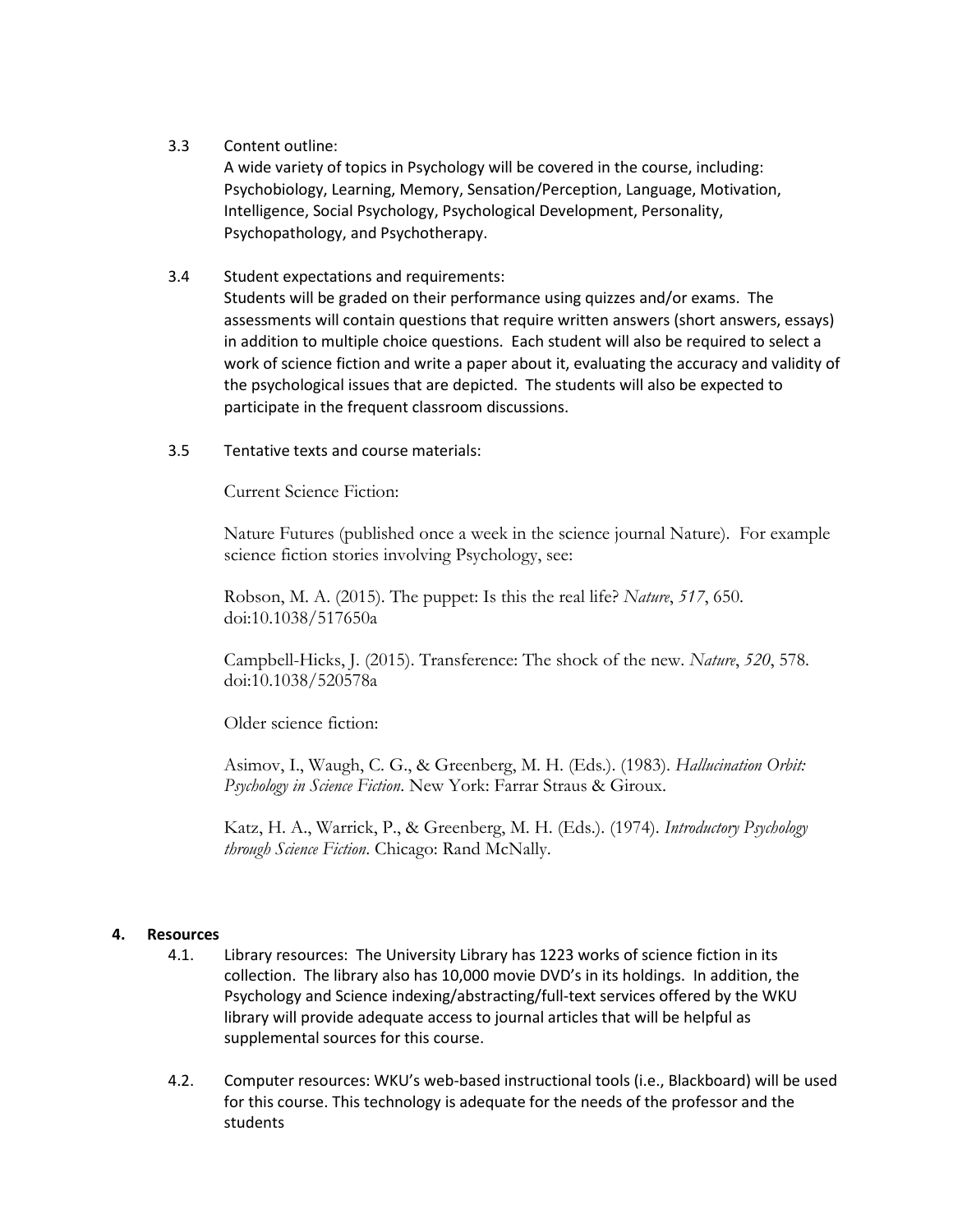3.3 Content outline:

A wide variety of topics in Psychology will be covered in the course, including: Psychobiology, Learning, Memory, Sensation/Perception, Language, Motivation, Intelligence, Social Psychology, Psychological Development, Personality, Psychopathology, and Psychotherapy.

3.4 Student expectations and requirements:

Students will be graded on their performance using quizzes and/or exams. The assessments will contain questions that require written answers (short answers, essays) in addition to multiple choice questions. Each student will also be required to select a work of science fiction and write a paper about it, evaluating the accuracy and validity of the psychological issues that are depicted. The students will also be expected to participate in the frequent classroom discussions.

3.5 Tentative texts and course materials:

Current Science Fiction:

Nature Futures (published once a week in the science journal Nature). For example science fiction stories involving Psychology, see:

Robson, M. A. (2015). The puppet: Is this the real life? *Nature*, *517*, 650. doi:10.1038/517650a

Campbell-Hicks, J. (2015). Transference: The shock of the new. *Nature*, *520*, 578. doi:10.1038/520578a

Older science fiction:

Asimov, I., Waugh, C. G., & Greenberg, M. H. (Eds.). (1983). *Hallucination Orbit: Psychology in Science Fiction*. New York: Farrar Straus & Giroux.

Katz, H. A., Warrick, P., & Greenberg, M. H. (Eds.). (1974). *Introductory Psychology through Science Fiction*. Chicago: Rand McNally.

## 4. Resources

4.1. Library resources: The University Library has 1223 works of science fiction in its collection. The library also has 10,000 movie DVD's in its holdings. In addition, the Psychology and Science indexing/abstracting/full-text services offered by the WKU library will provide adequate access to journal articles that will be helpful as supplemental sources for this course.

4.2. Computer resources: WKU's web-based instructional tools (i.e., Blackboard) will be used for this course. This technology is adequate for the needs of the professor and the students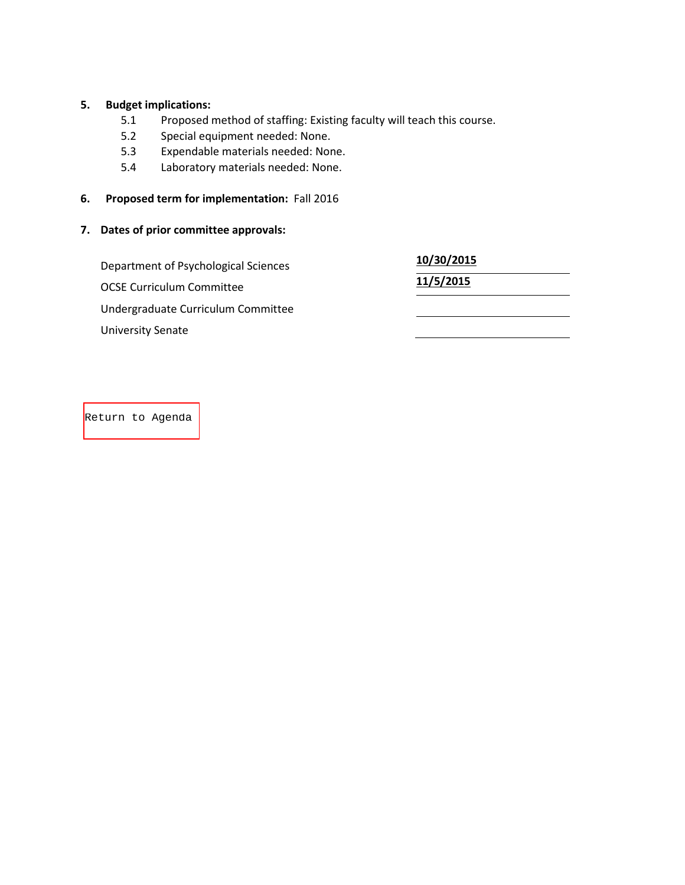**5. Budget implications:**

5.1 Proposed method of staffing: Existing faculty will teach this course.

5.2 Special equipment needed: None.

5.3 Expendable materials needed: None.

5.4 Laboratory materials needed: None.

**6. Proposed term for implementation:** Fall 2016

**7. Dates of prior committee approvals:**

| | |
|---|---|
| Department of Psychological Sciences | **10/30/2015** |
| OCSE Curriculum Committee | **11/5/2015** |
| Undergraduate Curriculum Committee | |
| University Senate | |

Return to Agenda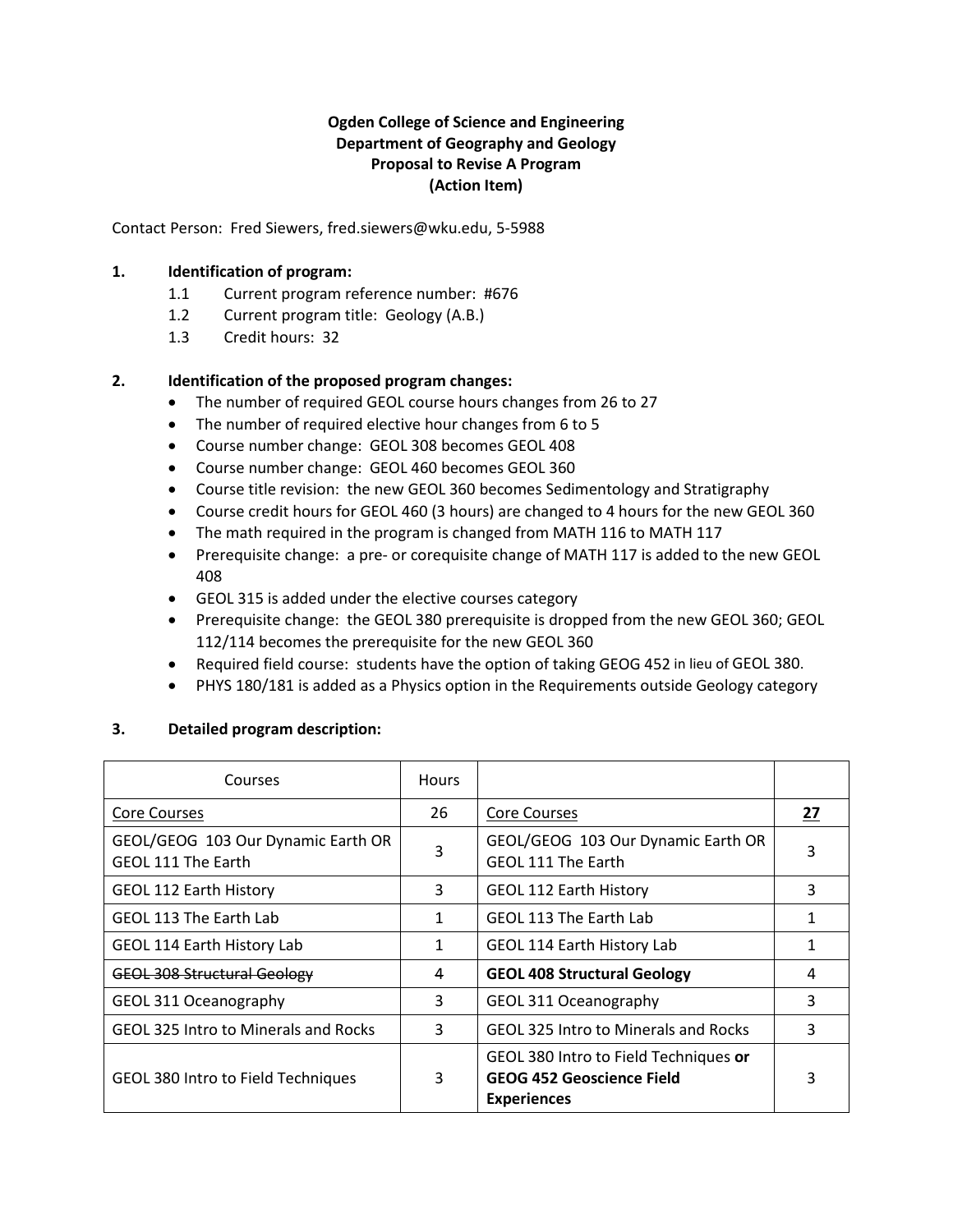**Ogden College of Science and Engineering**
**Department of Geography and Geology**
**Proposal to Revise A Program**
**(Action Item)**

Contact Person: Fred Siewers, fred.siewers@wku.edu, 5-5988

**1. Identification of program:**

1.1 Current program reference number: #676
1.2 Current program title: Geology (A.B.)
1.3 Credit hours: 32

**2. Identification of the proposed program changes:**

- The number of required GEOL course hours changes from 26 to 27
- The number of required elective hour changes from 6 to 5
- Course number change: GEOL 308 becomes GEOL 408
- Course number change: GEOL 460 becomes GEOL 360
- Course title revision: the new GEOL 360 becomes Sedimentology and Stratigraphy
- Course credit hours for GEOL 460 (3 hours) are changed to 4 hours for the new GEOL 360
- The math required in the program is changed from MATH 116 to MATH 117
- Prerequisite change: a pre- or corequisite change of MATH 117 is added to the new GEOL 408
- GEOL 315 is added under the elective courses category
- Prerequisite change: the GEOL 380 prerequisite is dropped from the new GEOL 360; GEOL 112/114 becomes the prerequisite for the new GEOL 360
- Required field course: students have the option of taking GEOG 452 in lieu of GEOL 380.
- PHYS 180/181 is added as a Physics option in the Requirements outside Geology category

**3. Detailed program description:**

| Courses | Hours | | |
|---|---|---|---|
| <u>Core Courses</u> | 26 | <u>Core Courses</u> | **<u>27</u>** |
| GEOL/GEOG 103 Our Dynamic Earth OR GEOL 111 The Earth | 3 | GEOL/GEOG 103 Our Dynamic Earth OR GEOL 111 The Earth | 3 |
| GEOL 112 Earth History | 3 | GEOL 112 Earth History | 3 |
| GEOL 113 The Earth Lab | 1 | GEOL 113 The Earth Lab | 1 |
| GEOL 114 Earth History Lab | 1 | GEOL 114 Earth History Lab | 1 |
| ~~GEOL 308 Structural Geology~~ | 4 | **GEOL 408 Structural Geology** | 4 |
| GEOL 311 Oceanography | 3 | GEOL 311 Oceanography | 3 |
| GEOL 325 Intro to Minerals and Rocks | 3 | GEOL 325 Intro to Minerals and Rocks | 3 |
| GEOL 380 Intro to Field Techniques | 3 | GEOL 380 Intro to Field Techniques **or GEOG 452 Geoscience Field Experiences** | 3 |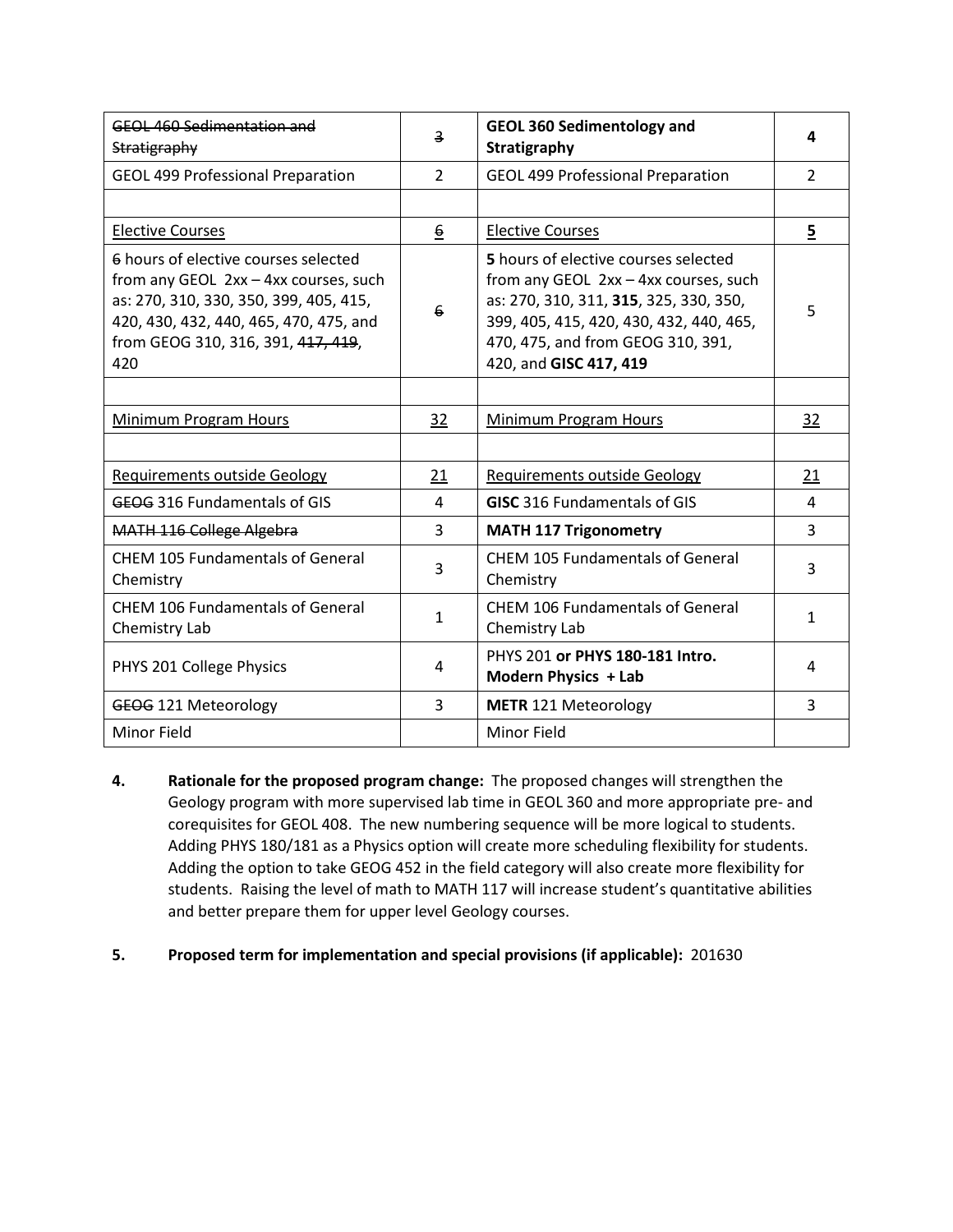| ~~GEOL 460 Sedimentation and Stratigraphy~~ | ~~3~~ | **GEOL 360 Sedimentology and Stratigraphy** | **4** |
|---|---|---|---|
| GEOL 499 Professional Preparation | 2 | GEOL 499 Professional Preparation | 2 |
| | | | |
| Elective Courses | ~~6~~ | Elective Courses | **5** |
| ~~6~~ hours of elective courses selected from any GEOL 2xx – 4xx courses, such as: 270, 310, 330, 350, 399, 405, 415, 420, 430, 432, 440, 465, 470, 475, and from GEOG 310, 316, 391, ~~417, 419~~, 420 | ~~6~~ | **5** hours of elective courses selected from any GEOL 2xx – 4xx courses, such as: 270, 310, 311, **315**, 325, 330, 350, 399, 405, 415, 420, 430, 432, 440, 465, 470, 475, and from GEOG 310, 391, 420, and **GISC 417, 419** | 5 |
| | | | |
| Minimum Program Hours | 32 | Minimum Program Hours | 32 |
| | | | |
| Requirements outside Geology | 21 | Requirements outside Geology | 21 |
| ~~GEOG~~ 316 Fundamentals of GIS | 4 | **GISC** 316 Fundamentals of GIS | 4 |
| ~~MATH 116 College Algebra~~ | 3 | **MATH 117 Trigonometry** | 3 |
| CHEM 105 Fundamentals of General Chemistry | 3 | CHEM 105 Fundamentals of General Chemistry | 3 |
| CHEM 106 Fundamentals of General Chemistry Lab | 1 | CHEM 106 Fundamentals of General Chemistry Lab | 1 |
| PHYS 201 College Physics | 4 | PHYS 201 **or PHYS 180-181 Intro. Modern Physics + Lab** | 4 |
| ~~GEOG~~ 121 Meteorology | 3 | **METR** 121 Meteorology | 3 |
| Minor Field | | Minor Field | |

4. **Rationale for the proposed program change:** The proposed changes will strengthen the Geology program with more supervised lab time in GEOL 360 and more appropriate pre- and corequisites for GEOL 408. The new numbering sequence will be more logical to students. Adding PHYS 180/181 as a Physics option will create more scheduling flexibility for students. Adding the option to take GEOG 452 in the field category will also create more flexibility for students. Raising the level of math to MATH 117 will increase student's quantitative abilities and better prepare them for upper level Geology courses.

5. **Proposed term for implementation and special provisions (if applicable):** 201630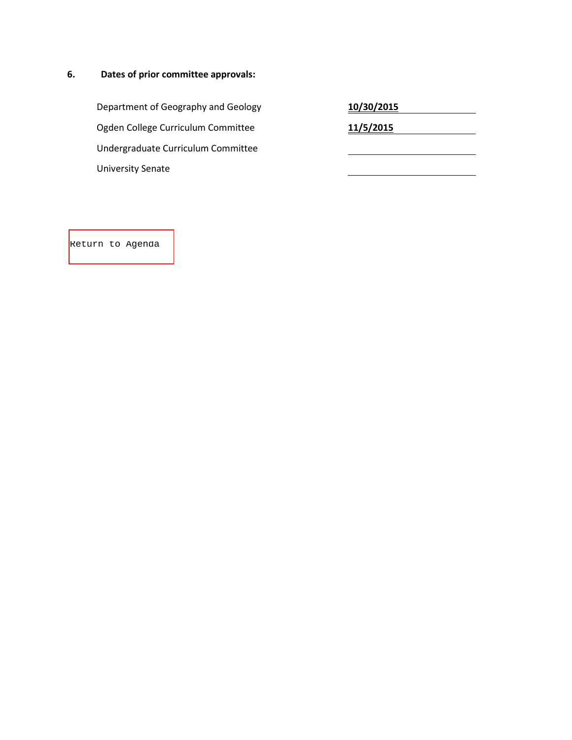**6. Dates of prior committee approvals:**

| | |
|---|---|
| Department of Geography and Geology | **10/30/2015** |
| Ogden College Curriculum Committee | **11/5/2015** |
| Undergraduate Curriculum Committee | |
| University Senate | |

Return to Agenda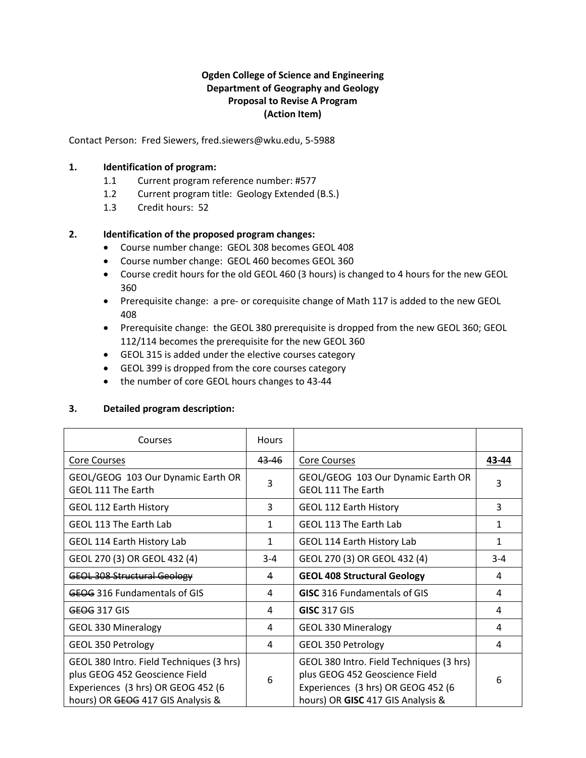**Ogden College of Science and Engineering**
**Department of Geography and Geology**
**Proposal to Revise A Program**
**(Action Item)**

Contact Person: Fred Siewers, fred.siewers@wku.edu, 5-5988

**1. Identification of program:**

1.1 Current program reference number: #577
1.2 Current program title: Geology Extended (B.S.)
1.3 Credit hours: 52

**2. Identification of the proposed program changes:**

- Course number change: GEOL 308 becomes GEOL 408
- Course number change: GEOL 460 becomes GEOL 360
- Course credit hours for the old GEOL 460 (3 hours) is changed to 4 hours for the new GEOL 360
- Prerequisite change: a pre- or corequisite change of Math 117 is added to the new GEOL 408
- Prerequisite change: the GEOL 380 prerequisite is dropped from the new GEOL 360; GEOL 112/114 becomes the prerequisite for the new GEOL 360
- GEOL 315 is added under the elective courses category
- GEOL 399 is dropped from the core courses category
- the number of core GEOL hours changes to 43-44

**3. Detailed program description:**

| Courses | Hours | | |
|---|---|---|---|
| Core Courses | ~~43-46~~ | Core Courses | **43-44** |
| GEOL/GEOG 103 Our Dynamic Earth OR GEOL 111 The Earth | 3 | GEOL/GEOG 103 Our Dynamic Earth OR GEOL 111 The Earth | 3 |
| GEOL 112 Earth History | 3 | GEOL 112 Earth History | 3 |
| GEOL 113 The Earth Lab | 1 | GEOL 113 The Earth Lab | 1 |
| GEOL 114 Earth History Lab | 1 | GEOL 114 Earth History Lab | 1 |
| GEOL 270 (3) OR GEOL 432 (4) | 3-4 | GEOL 270 (3) OR GEOL 432 (4) | 3-4 |
| ~~GEOL 308 Structural Geology~~ | 4 | **GEOL 408 Structural Geology** | 4 |
| ~~GEOG~~ 316 Fundamentals of GIS | 4 | **GISC** 316 Fundamentals of GIS | 4 |
| ~~GEOG~~ 317 GIS | 4 | **GISC** 317 GIS | 4 |
| GEOL 330 Mineralogy | 4 | GEOL 330 Mineralogy | 4 |
| GEOL 350 Petrology | 4 | GEOL 350 Petrology | 4 |
| GEOL 380 Intro. Field Techniques (3 hrs) plus GEOG 452 Geoscience Field Experiences (3 hrs) OR GEOG 452 (6 hours) OR ~~GEOG~~ 417 GIS Analysis & | 6 | GEOL 380 Intro. Field Techniques (3 hrs) plus GEOG 452 Geoscience Field Experiences (3 hrs) OR GEOG 452 (6 hours) OR **GISC** 417 GIS Analysis & | 6 |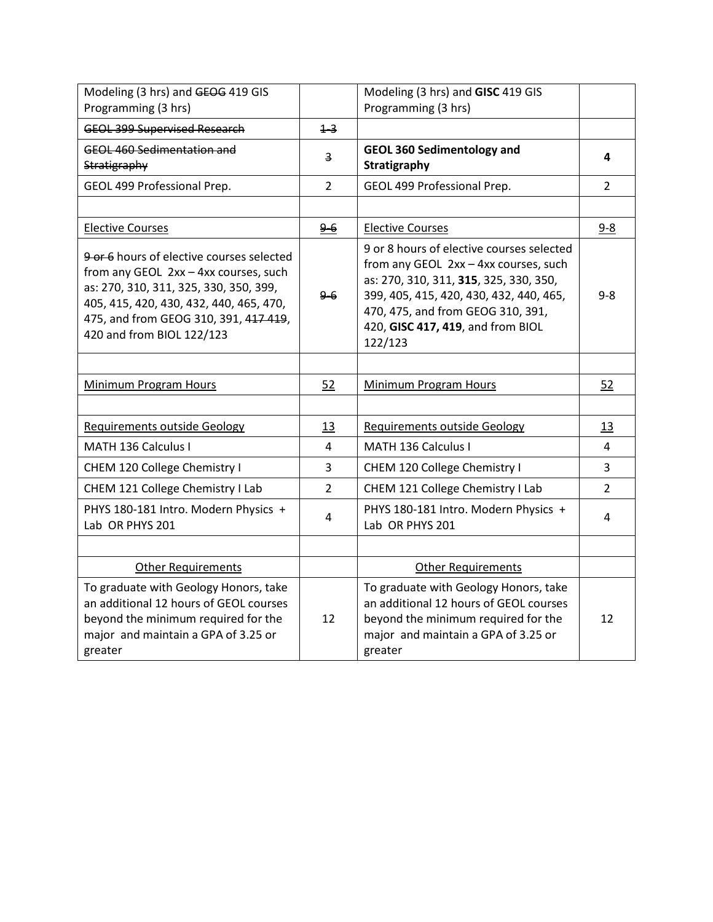| Modeling (3 hrs) and ~~GEOG~~ 419 GIS Programming (3 hrs) | | Modeling (3 hrs) and **GISC** 419 GIS Programming (3 hrs) | |
|---|---|---|---|
| ~~GEOL 399 Supervised Research~~ | ~~1-3~~ | | |
| ~~GEOL 460 Sedimentation and Stratigraphy~~ | ~~3~~ | **GEOL 360 Sedimentology and Stratigraphy** | **4** |
| GEOL 499 Professional Prep. | 2 | GEOL 499 Professional Prep. | 2 |
| | | | |
| <u>Elective Courses</u> | ~~9-6~~ | <u>Elective Courses</u> | <u>9-8</u> |
| ~~9 or 6~~ hours of elective courses selected from any GEOL 2xx – 4xx courses, such as: 270, 310, 311, 325, 330, 350, 399, 405, 415, 420, 430, 432, 440, 465, 470, 475, and from GEOG 310, 391, 4~~17~~ 419, 420 and from BIOL 122/123 | ~~9-6~~ | 9 or 8 hours of elective courses selected from any GEOL 2xx – 4xx courses, such as: 270, 310, 311, **315**, 325, 330, 350, 399, 405, 415, 420, 430, 432, 440, 465, 470, 475, and from GEOG 310, 391, 420, **GISC 417, 419**, and from BIOL 122/123 | 9-8 |
| | | | |
| <u>Minimum Program Hours</u> | <u>52</u> | <u>Minimum Program Hours</u> | <u>52</u> |
| | | | |
| <u>Requirements outside Geology</u> | <u>13</u> | <u>Requirements outside Geology</u> | <u>13</u> |
| MATH 136 Calculus I | 4 | MATH 136 Calculus I | 4 |
| CHEM 120 College Chemistry I | 3 | CHEM 120 College Chemistry I | 3 |
| CHEM 121 College Chemistry I Lab | 2 | CHEM 121 College Chemistry I Lab | 2 |
| PHYS 180-181 Intro. Modern Physics + Lab OR PHYS 201 | 4 | PHYS 180-181 Intro. Modern Physics + Lab OR PHYS 201 | 4 |
| | | | |
| <u>Other Requirements</u> | | <u>Other Requirements</u> | |
| To graduate with Geology Honors, take an additional 12 hours of GEOL courses beyond the minimum required for the major and maintain a GPA of 3.25 or greater | 12 | To graduate with Geology Honors, take an additional 12 hours of GEOL courses beyond the minimum required for the major and maintain a GPA of 3.25 or greater | 12 |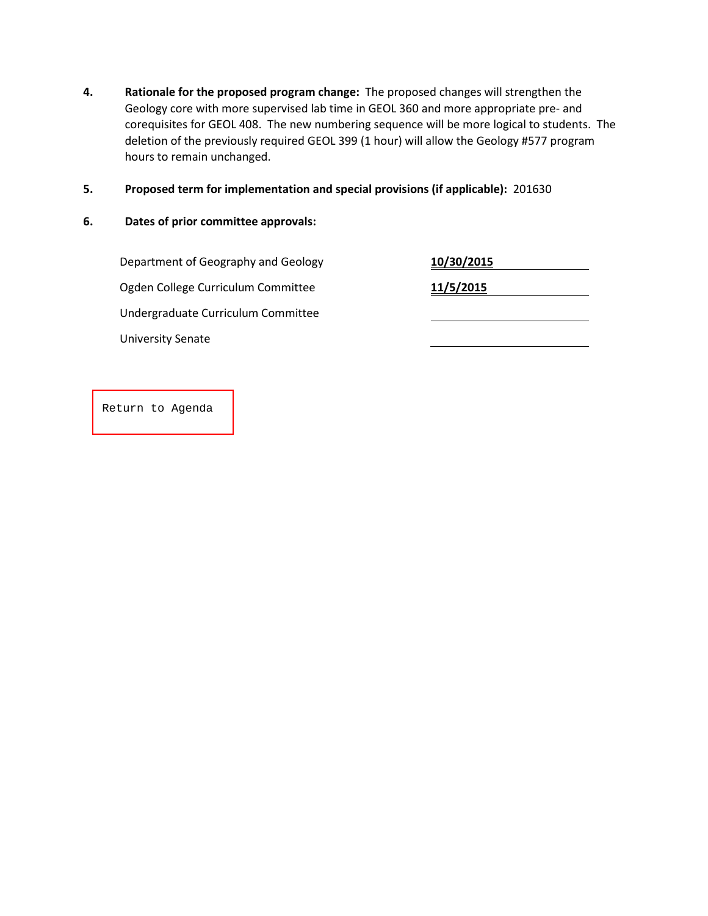4. **Rationale for the proposed program change:** The proposed changes will strengthen the Geology core with more supervised lab time in GEOL 360 and more appropriate pre- and corequisites for GEOL 408. The new numbering sequence will be more logical to students. The deletion of the previously required GEOL 399 (1 hour) will allow the Geology #577 program hours to remain unchanged.

5. **Proposed term for implementation and special provisions (if applicable):** 201630

6. **Dates of prior committee approvals:**

| | |
|---|---|
| Department of Geography and Geology | **10/30/2015** |
| Ogden College Curriculum Committee | **11/5/2015** |
| Undergraduate Curriculum Committee | |
| University Senate | |

Return to Agenda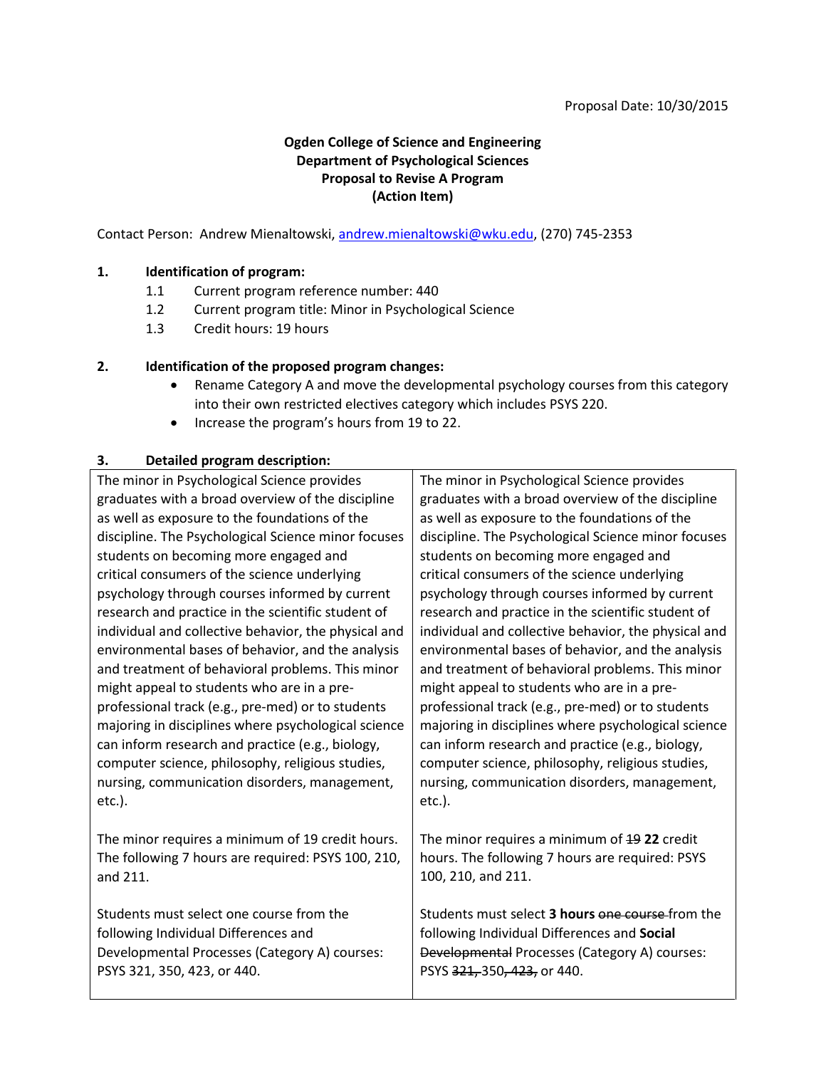Proposal Date: 10/30/2015

**Ogden College of Science and Engineering**
**Department of Psychological Sciences**
**Proposal to Revise A Program**
**(Action Item)**

Contact Person: Andrew Mienaltowski, andrew.mienaltowski@wku.edu, (270) 745-2353

**1. Identification of program:**

1.1 Current program reference number: 440
1.2 Current program title: Minor in Psychological Science
1.3 Credit hours: 19 hours

**2. Identification of the proposed program changes:**

- Rename Category A and move the developmental psychology courses from this category into their own restricted electives category which includes PSYS 220.
- Increase the program's hours from 19 to 22.

**3. Detailed program description:**

| | |
|---|---|
| The minor in Psychological Science provides graduates with a broad overview of the discipline as well as exposure to the foundations of the discipline. The Psychological Science minor focuses students on becoming more engaged and critical consumers of the science underlying psychology through courses informed by current research and practice in the scientific student of individual and collective behavior, the physical and environmental bases of behavior, and the analysis and treatment of behavioral problems. This minor might appeal to students who are in a pre-professional track (e.g., pre-med) or to students majoring in disciplines where psychological science can inform research and practice (e.g., biology, computer science, philosophy, religious studies, nursing, communication disorders, management, etc.). | The minor in Psychological Science provides graduates with a broad overview of the discipline as well as exposure to the foundations of the discipline. The Psychological Science minor focuses students on becoming more engaged and critical consumers of the science underlying psychology through courses informed by current research and practice in the scientific student of individual and collective behavior, the physical and environmental bases of behavior, and the analysis and treatment of behavioral problems. This minor might appeal to students who are in a pre-professional track (e.g., pre-med) or to students majoring in disciplines where psychological science can inform research and practice (e.g., biology, computer science, philosophy, religious studies, nursing, communication disorders, management, etc.). |
| The minor requires a minimum of 19 credit hours. The following 7 hours are required: PSYS 100, 210, and 211. | The minor requires a minimum of ~~19~~ **22** credit hours. The following 7 hours are required: PSYS 100, 210, and 211. |
| Students must select one course from the following Individual Differences and Developmental Processes (Category A) courses: PSYS 321, 350, 423, or 440. | Students must select **3 hours** ~~one course~~ from the following Individual Differences and **Social** ~~Developmental~~ Processes (Category A) courses: PSYS ~~321,~~ 350~~, 423,~~ or 440. |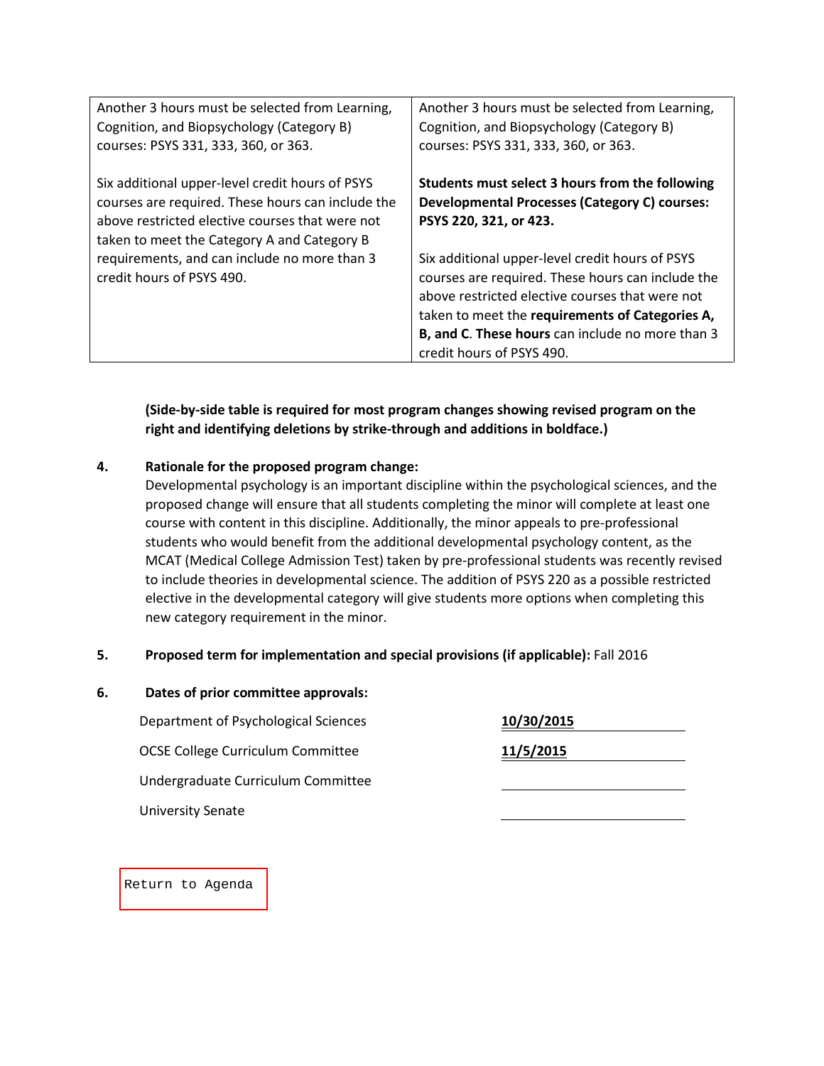| | |
|---|---|
| Another 3 hours must be selected from Learning, Cognition, and Biopsychology (Category B) courses: PSYS 331, 333, 360, or 363.<br><br>Six additional upper-level credit hours of PSYS courses are required. These hours can include the above restricted elective courses that were not taken to meet the Category A and Category B requirements, and can include no more than 3 credit hours of PSYS 490. | Another 3 hours must be selected from Learning, Cognition, and Biopsychology (Category B) courses: PSYS 331, 333, 360, or 363.<br><br>**Students must select 3 hours from the following Developmental Processes (Category C) courses: PSYS 220, 321, or 423.**<br><br>Six additional upper-level credit hours of PSYS courses are required. These hours can include the above restricted elective courses that were not taken to meet the **requirements of Categories A, B, and C**. **These hours** can include no more than 3 credit hours of PSYS 490. |

**(Side-by-side table is required for most program changes showing revised program on the right and identifying deletions by strike-through and additions in boldface.)**

4. **Rationale for the proposed program change:**
   Developmental psychology is an important discipline within the psychological sciences, and the proposed change will ensure that all students completing the minor will complete at least one course with content in this discipline. Additionally, the minor appeals to pre-professional students who would benefit from the additional developmental psychology content, as the MCAT (Medical College Admission Test) taken by pre-professional students was recently revised to include theories in developmental science. The addition of PSYS 220 as a possible restricted elective in the developmental category will give students more options when completing this new category requirement in the minor.

5. **Proposed term for implementation and special provisions (if applicable):** Fall 2016

6. **Dates of prior committee approvals:**

| | |
|---|---|
| Department of Psychological Sciences | **10/30/2015** |
| OCSE College Curriculum Committee | **11/5/2015** |
| Undergraduate Curriculum Committee | |
| University Senate | |

Return to Agenda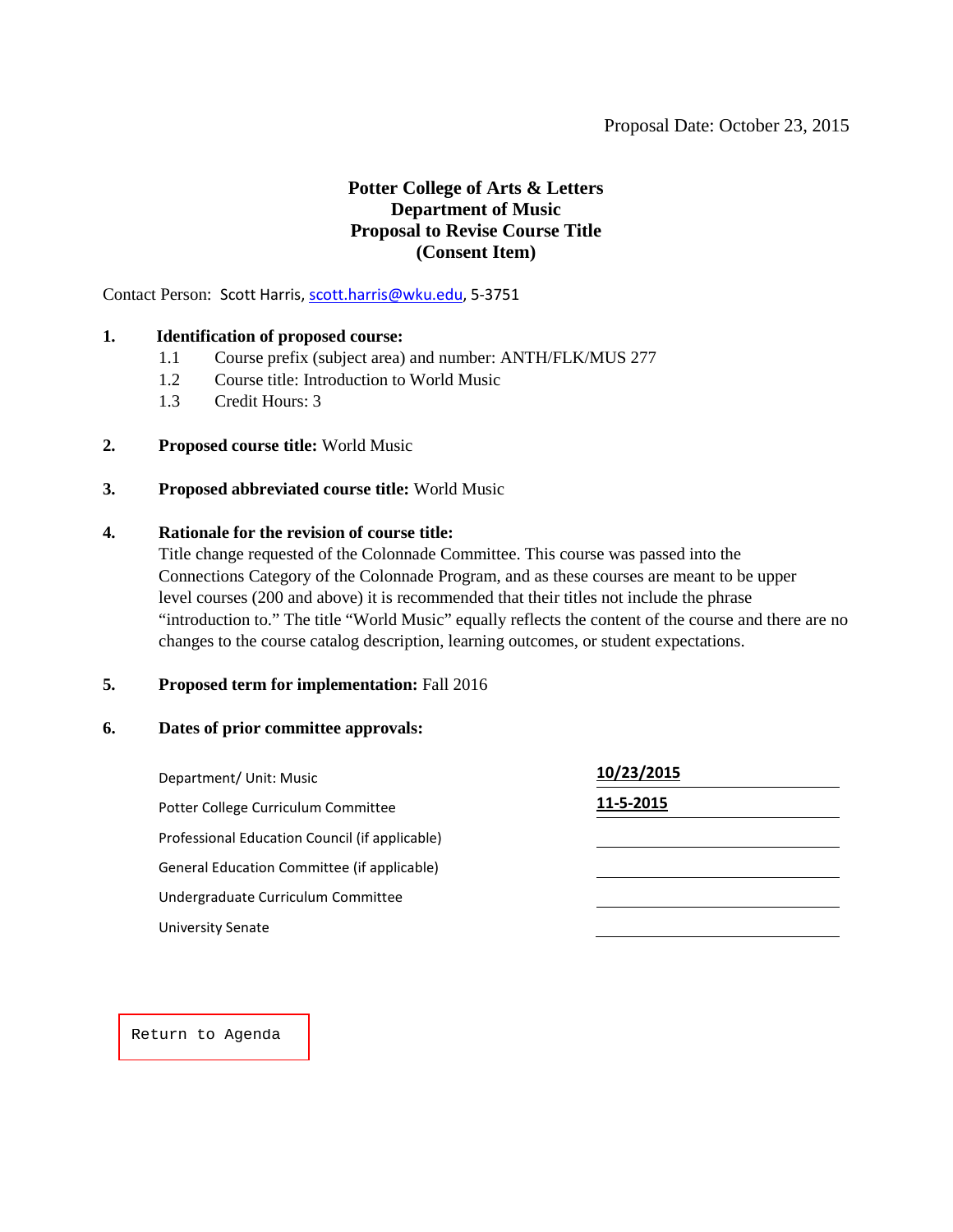Proposal Date: October 23, 2015

# Potter College of Arts & Letters
## Department of Music
## Proposal to Revise Course Title
## (Consent Item)

Contact Person: Scott Harris, scott.harris@wku.edu, 5-3751

**1. Identification of proposed course:**

1.1 Course prefix (subject area) and number: ANTH/FLK/MUS 277

1.2 Course title: Introduction to World Music

1.3 Credit Hours: 3

**2. Proposed course title:** World Music

**3. Proposed abbreviated course title:** World Music

**4. Rationale for the revision of course title:**

Title change requested of the Colonnade Committee. This course was passed into the Connections Category of the Colonnade Program, and as these courses are meant to be upper level courses (200 and above) it is recommended that their titles not include the phrase "introduction to." The title "World Music" equally reflects the content of the course and there are no changes to the course catalog description, learning outcomes, or student expectations.

**5. Proposed term for implementation:** Fall 2016

**6. Dates of prior committee approvals:**

| | |
|---|---|
| Department/ Unit: Music | **10/23/2015** |
| Potter College Curriculum Committee | **11-5-2015** |
| Professional Education Council (if applicable) | |
| General Education Committee (if applicable) | |
| Undergraduate Curriculum Committee | |
| University Senate | |

Return to Agenda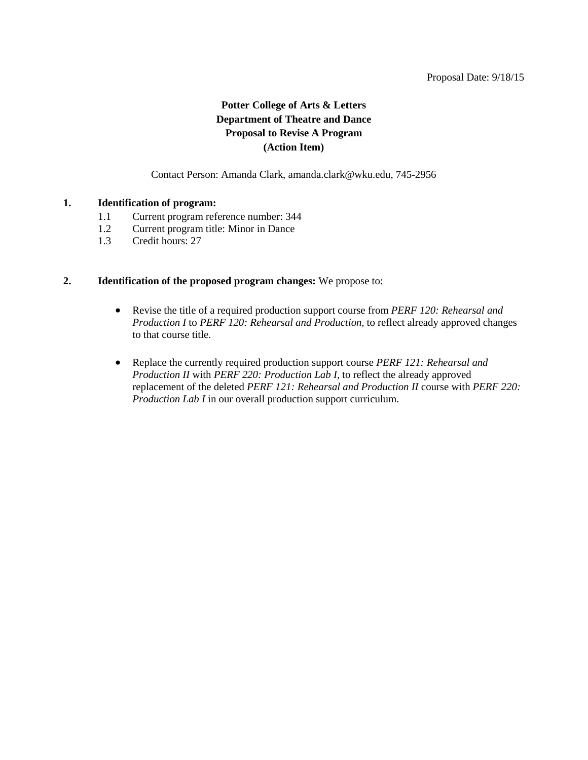Proposal Date: 9/18/15

**Potter College of Arts & Letters**
**Department of Theatre and Dance**
**Proposal to Revise A Program**
**(Action Item)**

Contact Person: Amanda Clark, amanda.clark@wku.edu, 745-2956

**1. Identification of program:**

1.1 Current program reference number: 344
1.2 Current program title: Minor in Dance
1.3 Credit hours: 27

**2. Identification of the proposed program changes:** We propose to:

- Revise the title of a required production support course from *PERF 120: Rehearsal and Production I* to *PERF 120: Rehearsal and Production*, to reflect already approved changes to that course title.

- Replace the currently required production support course *PERF 121: Rehearsal and Production II* with *PERF 220: Production Lab I,* to reflect the already approved replacement of the deleted *PERF 121: Rehearsal and Production II* course with *PERF 220: Production Lab I* in our overall production support curriculum.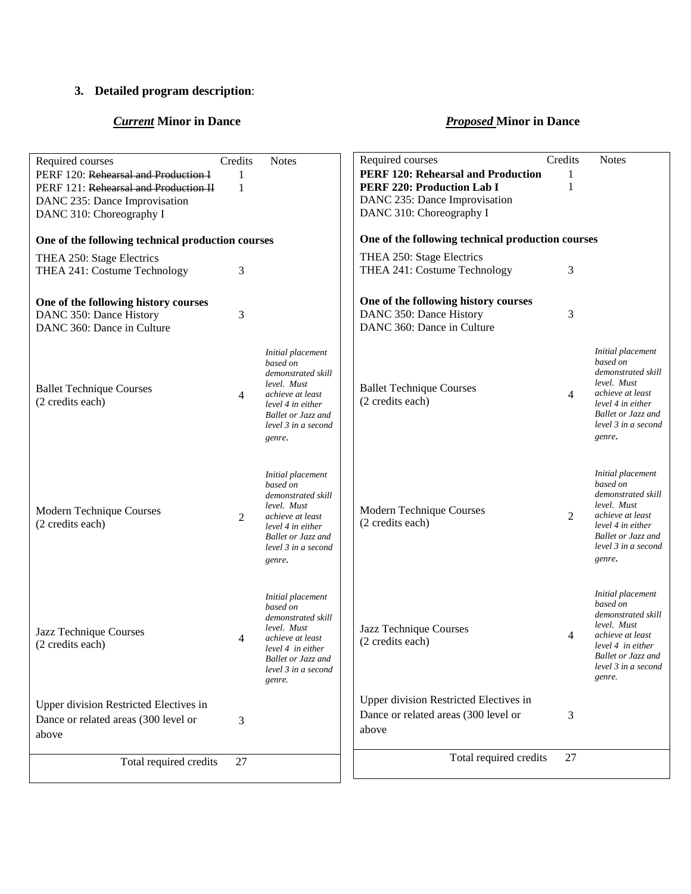### 3. **Detailed program description**:

***Current* Minor in Dance**

| Required courses | Credits | Notes |
|---|---|---|
| PERF 120: ~~Rehearsal and Production I~~ | 1 | |
| PERF 121: ~~Rehearsal and Production II~~ | 1 | |
| DANC 235: Dance Improvisation | | |
| DANC 310: Choreography I | | |
| **One of the following technical production courses** | | |
| THEA 250: Stage Electrics | | |
| THEA 241: Costume Technology | 3 | |
| **One of the following history courses** | | |
| DANC 350: Dance History | 3 | |
| DANC 360: Dance in Culture | | |
| Ballet Technique Courses (2 credits each) | 4 | *Initial placement based on demonstrated skill level. Must achieve at least level 4 in either Ballet or Jazz and level 3 in a second genre.* |
| Modern Technique Courses (2 credits each) | 2 | *Initial placement based on demonstrated skill level. Must achieve at least level 4 in either Ballet or Jazz and level 3 in a second genre.* |
| Jazz Technique Courses (2 credits each) | 4 | *Initial placement based on demonstrated skill level. Must achieve at least level 4 in either Ballet or Jazz and level 3 in a second genre.* |
| Upper division Restricted Electives in Dance or related areas (300 level or above | 3 | |
| Total required credits | 27 | |

***Proposed* Minor in Dance**

| Required courses | Credits | Notes |
|---|---|---|
| **PERF 120: Rehearsal and Production** | 1 | |
| **PERF 220: Production Lab I** | 1 | |
| DANC 235: Dance Improvisation | | |
| DANC 310: Choreography I | | |
| **One of the following technical production courses** | | |
| THEA 250: Stage Electrics | | |
| THEA 241: Costume Technology | 3 | |
| **One of the following history courses** | | |
| DANC 350: Dance History | 3 | |
| DANC 360: Dance in Culture | | |
| Ballet Technique Courses (2 credits each) | 4 | *Initial placement based on demonstrated skill level. Must achieve at least level 4 in either Ballet or Jazz and level 3 in a second genre.* |
| Modern Technique Courses (2 credits each) | 2 | *Initial placement based on demonstrated skill level. Must achieve at least level 4 in either Ballet or Jazz and level 3 in a second genre.* |
| Jazz Technique Courses (2 credits each) | 4 | *Initial placement based on demonstrated skill level. Must achieve at least level 4 in either Ballet or Jazz and level 3 in a second genre.* |
| Upper division Restricted Electives in Dance or related areas (300 level or above | 3 | |
| Total required credits | 27 | |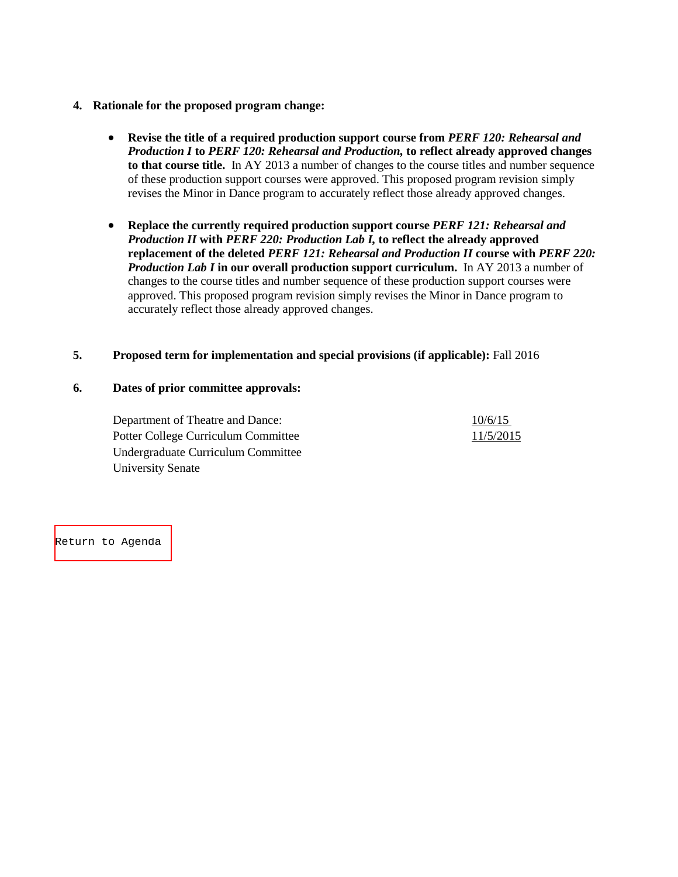4. **Rationale for the proposed program change:**

   - **Revise the title of a required production support course from *PERF 120: Rehearsal and Production I* to *PERF 120: Rehearsal and Production,* to reflect already approved changes to that course title.** In AY 2013 a number of changes to the course titles and number sequence of these production support courses were approved. This proposed program revision simply revises the Minor in Dance program to accurately reflect those already approved changes.

   - **Replace the currently required production support course *PERF 121: Rehearsal and Production II* with *PERF 220: Production Lab I,* to reflect the already approved replacement of the deleted *PERF 121: Rehearsal and Production II* course with *PERF 220: Production Lab I* in our overall production support curriculum.** In AY 2013 a number of changes to the course titles and number sequence of these production support courses were approved. This proposed program revision simply revises the Minor in Dance program to accurately reflect those already approved changes.

5. **Proposed term for implementation and special provisions (if applicable):** Fall 2016

6. **Dates of prior committee approvals:**

| | |
|---|---|
| Department of Theatre and Dance: | 10/6/15 |
| Potter College Curriculum Committee | 11/5/2015 |
| Undergraduate Curriculum Committee | |
| University Senate | |

Return to Agenda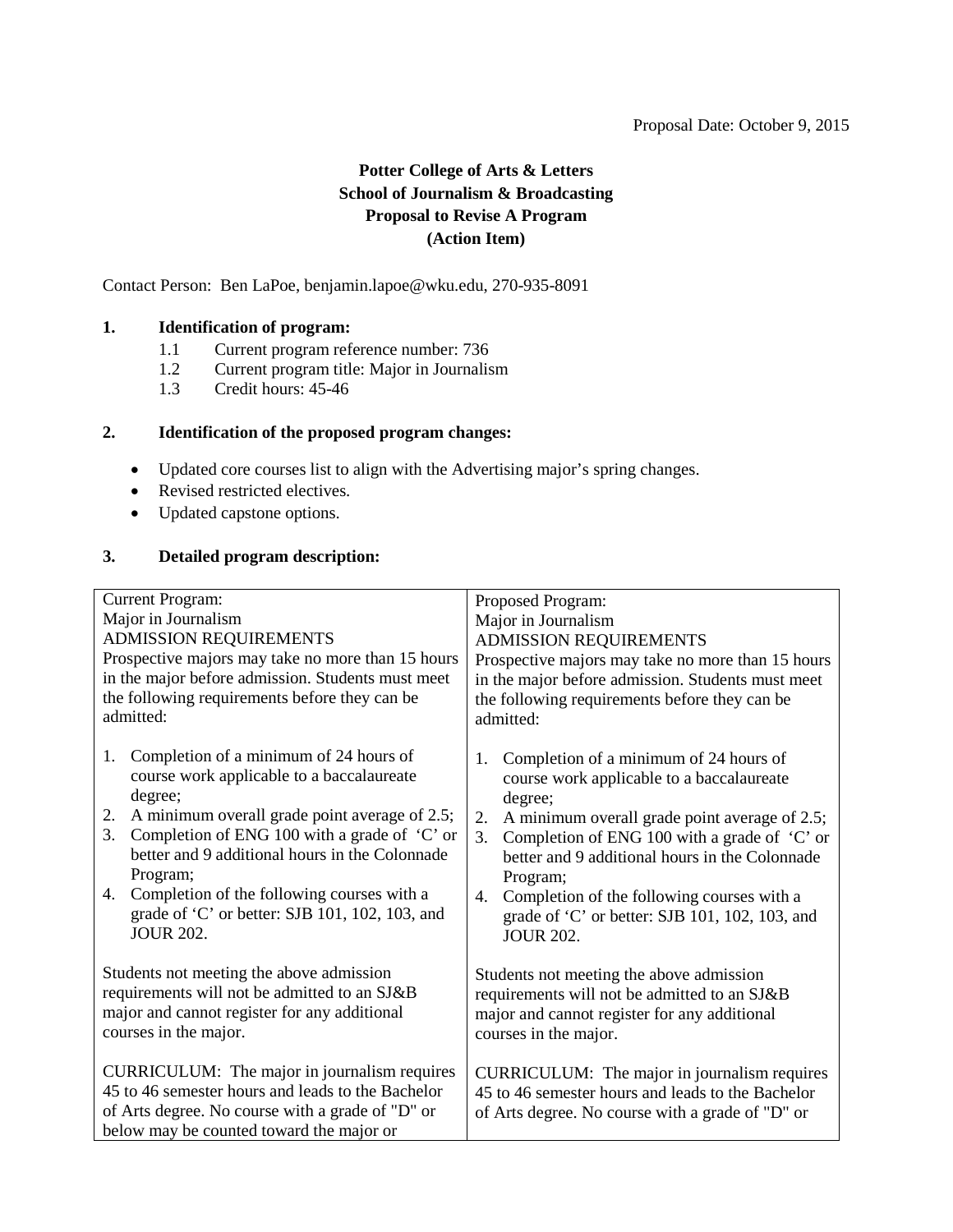Proposal Date: October 9, 2015

**Potter College of Arts & Letters**
**School of Journalism & Broadcasting**
**Proposal to Revise A Program**
**(Action Item)**

Contact Person: Ben LaPoe, benjamin.lapoe@wku.edu, 270-935-8091

**1. Identification of program:**

- 1.1 Current program reference number: 736
- 1.2 Current program title: Major in Journalism
- 1.3 Credit hours: 45-46

**2. Identification of the proposed program changes:**

- Updated core courses list to align with the Advertising major's spring changes.
- Revised restricted electives.
- Updated capstone options.

**3. Detailed program description:**

| Current Program: | Proposed Program: |
|---|---|
| Major in Journalism<br>ADMISSION REQUIREMENTS<br>Prospective majors may take no more than 15 hours in the major before admission. Students must meet the following requirements before they can be admitted:<br><br>1. Completion of a minimum of 24 hours of course work applicable to a baccalaureate degree;<br>2. A minimum overall grade point average of 2.5;<br>3. Completion of ENG 100 with a grade of 'C' or better and 9 additional hours in the Colonnade Program;<br>4. Completion of the following courses with a grade of 'C' or better: SJB 101, 102, 103, and JOUR 202.<br><br>Students not meeting the above admission requirements will not be admitted to an SJ&B major and cannot register for any additional courses in the major.<br><br>CURRICULUM: The major in journalism requires 45 to 46 semester hours and leads to the Bachelor of Arts degree. No course with a grade of "D" or below may be counted toward the major or | Major in Journalism<br>ADMISSION REQUIREMENTS<br>Prospective majors may take no more than 15 hours in the major before admission. Students must meet the following requirements before they can be admitted:<br><br>1. Completion of a minimum of 24 hours of course work applicable to a baccalaureate degree;<br>2. A minimum overall grade point average of 2.5;<br>3. Completion of ENG 100 with a grade of 'C' or better and 9 additional hours in the Colonnade Program;<br>4. Completion of the following courses with a grade of 'C' or better: SJB 101, 102, 103, and JOUR 202.<br><br>Students not meeting the above admission requirements will not be admitted to an SJ&B major and cannot register for any additional courses in the major.<br><br>CURRICULUM: The major in journalism requires 45 to 46 semester hours and leads to the Bachelor of Arts degree. No course with a grade of "D" or |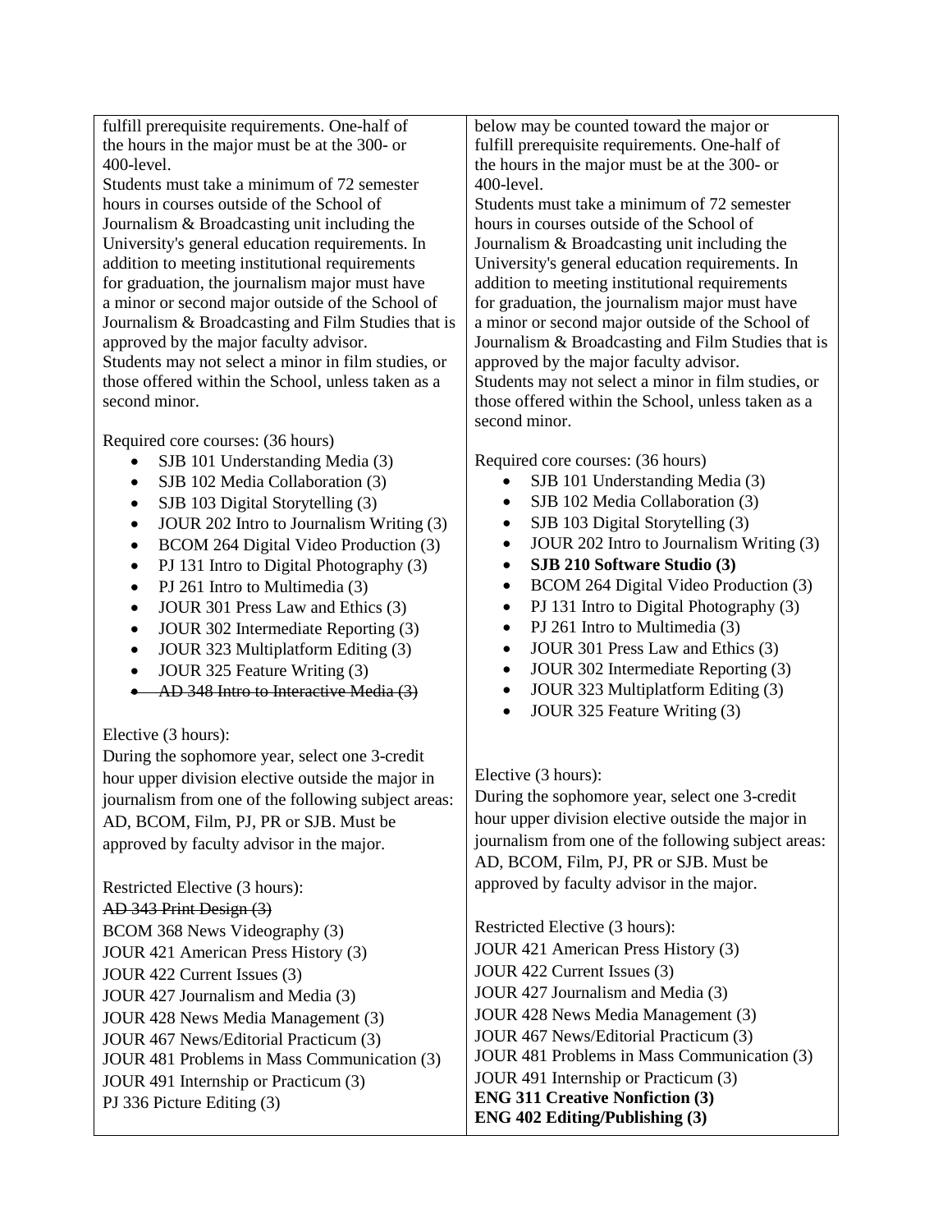| | |
|---|---|
| fulfill prerequisite requirements. One-half of the hours in the major must be at the 300- or 400-level.<br>Students must take a minimum of 72 semester hours in courses outside of the School of Journalism & Broadcasting unit including the University's general education requirements. In addition to meeting institutional requirements for graduation, the journalism major must have a minor or second major outside of the School of Journalism & Broadcasting and Film Studies that is approved by the major faculty advisor.<br>Students may not select a minor in film studies, or those offered within the School, unless taken as a second minor.<br><br>Required core courses: (36 hours)<br>• SJB 101 Understanding Media (3)<br>• SJB 102 Media Collaboration (3)<br>• SJB 103 Digital Storytelling (3)<br>• JOUR 202 Intro to Journalism Writing (3)<br>• BCOM 264 Digital Video Production (3)<br>• PJ 131 Intro to Digital Photography (3)<br>• PJ 261 Intro to Multimedia (3)<br>• JOUR 301 Press Law and Ethics (3)<br>• JOUR 302 Intermediate Reporting (3)<br>• JOUR 323 Multiplatform Editing (3)<br>• JOUR 325 Feature Writing (3)<br>• ~~AD 348 Intro to Interactive Media (3)~~<br><br>Elective (3 hours):<br>During the sophomore year, select one 3-credit hour upper division elective outside the major in journalism from one of the following subject areas: AD, BCOM, Film, PJ, PR or SJB. Must be approved by faculty advisor in the major.<br><br>Restricted Elective (3 hours):<br>~~AD 343 Print Design (3)~~<br>BCOM 368 News Videography (3)<br>JOUR 421 American Press History (3)<br>JOUR 422 Current Issues (3)<br>JOUR 427 Journalism and Media (3)<br>JOUR 428 News Media Management (3)<br>JOUR 467 News/Editorial Practicum (3)<br>JOUR 481 Problems in Mass Communication (3)<br>JOUR 491 Internship or Practicum (3)<br>PJ 336 Picture Editing (3) | below may be counted toward the major or fulfill prerequisite requirements. One-half of the hours in the major must be at the 300- or 400-level.<br>Students must take a minimum of 72 semester hours in courses outside of the School of Journalism & Broadcasting unit including the University's general education requirements. In addition to meeting institutional requirements for graduation, the journalism major must have a minor or second major outside of the School of Journalism & Broadcasting and Film Studies that is approved by the major faculty advisor.<br>Students may not select a minor in film studies, or those offered within the School, unless taken as a second minor.<br><br>Required core courses: (36 hours)<br>• SJB 101 Understanding Media (3)<br>• SJB 102 Media Collaboration (3)<br>• SJB 103 Digital Storytelling (3)<br>• JOUR 202 Intro to Journalism Writing (3)<br>• **SJB 210 Software Studio (3)**<br>• BCOM 264 Digital Video Production (3)<br>• PJ 131 Intro to Digital Photography (3)<br>• PJ 261 Intro to Multimedia (3)<br>• JOUR 301 Press Law and Ethics (3)<br>• JOUR 302 Intermediate Reporting (3)<br>• JOUR 323 Multiplatform Editing (3)<br>• JOUR 325 Feature Writing (3)<br><br>Elective (3 hours):<br>During the sophomore year, select one 3-credit hour upper division elective outside the major in journalism from one of the following subject areas: AD, BCOM, Film, PJ, PR or SJB. Must be approved by faculty advisor in the major.<br><br>Restricted Elective (3 hours):<br>JOUR 421 American Press History (3)<br>JOUR 422 Current Issues (3)<br>JOUR 427 Journalism and Media (3)<br>JOUR 428 News Media Management (3)<br>JOUR 467 News/Editorial Practicum (3)<br>JOUR 481 Problems in Mass Communication (3)<br>JOUR 491 Internship or Practicum (3)<br>**ENG 311 Creative Nonfiction (3)**<br>**ENG 402 Editing/Publishing (3)** |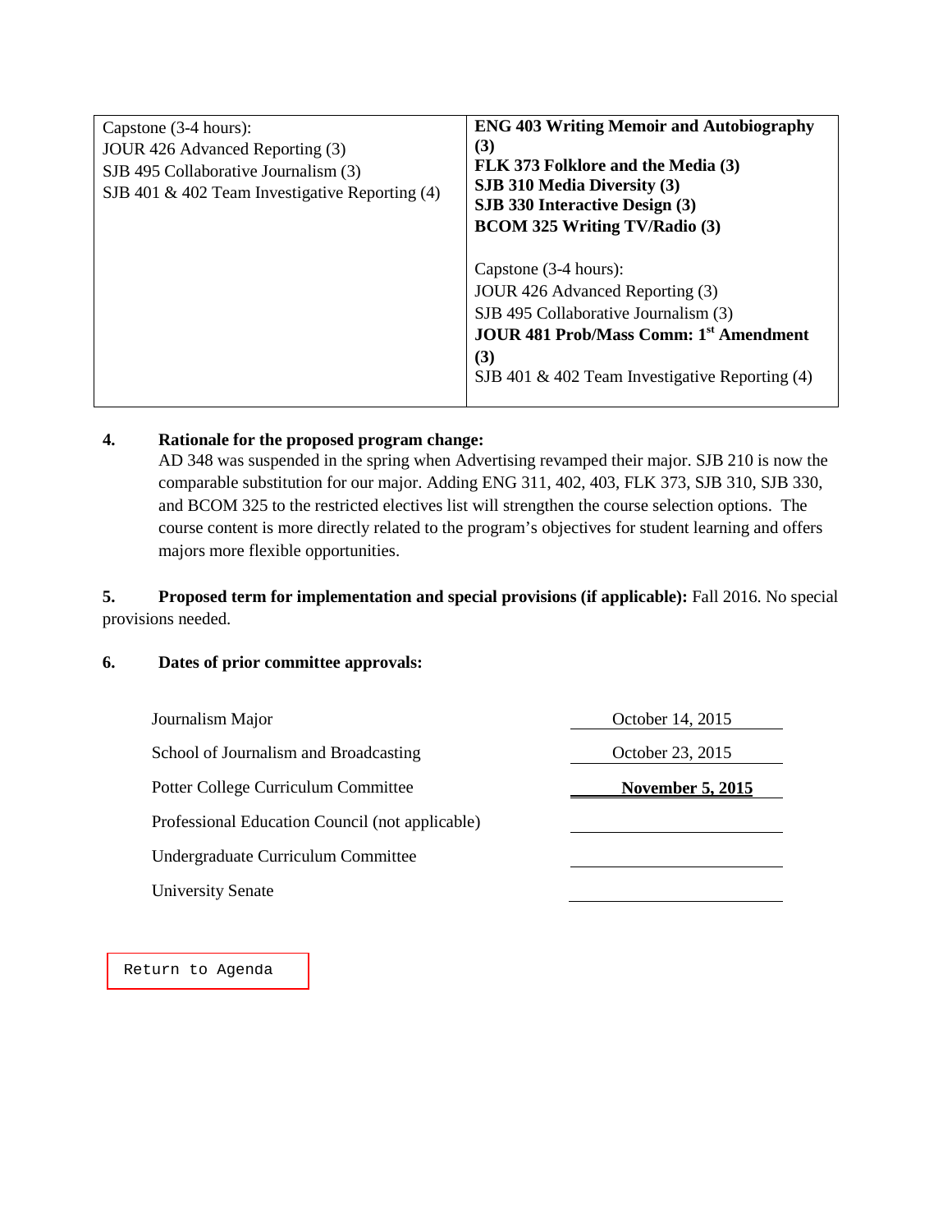| | |
|---|---|
| Capstone (3-4 hours):<br>JOUR 426 Advanced Reporting (3)<br>SJB 495 Collaborative Journalism (3)<br>SJB 401 & 402 Team Investigative Reporting (4) | **ENG 403 Writing Memoir and Autobiography (3)**<br>**FLK 373 Folklore and the Media (3)**<br>**SJB 310 Media Diversity (3)**<br>**SJB 330 Interactive Design (3)**<br>**BCOM 325 Writing TV/Radio (3)**<br><br>Capstone (3-4 hours):<br>JOUR 426 Advanced Reporting (3)<br>SJB 495 Collaborative Journalism (3)<br>**JOUR 481 Prob/Mass Comm: 1st Amendment (3)**<br>SJB 401 & 402 Team Investigative Reporting (4) |

**4. Rationale for the proposed program change:**

AD 348 was suspended in the spring when Advertising revamped their major. SJB 210 is now the comparable substitution for our major. Adding ENG 311, 402, 403, FLK 373, SJB 310, SJB 330, and BCOM 325 to the restricted electives list will strengthen the course selection options. The course content is more directly related to the program's objectives for student learning and offers majors more flexible opportunities.

**5. Proposed term for implementation and special provisions (if applicable):** Fall 2016. No special provisions needed.

**6. Dates of prior committee approvals:**

| | |
|---|---|
| Journalism Major | October 14, 2015 |
| School of Journalism and Broadcasting | October 23, 2015 |
| Potter College Curriculum Committee | **November 5, 2015** |
| Professional Education Council (not applicable) | |
| Undergraduate Curriculum Committee | |
| University Senate | |

Return to Agenda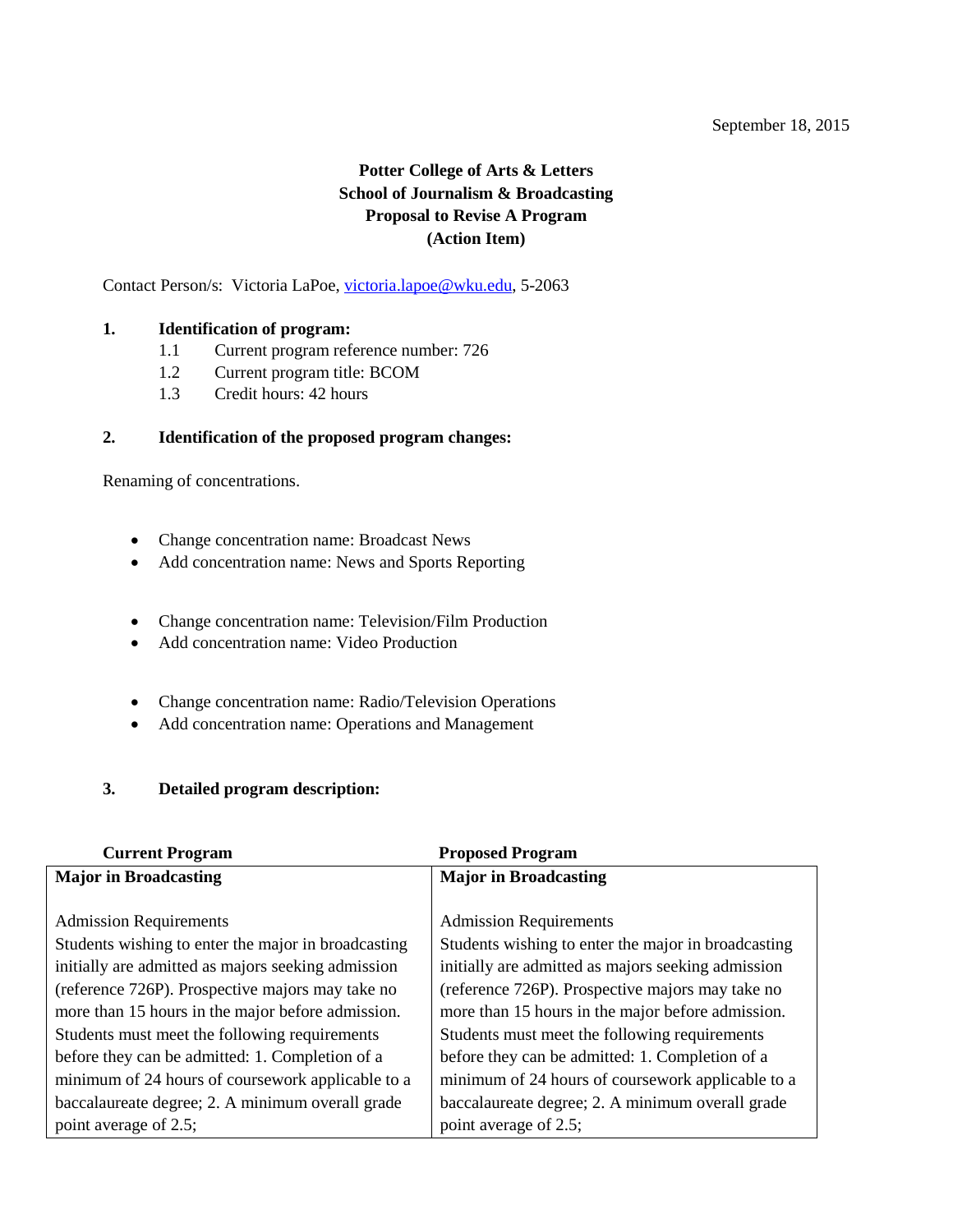September 18, 2015

**Potter College of Arts & Letters**
**School of Journalism & Broadcasting**
**Proposal to Revise A Program**
**(Action Item)**

Contact Person/s: Victoria LaPoe, victoria.lapoe@wku.edu, 5-2063

**1. Identification of program:**

1.1 Current program reference number: 726
1.2 Current program title: BCOM
1.3 Credit hours: 42 hours

**2. Identification of the proposed program changes:**

Renaming of concentrations.

- Change concentration name: Broadcast News
- Add concentration name: News and Sports Reporting

- Change concentration name: Television/Film Production
- Add concentration name: Video Production

- Change concentration name: Radio/Television Operations
- Add concentration name: Operations and Management

**3. Detailed program description:**

| Current Program | Proposed Program |
|---|---|
| **Major in Broadcasting**<br><br>Admission Requirements<br>Students wishing to enter the major in broadcasting initially are admitted as majors seeking admission (reference 726P). Prospective majors may take no more than 15 hours in the major before admission. Students must meet the following requirements before they can be admitted: 1. Completion of a minimum of 24 hours of coursework applicable to a baccalaureate degree; 2. A minimum overall grade point average of 2.5; | **Major in Broadcasting**<br><br>Admission Requirements<br>Students wishing to enter the major in broadcasting initially are admitted as majors seeking admission (reference 726P). Prospective majors may take no more than 15 hours in the major before admission. Students must meet the following requirements before they can be admitted: 1. Completion of a minimum of 24 hours of coursework applicable to a baccalaureate degree; 2. A minimum overall grade point average of 2.5; |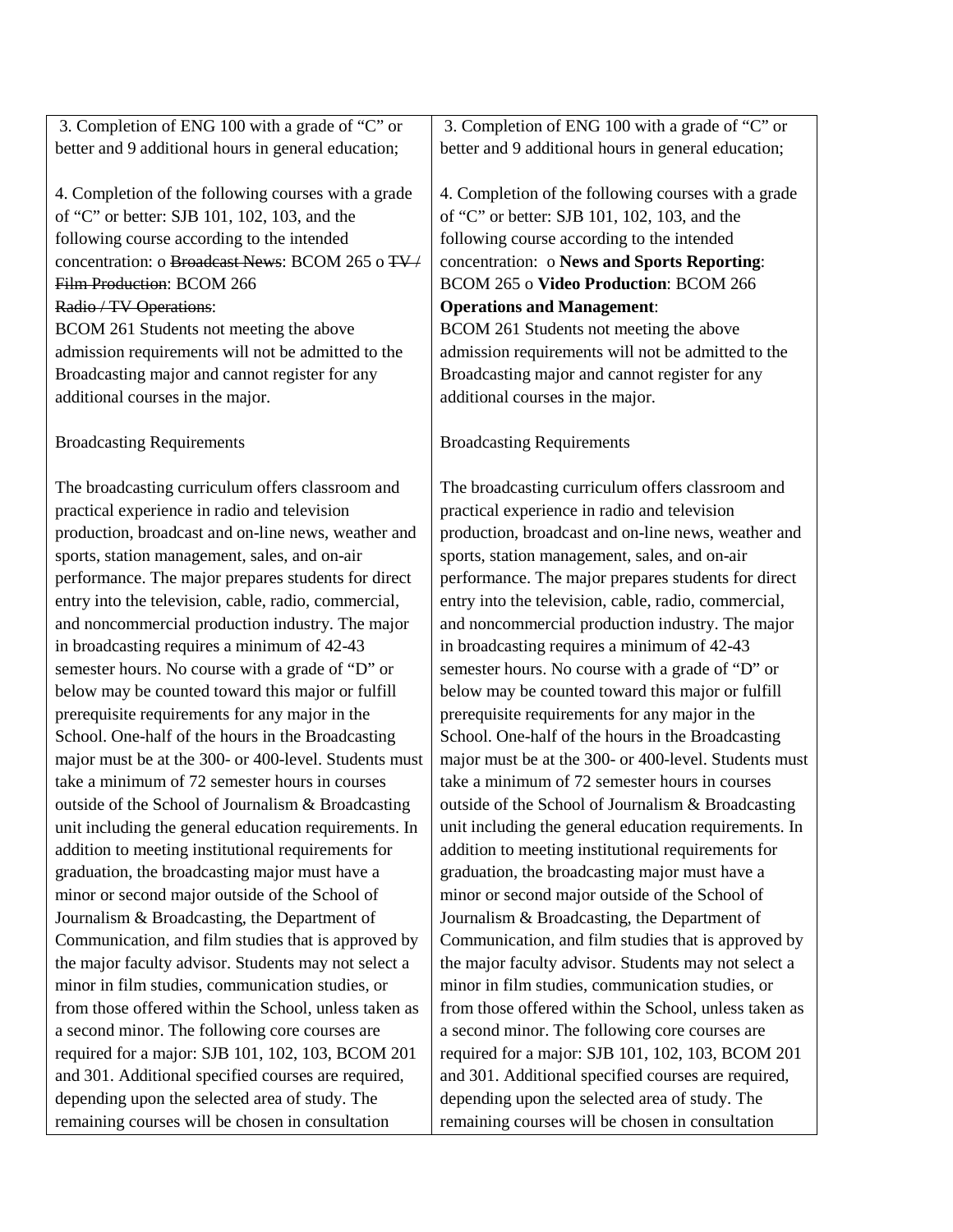| | |
|---|---|
| 3. Completion of ENG 100 with a grade of "C" or better and 9 additional hours in general education;<br><br>4. Completion of the following courses with a grade of "C" or better: SJB 101, 102, 103, and the following course according to the intended concentration: o ~~Broadcast News~~: BCOM 265 o ~~TV / Film Production~~: BCOM 266 ~~Radio / TV Operations~~:<br>BCOM 261 Students not meeting the above admission requirements will not be admitted to the Broadcasting major and cannot register for any additional courses in the major.<br><br>Broadcasting Requirements<br><br>The broadcasting curriculum offers classroom and practical experience in radio and television production, broadcast and on-line news, weather and sports, station management, sales, and on-air performance. The major prepares students for direct entry into the television, cable, radio, commercial, and noncommercial production industry. The major in broadcasting requires a minimum of 42-43 semester hours. No course with a grade of "D" or below may be counted toward this major or fulfill prerequisite requirements for any major in the School. One-half of the hours in the Broadcasting major must be at the 300- or 400-level. Students must take a minimum of 72 semester hours in courses outside of the School of Journalism & Broadcasting unit including the general education requirements. In addition to meeting institutional requirements for graduation, the broadcasting major must have a minor or second major outside of the School of Journalism & Broadcasting, the Department of Communication, and film studies that is approved by the major faculty advisor. Students may not select a minor in film studies, communication studies, or from those offered within the School, unless taken as a second minor. The following core courses are required for a major: SJB 101, 102, 103, BCOM 201 and 301. Additional specified courses are required, depending upon the selected area of study. The remaining courses will be chosen in consultation | 3. Completion of ENG 100 with a grade of "C" or better and 9 additional hours in general education;<br><br>4. Completion of the following courses with a grade of "C" or better: SJB 101, 102, 103, and the following course according to the intended concentration: o **News and Sports Reporting**: BCOM 265 o **Video Production**: BCOM 266 **Operations and Management**:<br>BCOM 261 Students not meeting the above admission requirements will not be admitted to the Broadcasting major and cannot register for any additional courses in the major.<br><br>Broadcasting Requirements<br><br>The broadcasting curriculum offers classroom and practical experience in radio and television production, broadcast and on-line news, weather and sports, station management, sales, and on-air performance. The major prepares students for direct entry into the television, cable, radio, commercial, and noncommercial production industry. The major in broadcasting requires a minimum of 42-43 semester hours. No course with a grade of "D" or below may be counted toward this major or fulfill prerequisite requirements for any major in the School. One-half of the hours in the Broadcasting major must be at the 300- or 400-level. Students must take a minimum of 72 semester hours in courses outside of the School of Journalism & Broadcasting unit including the general education requirements. In addition to meeting institutional requirements for graduation, the broadcasting major must have a minor or second major outside of the School of Journalism & Broadcasting, the Department of Communication, and film studies that is approved by the major faculty advisor. Students may not select a minor in film studies, communication studies, or from those offered within the School, unless taken as a second minor. The following core courses are required for a major: SJB 101, 102, 103, BCOM 201 and 301. Additional specified courses are required, depending upon the selected area of study. The remaining courses will be chosen in consultation |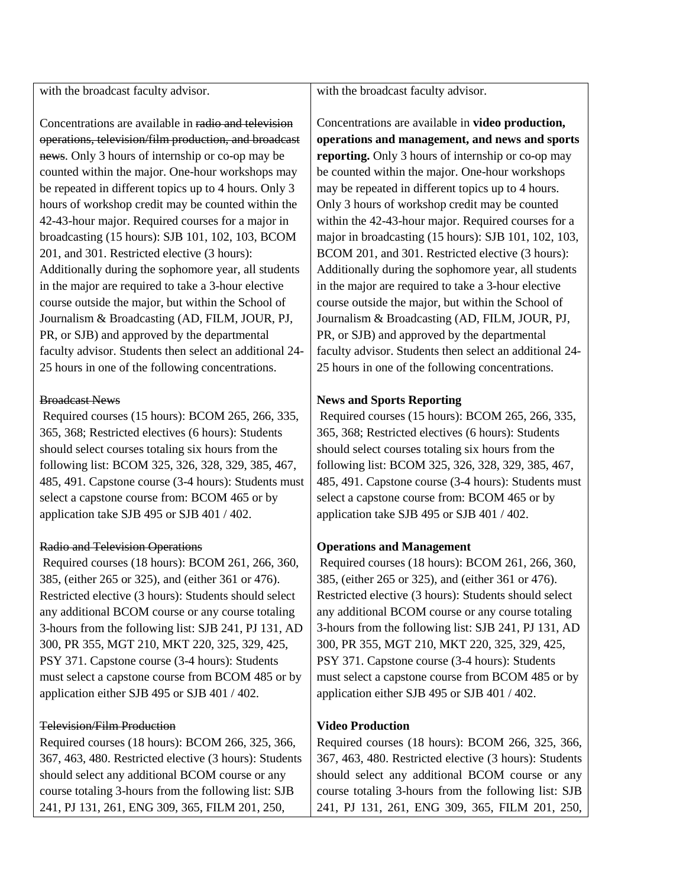| | |
|---|---|
| with the broadcast faculty advisor.<br><br>Concentrations are available in ~~radio and television operations, television/film production, and broadcast news~~. Only 3 hours of internship or co-op may be counted within the major. One-hour workshops may be repeated in different topics up to 4 hours. Only 3 hours of workshop credit may be counted within the 42-43-hour major. Required courses for a major in broadcasting (15 hours): SJB 101, 102, 103, BCOM 201, and 301. Restricted elective (3 hours): Additionally during the sophomore year, all students in the major are required to take a 3-hour elective course outside the major, but within the School of Journalism & Broadcasting (AD, FILM, JOUR, PJ, PR, or SJB) and approved by the departmental faculty advisor. Students then select an additional 24-25 hours in one of the following concentrations.<br><br>~~Broadcast News~~<br>Required courses (15 hours): BCOM 265, 266, 335, 365, 368; Restricted electives (6 hours): Students should select courses totaling six hours from the following list: BCOM 325, 326, 328, 329, 385, 467, 485, 491. Capstone course (3-4 hours): Students must select a capstone course from: BCOM 465 or by application take SJB 495 or SJB 401 / 402.<br><br>~~Radio and Television Operations~~<br>Required courses (18 hours): BCOM 261, 266, 360, 385, (either 265 or 325), and (either 361 or 476). Restricted elective (3 hours): Students should select any additional BCOM course or any course totaling 3-hours from the following list: SJB 241, PJ 131, AD 300, PR 355, MGT 210, MKT 220, 325, 329, 425, PSY 371. Capstone course (3-4 hours): Students must select a capstone course from BCOM 485 or by application either SJB 495 or SJB 401 / 402.<br><br>~~Television/Film Production~~<br>Required courses (18 hours): BCOM 266, 325, 366, 367, 463, 480. Restricted elective (3 hours): Students should select any additional BCOM course or any course totaling 3-hours from the following list: SJB 241, PJ 131, 261, ENG 309, 365, FILM 201, 250, | with the broadcast faculty advisor.<br><br>Concentrations are available in **video production, operations and management, and news and sports reporting.** Only 3 hours of internship or co-op may be counted within the major. One-hour workshops may be repeated in different topics up to 4 hours. Only 3 hours of workshop credit may be counted within the 42-43-hour major. Required courses for a major in broadcasting (15 hours): SJB 101, 102, 103, BCOM 201, and 301. Restricted elective (3 hours): Additionally during the sophomore year, all students in the major are required to take a 3-hour elective course outside the major, but within the School of Journalism & Broadcasting (AD, FILM, JOUR, PJ, PR, or SJB) and approved by the departmental faculty advisor. Students then select an additional 24-25 hours in one of the following concentrations.<br><br>**News and Sports Reporting**<br>Required courses (15 hours): BCOM 265, 266, 335, 365, 368; Restricted electives (6 hours): Students should select courses totaling six hours from the following list: BCOM 325, 326, 328, 329, 385, 467, 485, 491. Capstone course (3-4 hours): Students must select a capstone course from: BCOM 465 or by application take SJB 495 or SJB 401 / 402.<br><br>**Operations and Management**<br>Required courses (18 hours): BCOM 261, 266, 360, 385, (either 265 or 325), and (either 361 or 476). Restricted elective (3 hours): Students should select any additional BCOM course or any course totaling 3-hours from the following list: SJB 241, PJ 131, AD 300, PR 355, MGT 210, MKT 220, 325, 329, 425, PSY 371. Capstone course (3-4 hours): Students must select a capstone course from BCOM 485 or by application either SJB 495 or SJB 401 / 402.<br><br>**Video Production**<br>Required courses (18 hours): BCOM 266, 325, 366, 367, 463, 480. Restricted elective (3 hours): Students should select any additional BCOM course or any course totaling 3-hours from the following list: SJB 241, PJ 131, 261, ENG 309, 365, FILM 201, 250, |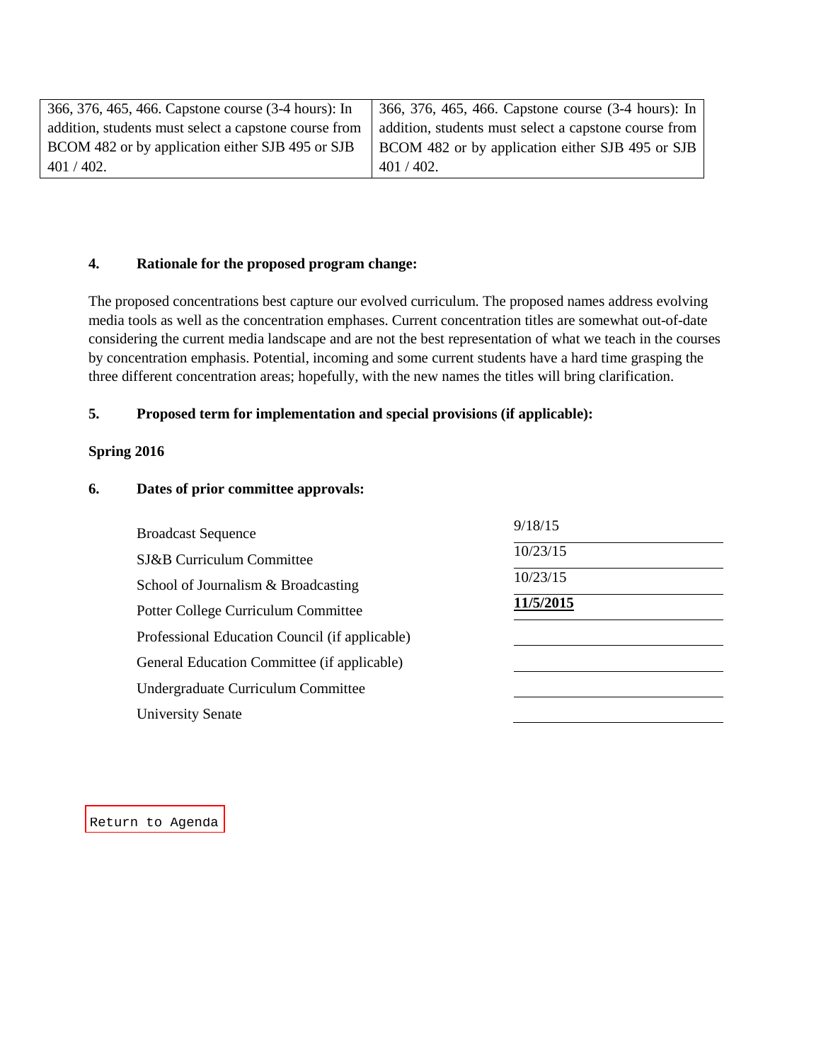| | |
|---|---|
| 366, 376, 465, 466. Capstone course (3-4 hours): In addition, students must select a capstone course from BCOM 482 or by application either SJB 495 or SJB 401 / 402. | 366, 376, 465, 466. Capstone course (3-4 hours): In addition, students must select a capstone course from BCOM 482 or by application either SJB 495 or SJB 401 / 402. |

**4. Rationale for the proposed program change:**

The proposed concentrations best capture our evolved curriculum. The proposed names address evolving media tools as well as the concentration emphases. Current concentration titles are somewhat out-of-date considering the current media landscape and are not the best representation of what we teach in the courses by concentration emphasis. Potential, incoming and some current students have a hard time grasping the three different concentration areas; hopefully, with the new names the titles will bring clarification.

**5. Proposed term for implementation and special provisions (if applicable):**

**Spring 2016**

**6. Dates of prior committee approvals:**

| Committee | Date |
|---|---|
| Broadcast Sequence | 9/18/15 |
| SJ&B Curriculum Committee | 10/23/15 |
| School of Journalism & Broadcasting | 10/23/15 |
| Potter College Curriculum Committee | **11/5/2015** |
| Professional Education Council (if applicable) | |
| General Education Committee (if applicable) | |
| Undergraduate Curriculum Committee | |
| University Senate | |

Return to Agenda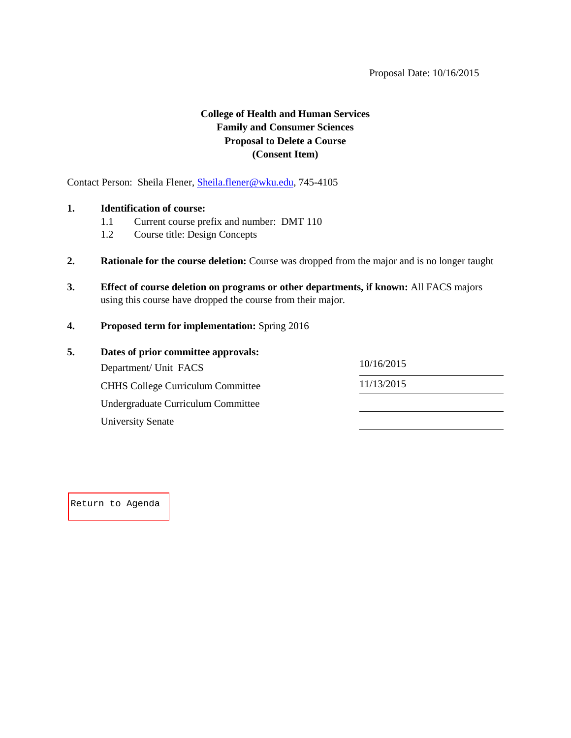Proposal Date: 10/16/2015

**College of Health and Human Services**
**Family and Consumer Sciences**
**Proposal to Delete a Course**
**(Consent Item)**

Contact Person: Sheila Flener, Sheila.flener@wku.edu, 745-4105

**1. Identification of course:**

1.1 Current course prefix and number: DMT 110

1.2 Course title: Design Concepts

**2. Rationale for the course deletion:** Course was dropped from the major and is no longer taught

**3. Effect of course deletion on programs or other departments, if known:** All FACS majors using this course have dropped the course from their major.

**4. Proposed term for implementation:** Spring 2016

**5. Dates of prior committee approvals:**

| | |
|---|---|
| Department/ Unit FACS | 10/16/2015 |
| CHHS College Curriculum Committee | 11/13/2015 |
| Undergraduate Curriculum Committee | |
| University Senate | |

Return to Agenda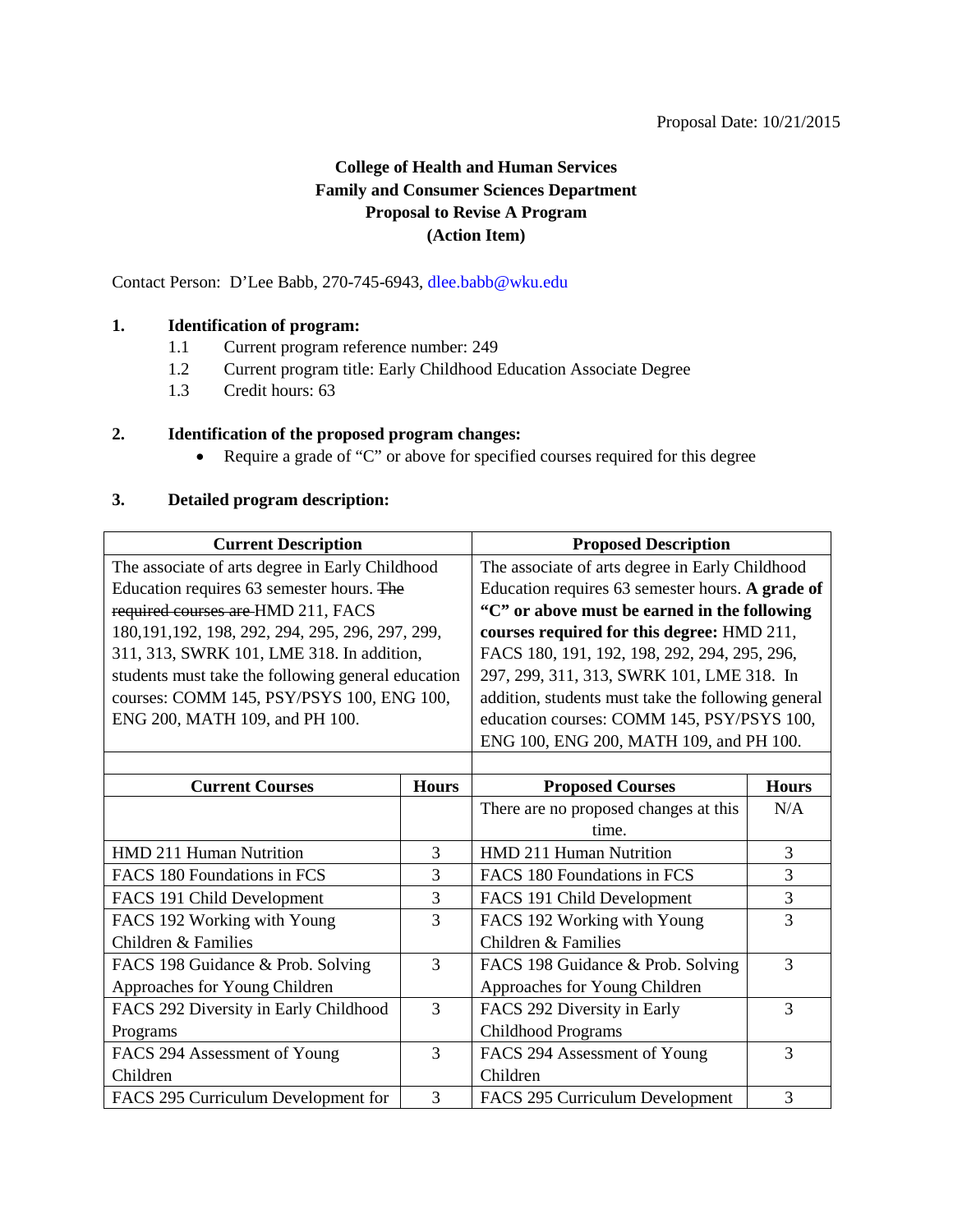Proposal Date: 10/21/2015

**College of Health and Human Services**
**Family and Consumer Sciences Department**
**Proposal to Revise A Program**
**(Action Item)**

Contact Person: D'Lee Babb, 270-745-6943, dlee.babb@wku.edu

**1. Identification of program:**

1.1 Current program reference number: 249
1.2 Current program title: Early Childhood Education Associate Degree
1.3 Credit hours: 63

**2. Identification of the proposed program changes:**

- Require a grade of "C" or above for specified courses required for this degree

**3. Detailed program description:**

| Current Description | | Proposed Description | |
|---|---|---|---|
| The associate of arts degree in Early Childhood Education requires 63 semester hours. ~~The required courses are~~ HMD 211, FACS 180,191,192, 198, 292, 294, 295, 296, 297, 299, 311, 313, SWRK 101, LME 318. In addition, students must take the following general education courses: COMM 145, PSY/PSYS 100, ENG 100, ENG 200, MATH 109, and PH 100. | | The associate of arts degree in Early Childhood Education requires 63 semester hours. **A grade of "C" or above must be earned in the following courses required for this degree:** HMD 211, FACS 180, 191, 192, 198, 292, 294, 295, 296, 297, 299, 311, 313, SWRK 101, LME 318. In addition, students must take the following general education courses: COMM 145, PSY/PSYS 100, ENG 100, ENG 200, MATH 109, and PH 100. | |
| | | | |
| **Current Courses** | **Hours** | **Proposed Courses** | **Hours** |
| | | There are no proposed changes at this time. | N/A |
| HMD 211 Human Nutrition | 3 | HMD 211 Human Nutrition | 3 |
| FACS 180 Foundations in FCS | 3 | FACS 180 Foundations in FCS | 3 |
| FACS 191 Child Development | 3 | FACS 191 Child Development | 3 |
| FACS 192 Working with Young Children & Families | 3 | FACS 192 Working with Young Children & Families | 3 |
| FACS 198 Guidance & Prob. Solving Approaches for Young Children | 3 | FACS 198 Guidance & Prob. Solving Approaches for Young Children | 3 |
| FACS 292 Diversity in Early Childhood Programs | 3 | FACS 292 Diversity in Early Childhood Programs | 3 |
| FACS 294 Assessment of Young Children | 3 | FACS 294 Assessment of Young Children | 3 |
| FACS 295 Curriculum Development for | 3 | FACS 295 Curriculum Development | 3 |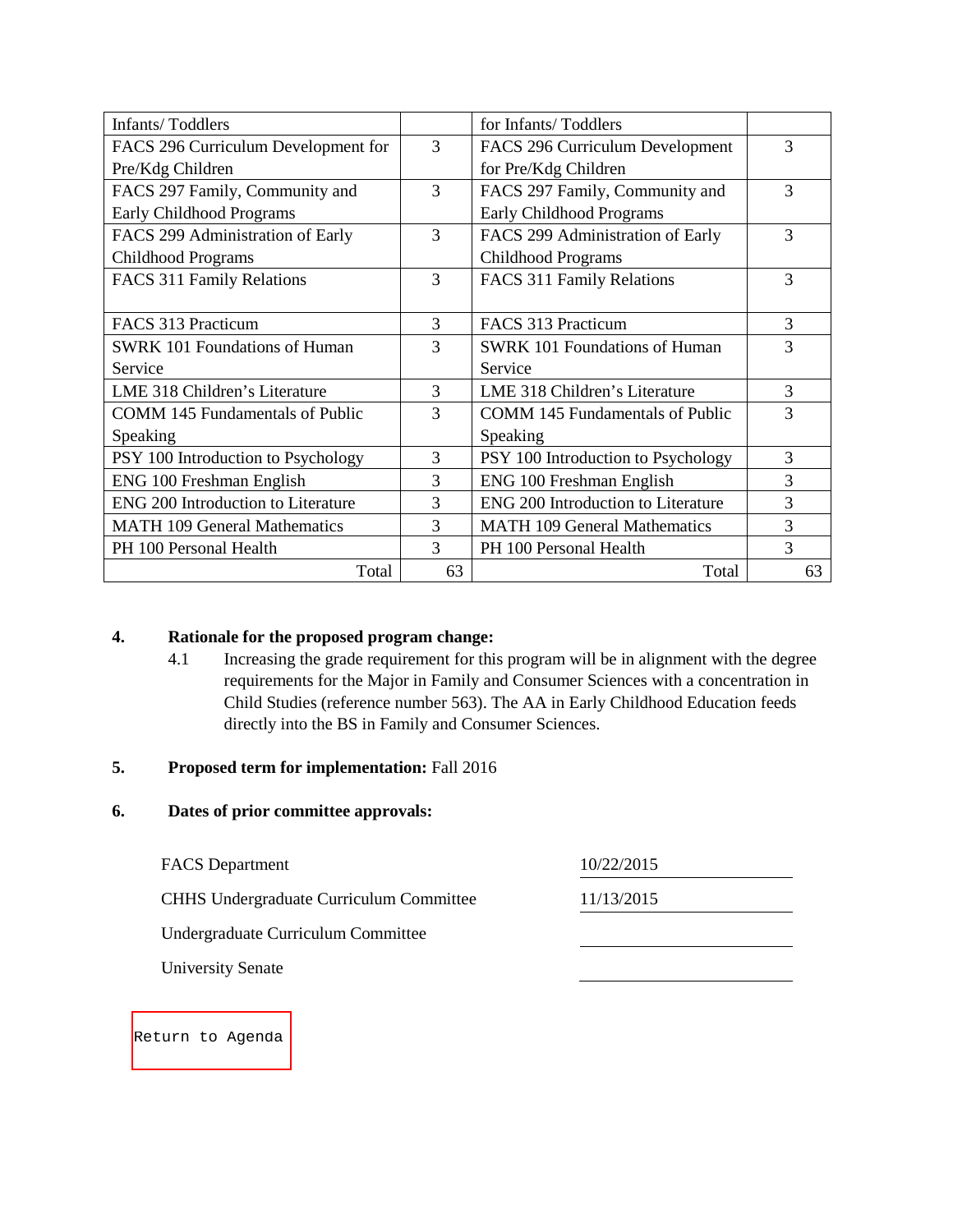| | | | |
|---|---|---|---|
| Infants/ Toddlers | | for Infants/ Toddlers | |
| FACS 296 Curriculum Development for Pre/Kdg Children | 3 | FACS 296 Curriculum Development for Pre/Kdg Children | 3 |
| FACS 297 Family, Community and Early Childhood Programs | 3 | FACS 297 Family, Community and Early Childhood Programs | 3 |
| FACS 299 Administration of Early Childhood Programs | 3 | FACS 299 Administration of Early Childhood Programs | 3 |
| FACS 311 Family Relations | 3 | FACS 311 Family Relations | 3 |
| FACS 313 Practicum | 3 | FACS 313 Practicum | 3 |
| SWRK 101 Foundations of Human Service | 3 | SWRK 101 Foundations of Human Service | 3 |
| LME 318 Children's Literature | 3 | LME 318 Children's Literature | 3 |
| COMM 145 Fundamentals of Public Speaking | 3 | COMM 145 Fundamentals of Public Speaking | 3 |
| PSY 100 Introduction to Psychology | 3 | PSY 100 Introduction to Psychology | 3 |
| ENG 100 Freshman English | 3 | ENG 100 Freshman English | 3 |
| ENG 200 Introduction to Literature | 3 | ENG 200 Introduction to Literature | 3 |
| MATH 109 General Mathematics | 3 | MATH 109 General Mathematics | 3 |
| PH 100 Personal Health | 3 | PH 100 Personal Health | 3 |
| Total | 63 | Total | 63 |

**4. Rationale for the proposed program change:**

4.1 Increasing the grade requirement for this program will be in alignment with the degree requirements for the Major in Family and Consumer Sciences with a concentration in Child Studies (reference number 563). The AA in Early Childhood Education feeds directly into the BS in Family and Consumer Sciences.

**5. Proposed term for implementation:** Fall 2016

**6. Dates of prior committee approvals:**

| | |
|---|---|
| FACS Department | 10/22/2015 |
| CHHS Undergraduate Curriculum Committee | 11/13/2015 |
| Undergraduate Curriculum Committee | |
| University Senate | |

Return to Agenda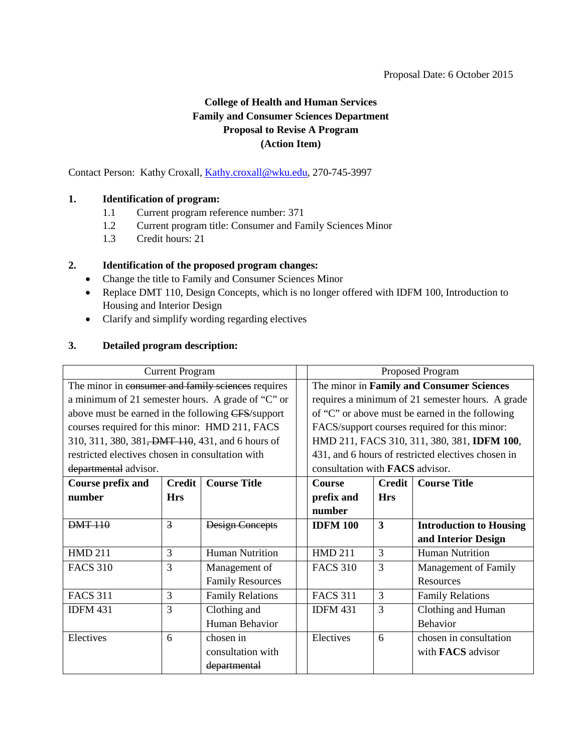Proposal Date: 6 October 2015

**College of Health and Human Services**
**Family and Consumer Sciences Department**
**Proposal to Revise A Program**
**(Action Item)**

Contact Person: Kathy Croxall, Kathy.croxall@wku.edu, 270-745-3997

**1. Identification of program:**

1.1 Current program reference number: 371
1.2 Current program title: Consumer and Family Sciences Minor
1.3 Credit hours: 21

**2. Identification of the proposed program changes:**

- Change the title to Family and Consumer Sciences Minor
- Replace DMT 110, Design Concepts, which is no longer offered with IDFM 100, Introduction to Housing and Interior Design
- Clarify and simplify wording regarding electives

**3. Detailed program description:**

| Current Program | | | | Proposed Program | | |
|---|---|---|---|---|---|---|
| The minor in ~~consumer and family sciences~~ requires a minimum of 21 semester hours. A grade of "C" or above must be earned in the following ~~CFS~~/support courses required for this minor: HMD 211, FACS 310, 311, 380, 381~~, DMT 110~~, 431, and 6 hours of restricted electives chosen in consultation with ~~departmental~~ advisor. | | | | The minor in **Family and Consumer Sciences** requires a minimum of 21 semester hours. A grade of "C" or above must be earned in the following FACS/support courses required for this minor: HMD 211, FACS 310, 311, 380, 381, **IDFM 100**, 431, and 6 hours of restricted electives chosen in consultation with **FACS** advisor. | | |
| **Course prefix and number** | **Credit Hrs** | **Course Title** | | **Course prefix and number** | **Credit Hrs** | **Course Title** |
| ~~DMT 110~~ | ~~3~~ | ~~Design Concepts~~ | | **IDFM 100** | **3** | **Introduction to Housing and Interior Design** |
| HMD 211 | 3 | Human Nutrition | | HMD 211 | 3 | Human Nutrition |
| FACS 310 | 3 | Management of Family Resources | | FACS 310 | 3 | Management of Family Resources |
| FACS 311 | 3 | Family Relations | | FACS 311 | 3 | Family Relations |
| IDFM 431 | 3 | Clothing and Human Behavior | | IDFM 431 | 3 | Clothing and Human Behavior |
| Electives | 6 | chosen in consultation with ~~departmental~~ | | Electives | 6 | chosen in consultation with **FACS** advisor |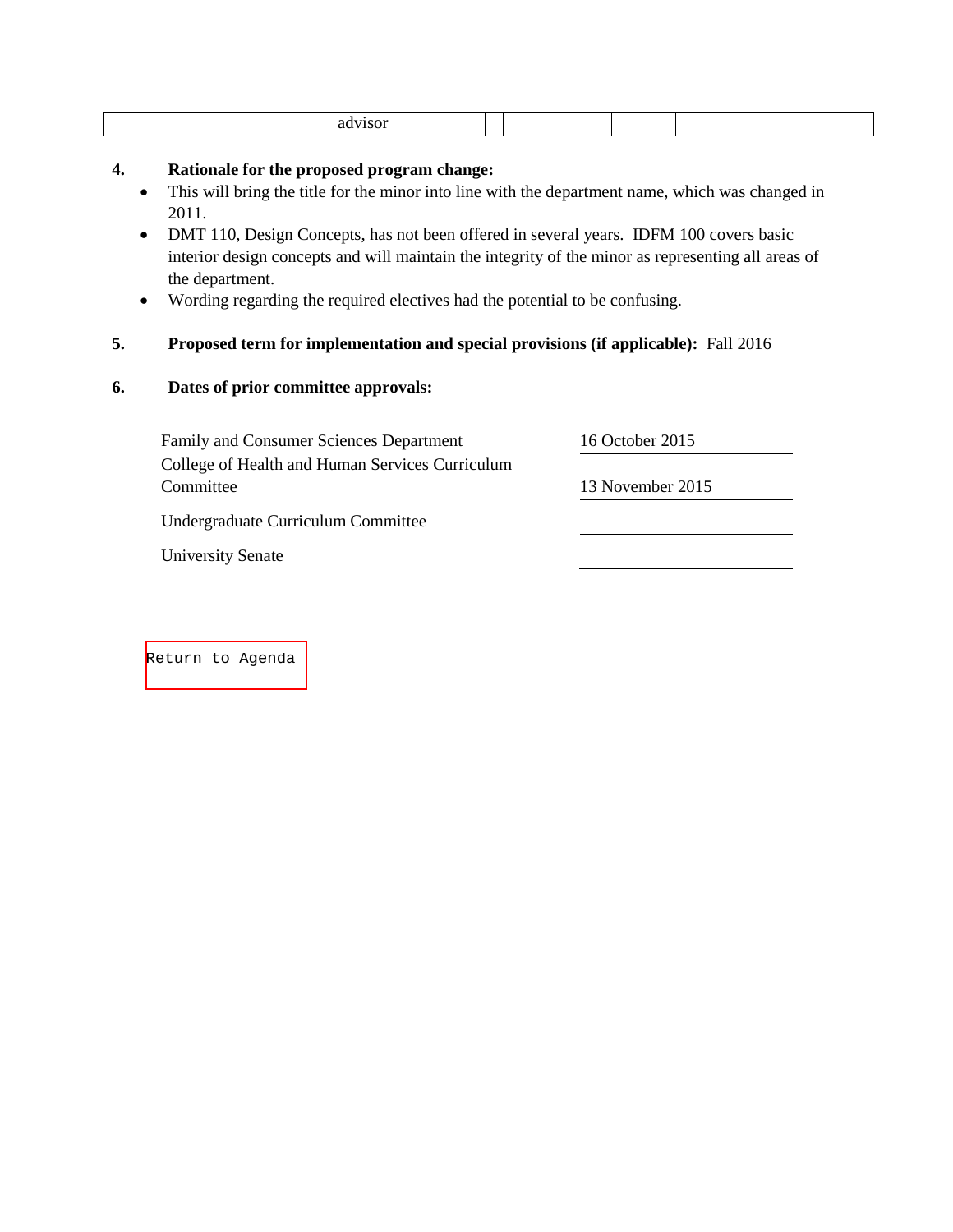| | | advisor | | | | |
|---|---|---|---|---|---|---|

**4. Rationale for the proposed program change:**

- This will bring the title for the minor into line with the department name, which was changed in 2011.
- DMT 110, Design Concepts, has not been offered in several years. IDFM 100 covers basic interior design concepts and will maintain the integrity of the minor as representing all areas of the department.
- Wording regarding the required electives had the potential to be confusing.

**5. Proposed term for implementation and special provisions (if applicable):** Fall 2016

**6. Dates of prior committee approvals:**

| | |
|---|---|
| Family and Consumer Sciences Department | 16 October 2015 |
| College of Health and Human Services Curriculum Committee | 13 November 2015 |
| Undergraduate Curriculum Committee | |
| University Senate | |

Return to Agenda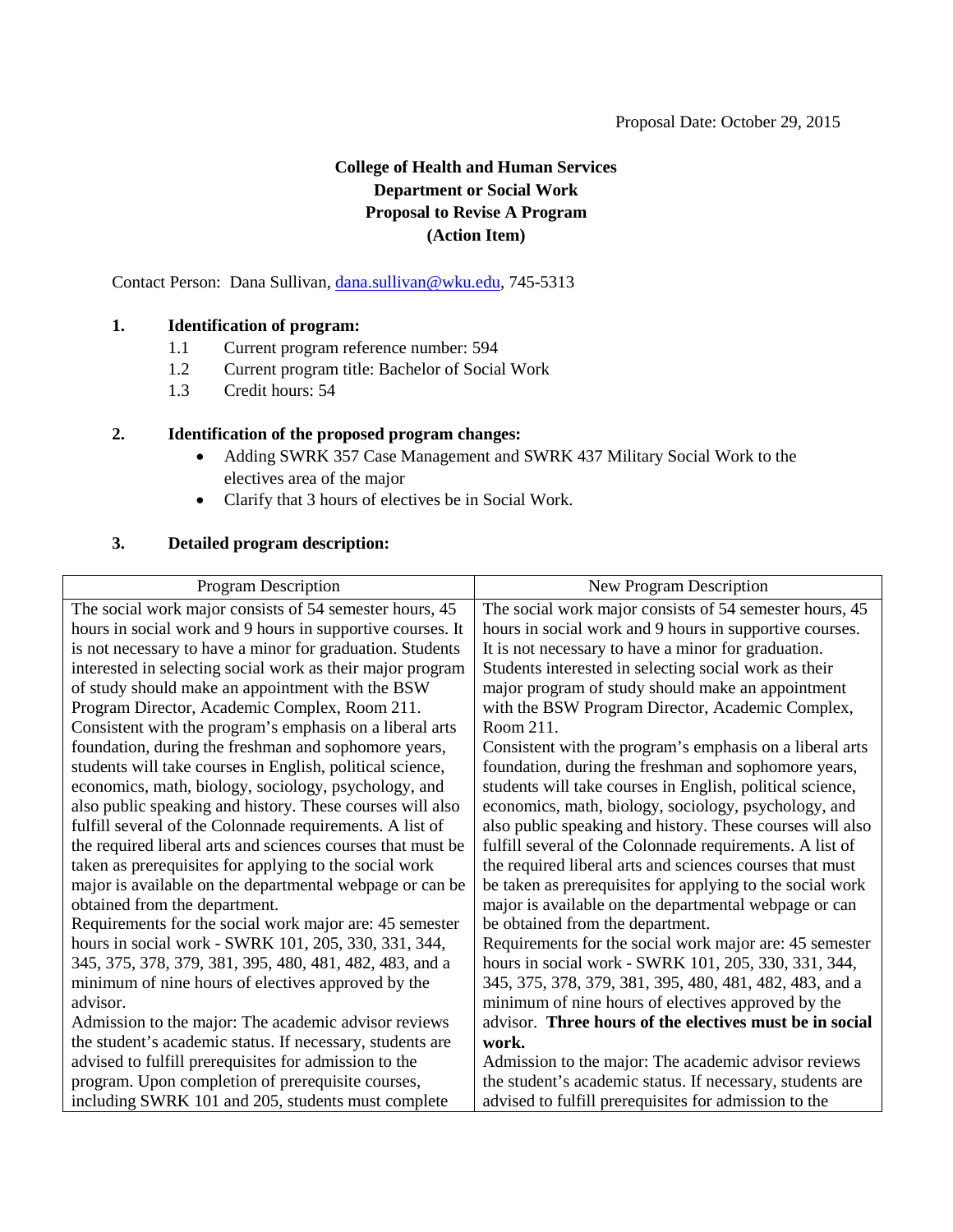Proposal Date: October 29, 2015

**College of Health and Human Services**
**Department or Social Work**
**Proposal to Revise A Program**
**(Action Item)**

Contact Person: Dana Sullivan, dana.sullivan@wku.edu, 745-5313

**1. Identification of program:**

1.1 Current program reference number: 594
1.2 Current program title: Bachelor of Social Work
1.3 Credit hours: 54

**2. Identification of the proposed program changes:**

- Adding SWRK 357 Case Management and SWRK 437 Military Social Work to the electives area of the major
- Clarify that 3 hours of electives be in Social Work.

**3. Detailed program description:**

| Program Description | New Program Description |
|---|---|
| The social work major consists of 54 semester hours, 45 hours in social work and 9 hours in supportive courses. It is not necessary to have a minor for graduation. Students interested in selecting social work as their major program of study should make an appointment with the BSW Program Director, Academic Complex, Room 211.<br>Consistent with the program's emphasis on a liberal arts foundation, during the freshman and sophomore years, students will take courses in English, political science, economics, math, biology, sociology, psychology, and also public speaking and history. These courses will also fulfill several of the Colonnade requirements. A list of the required liberal arts and sciences courses that must be taken as prerequisites for applying to the social work major is available on the departmental webpage or can be obtained from the department.<br>Requirements for the social work major are: 45 semester hours in social work - SWRK 101, 205, 330, 331, 344, 345, 375, 378, 379, 381, 395, 480, 481, 482, 483, and a minimum of nine hours of electives approved by the advisor.<br>Admission to the major: The academic advisor reviews the student's academic status. If necessary, students are advised to fulfill prerequisites for admission to the program. Upon completion of prerequisite courses, including SWRK 101 and 205, students must complete | The social work major consists of 54 semester hours, 45 hours in social work and 9 hours in supportive courses. It is not necessary to have a minor for graduation. Students interested in selecting social work as their major program of study should make an appointment with the BSW Program Director, Academic Complex, Room 211.<br>Consistent with the program's emphasis on a liberal arts foundation, during the freshman and sophomore years, students will take courses in English, political science, economics, math, biology, sociology, psychology, and also public speaking and history. These courses will also fulfill several of the Colonnade requirements. A list of the required liberal arts and sciences courses that must be taken as prerequisites for applying to the social work major is available on the departmental webpage or can be obtained from the department.<br>Requirements for the social work major are: 45 semester hours in social work - SWRK 101, 205, 330, 331, 344, 345, 375, 378, 379, 381, 395, 480, 481, 482, 483, and a minimum of nine hours of electives approved by the advisor. **Three hours of the electives must be in social work.**<br>Admission to the major: The academic advisor reviews the student's academic status. If necessary, students are advised to fulfill prerequisites for admission to the |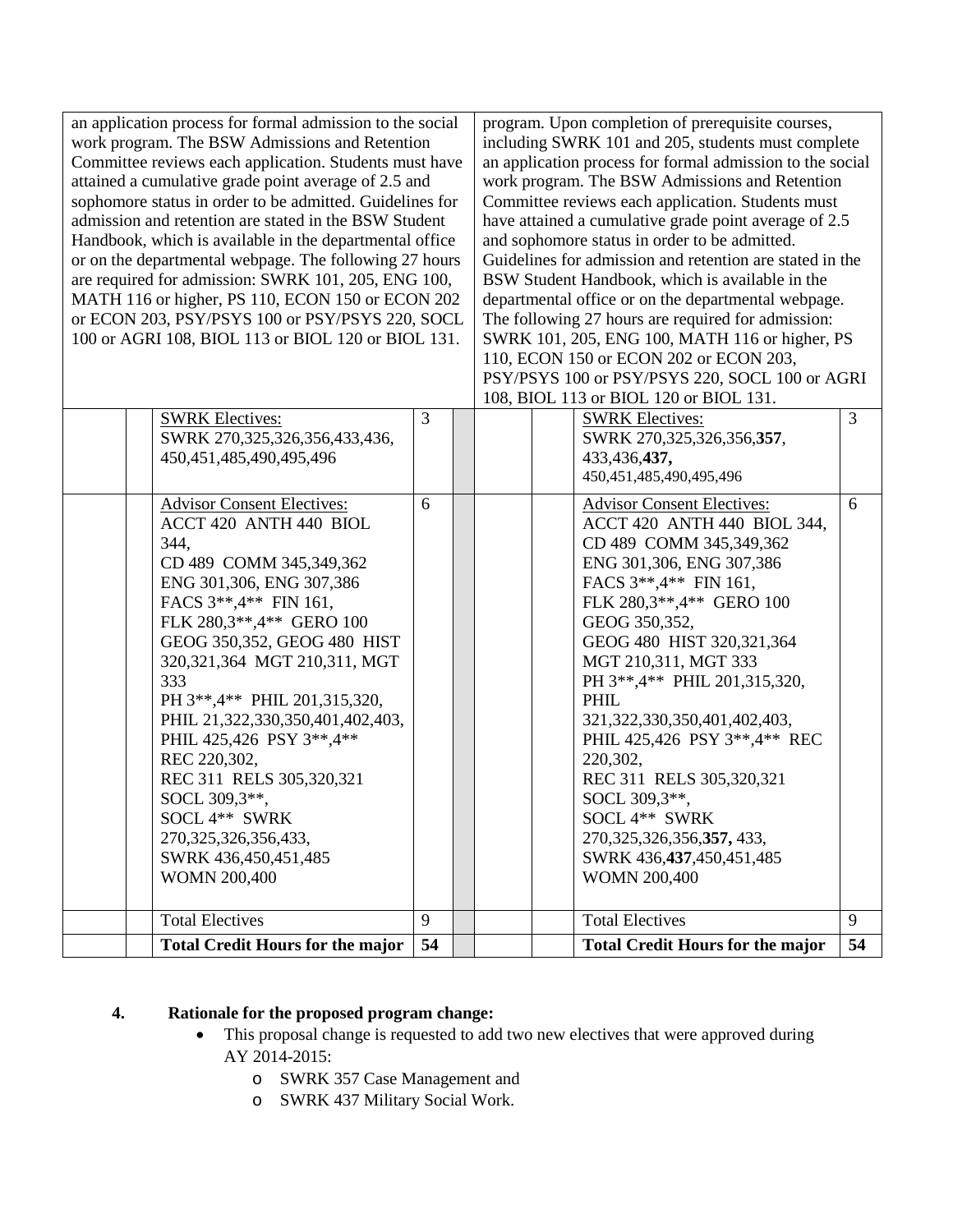| | | | | | | | | |
|---|---|---|---|---|---|---|---|---|
| an application process for formal admission to the social work program. The BSW Admissions and Retention Committee reviews each application. Students must have attained a cumulative grade point average of 2.5 and sophomore status in order to be admitted. Guidelines for admission and retention are stated in the BSW Student Handbook, which is available in the departmental office or on the departmental webpage. The following 27 hours are required for admission: SWRK 101, 205, ENG 100, MATH 116 or higher, PS 110, ECON 150 or ECON 202 or ECON 203, PSY/PSYS 100 or PSY/PSYS 220, SOCL 100 or AGRI 108, BIOL 113 or BIOL 120 or BIOL 131. | | | | | program. Upon completion of prerequisite courses, including SWRK 101 and 205, students must complete an application process for formal admission to the social work program. The BSW Admissions and Retention Committee reviews each application. Students must have attained a cumulative grade point average of 2.5 and sophomore status in order to be admitted. Guidelines for admission and retention are stated in the BSW Student Handbook, which is available in the departmental office or on the departmental webpage. The following 27 hours are required for admission: SWRK 101, 205, ENG 100, MATH 116 or higher, PS 110, ECON 150 or ECON 202 or ECON 203, PSY/PSYS 100 or PSY/PSYS 220, SOCL 100 or AGRI 108, BIOL 113 or BIOL 120 or BIOL 131. | | | |
| | | SWRK Electives: SWRK 270,325,326,356,433,436, 450,451,485,490,495,496 | 3 | | | | SWRK Electives: SWRK 270,325,326,356,**357**, 433,436,**437,** 450,451,485,490,495,496 | 3 |
| | | Advisor Consent Electives: ACCT 420 ANTH 440 BIOL 344, CD 489 COMM 345,349,362 ENG 301,306, ENG 307,386 FACS 3**,4** FIN 161, FLK 280,3**,4** GERO 100 GEOG 350,352, GEOG 480 HIST 320,321,364 MGT 210,311, MGT 333 PH 3**,4** PHIL 201,315,320, PHIL 21,322,330,350,401,402,403, PHIL 425,426 PSY 3**,4** REC 220,302, REC 311 RELS 305,320,321 SOCL 309,3**, SOCL 4** SWRK 270,325,326,356,433, SWRK 436,450,451,485 WOMN 200,400 | 6 | | | | Advisor Consent Electives: ACCT 420 ANTH 440 BIOL 344, CD 489 COMM 345,349,362 ENG 301,306, ENG 307,386 FACS 3**,4** FIN 161, FLK 280,3**,4** GERO 100 GEOG 350,352, GEOG 480 HIST 320,321,364 MGT 210,311, MGT 333 PH 3**,4** PHIL 201,315,320, PHIL 321,322,330,350,401,402,403, PHIL 425,426 PSY 3**,4** REC 220,302, REC 311 RELS 305,320,321 SOCL 309,3**, SOCL 4** SWRK 270,325,326,356,**357,** 433, SWRK 436,**437**,450,451,485 WOMN 200,400 | 6 |
| | | Total Electives | 9 | | | | Total Electives | 9 |
| | | **Total Credit Hours for the major** | **54** | | | | **Total Credit Hours for the major** | **54** |

**4. Rationale for the proposed program change:**

- This proposal change is requested to add two new electives that were approved during AY 2014-2015:
  - SWRK 357 Case Management and
  - SWRK 437 Military Social Work.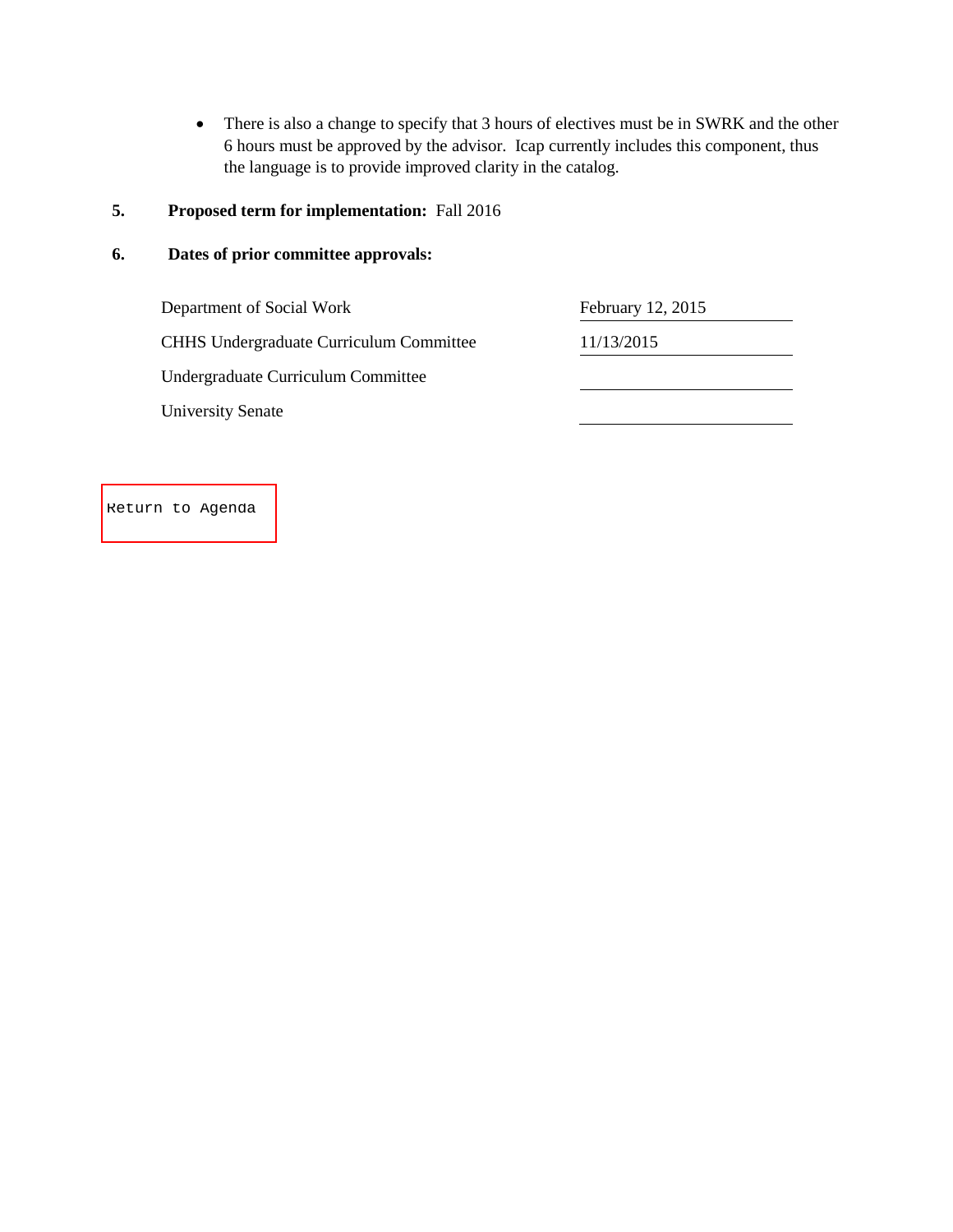- There is also a change to specify that 3 hours of electives must be in SWRK and the other 6 hours must be approved by the advisor. Icap currently includes this component, thus the language is to provide improved clarity in the catalog.

5. **Proposed term for implementation:** Fall 2016

6. **Dates of prior committee approvals:**

| | |
|---|---|
| Department of Social Work | February 12, 2015 |
| CHHS Undergraduate Curriculum Committee | 11/13/2015 |
| Undergraduate Curriculum Committee | |
| University Senate | |

Return to Agenda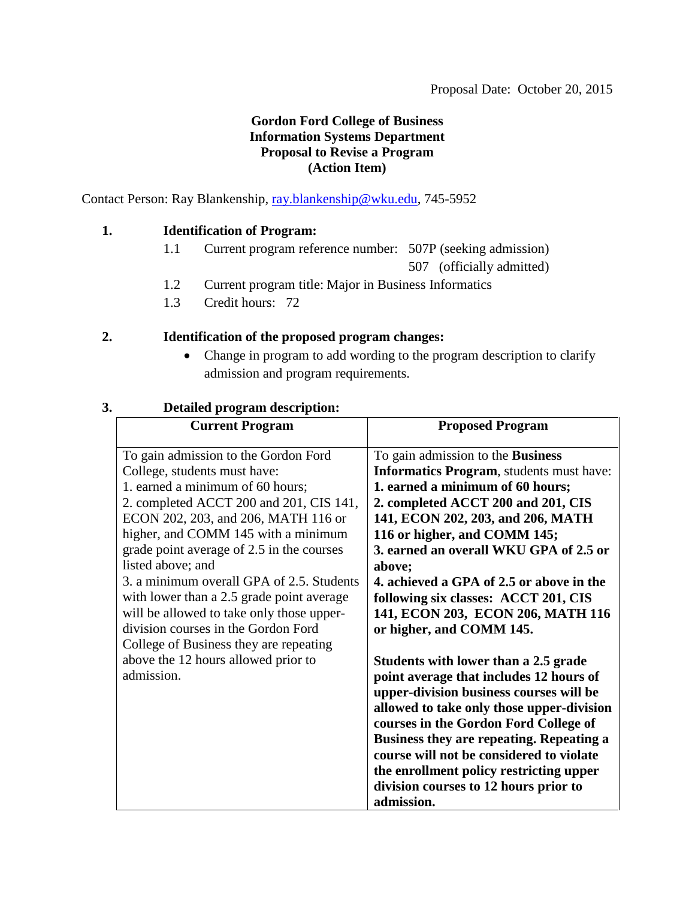Proposal Date: October 20, 2015

**Gordon Ford College of Business**
**Information Systems Department**
**Proposal to Revise a Program**
**(Action Item)**

Contact Person: Ray Blankenship, [ray.blankenship@wku.edu](mailto:ray.blankenship@wku.edu), 745-5952

**1. Identification of Program:**

1.1 Current program reference number: 507P (seeking admission)
507 (officially admitted)

1.2 Current program title: Major in Business Informatics

1.3 Credit hours: 72

**2. Identification of the proposed program changes:**

- Change in program to add wording to the program description to clarify admission and program requirements.

**3. Detailed program description:**

| Current Program | Proposed Program |
|---|---|
| To gain admission to the Gordon Ford College, students must have:<br>1. earned a minimum of 60 hours;<br>2. completed ACCT 200 and 201, CIS 141, ECON 202, 203, and 206, MATH 116 or higher, and COMM 145 with a minimum grade point average of 2.5 in the courses listed above; and<br>3. a minimum overall GPA of 2.5. Students with lower than a 2.5 grade point average will be allowed to take only those upper-division courses in the Gordon Ford College of Business they are repeating above the 12 hours allowed prior to admission. | To gain admission to the **Business Informatics Program**, students must have:<br>**1. earned a minimum of 60 hours;**<br>**2. completed ACCT 200 and 201, CIS 141, ECON 202, 203, and 206, MATH 116 or higher, and COMM 145;**<br>**3. earned an overall WKU GPA of 2.5 or above;**<br>**4. achieved a GPA of 2.5 or above in the following six classes: ACCT 201, CIS 141, ECON 203, ECON 206, MATH 116 or higher, and COMM 145.**<br><br>**Students with lower than a 2.5 grade point average that includes 12 hours of upper-division business courses will be allowed to take only those upper-division courses in the Gordon Ford College of Business they are repeating. Repeating a course will not be considered to violate the enrollment policy restricting upper division courses to 12 hours prior to admission.** |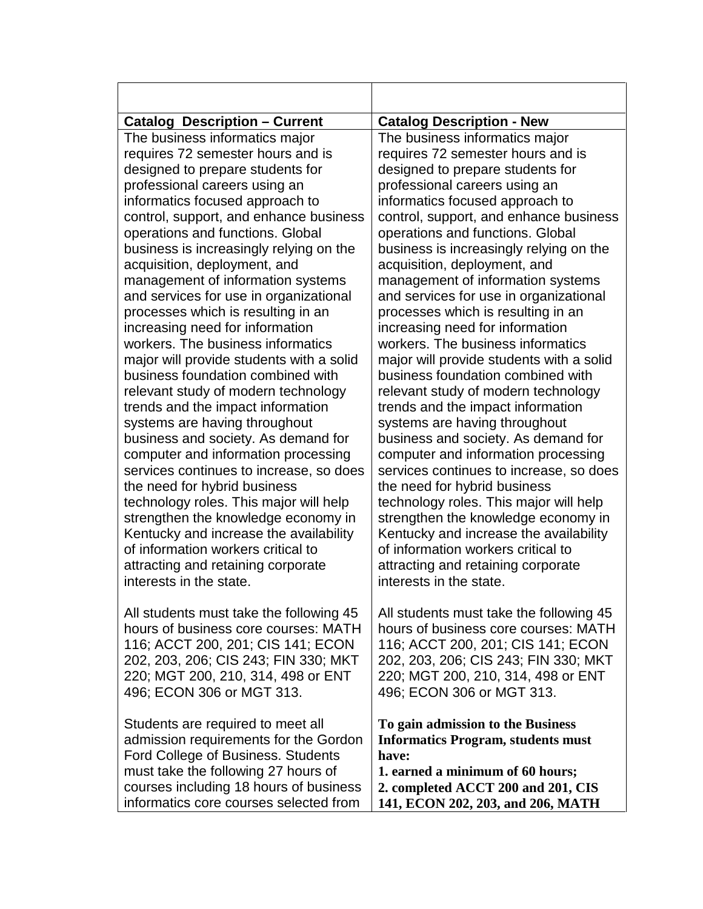| | |
|---|---|
| **Catalog Description – Current** | **Catalog Description - New** |
| The business informatics major requires 72 semester hours and is designed to prepare students for professional careers using an informatics focused approach to control, support, and enhance business operations and functions. Global business is increasingly relying on the acquisition, deployment, and management of information systems and services for use in organizational processes which is resulting in an increasing need for information workers. The business informatics major will provide students with a solid business foundation combined with relevant study of modern technology trends and the impact information systems are having throughout business and society. As demand for computer and information processing services continues to increase, so does the need for hybrid business technology roles. This major will help strengthen the knowledge economy in Kentucky and increase the availability of information workers critical to attracting and retaining corporate interests in the state.<br><br>All students must take the following 45 hours of business core courses: MATH 116; ACCT 200, 201; CIS 141; ECON 202, 203, 206; CIS 243; FIN 330; MKT 220; MGT 200, 210, 314, 498 or ENT 496; ECON 306 or MGT 313.<br><br>Students are required to meet all admission requirements for the Gordon Ford College of Business. Students must take the following 27 hours of courses including 18 hours of business informatics core courses selected from | The business informatics major requires 72 semester hours and is designed to prepare students for professional careers using an informatics focused approach to control, support, and enhance business operations and functions. Global business is increasingly relying on the acquisition, deployment, and management of information systems and services for use in organizational processes which is resulting in an increasing need for information workers. The business informatics major will provide students with a solid business foundation combined with relevant study of modern technology trends and the impact information systems are having throughout business and society. As demand for computer and information processing services continues to increase, so does the need for hybrid business technology roles. This major will help strengthen the knowledge economy in Kentucky and increase the availability of information workers critical to attracting and retaining corporate interests in the state.<br><br>All students must take the following 45 hours of business core courses: MATH 116; ACCT 200, 201; CIS 141; ECON 202, 203, 206; CIS 243; FIN 330; MKT 220; MGT 200, 210, 314, 498 or ENT 496; ECON 306 or MGT 313.<br><br>**To gain admission to the Business Informatics Program, students must have:**<br>**1. earned a minimum of 60 hours;**<br>**2. completed ACCT 200 and 201, CIS 141, ECON 202, 203, and 206, MATH** |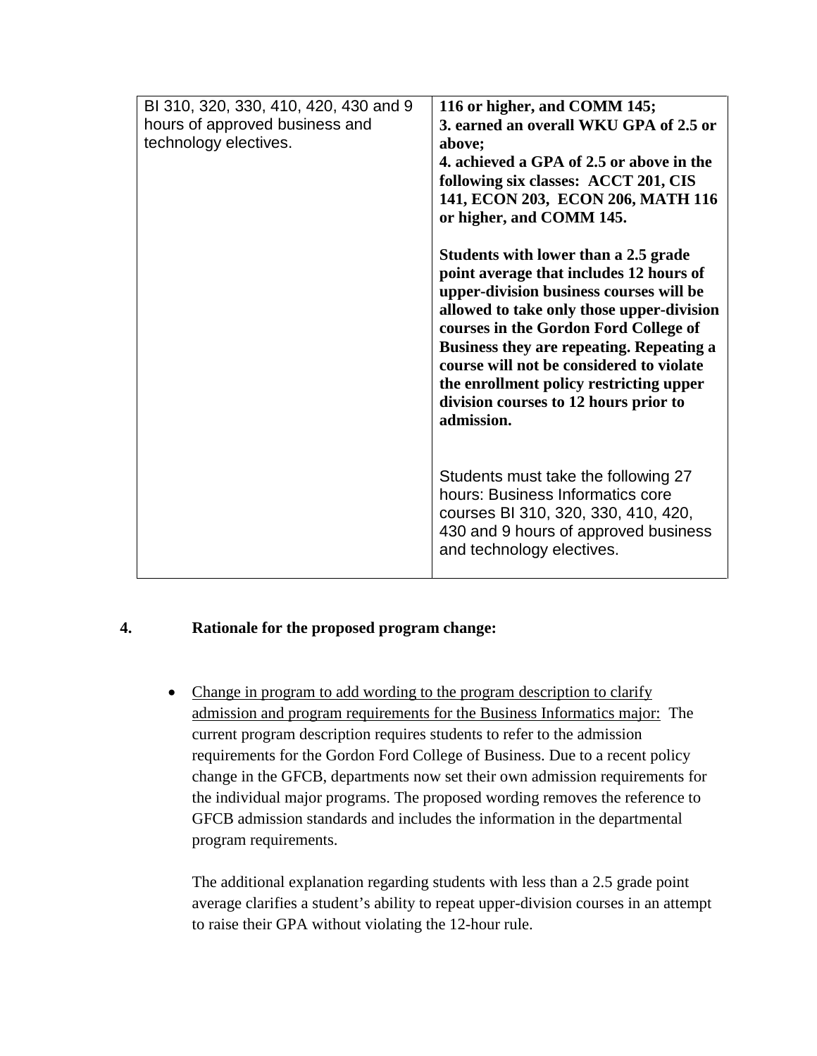| | |
|---|---|
| BI 310, 320, 330, 410, 420, 430 and 9 hours of approved business and technology electives. | **116 or higher, and COMM 145;**<br>**3. earned an overall WKU GPA of 2.5 or above;**<br>**4. achieved a GPA of 2.5 or above in the following six classes: ACCT 201, CIS 141, ECON 203, ECON 206, MATH 116 or higher, and COMM 145.**<br><br>**Students with lower than a 2.5 grade point average that includes 12 hours of upper-division business courses will be allowed to take only those upper-division courses in the Gordon Ford College of Business they are repeating. Repeating a course will not be considered to violate the enrollment policy restricting upper division courses to 12 hours prior to admission.**<br><br>Students must take the following 27 hours: Business Informatics core courses BI 310, 320, 330, 410, 420, 430 and 9 hours of approved business and technology electives. |

**4. Rationale for the proposed program change:**

- Change in program to add wording to the program description to clarify admission and program requirements for the Business Informatics major: The current program description requires students to refer to the admission requirements for the Gordon Ford College of Business. Due to a recent policy change in the GFCB, departments now set their own admission requirements for the individual major programs. The proposed wording removes the reference to GFCB admission standards and includes the information in the departmental program requirements.

  The additional explanation regarding students with less than a 2.5 grade point average clarifies a student's ability to repeat upper-division courses in an attempt to raise their GPA without violating the 12-hour rule.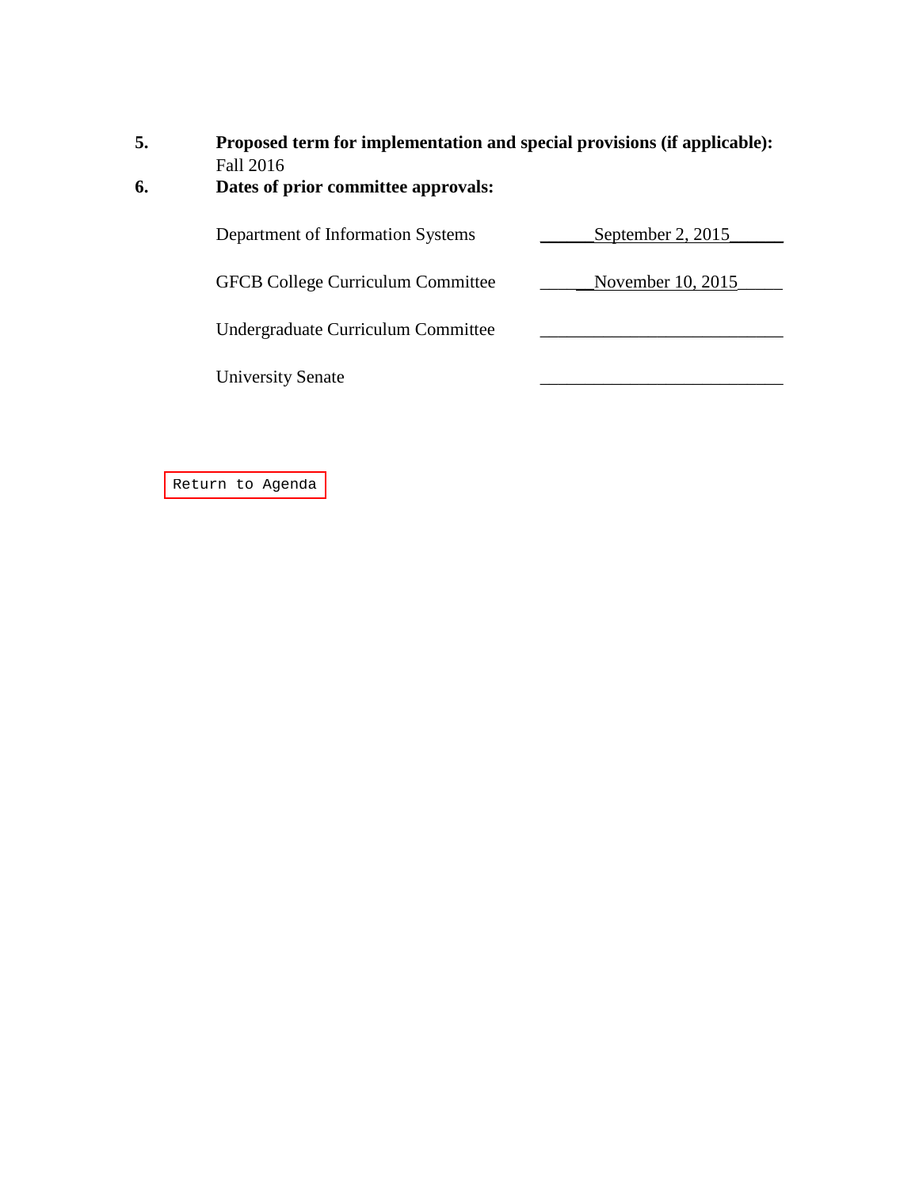**5. Proposed term for implementation and special provisions (if applicable):**
Fall 2016

**6. Dates of prior committee approvals:**

| | |
|---|---|
| Department of Information Systems | September 2, 2015 |
| GFCB College Curriculum Committee | November 10, 2015 |
| Undergraduate Curriculum Committee | |
| University Senate | |

Return to Agenda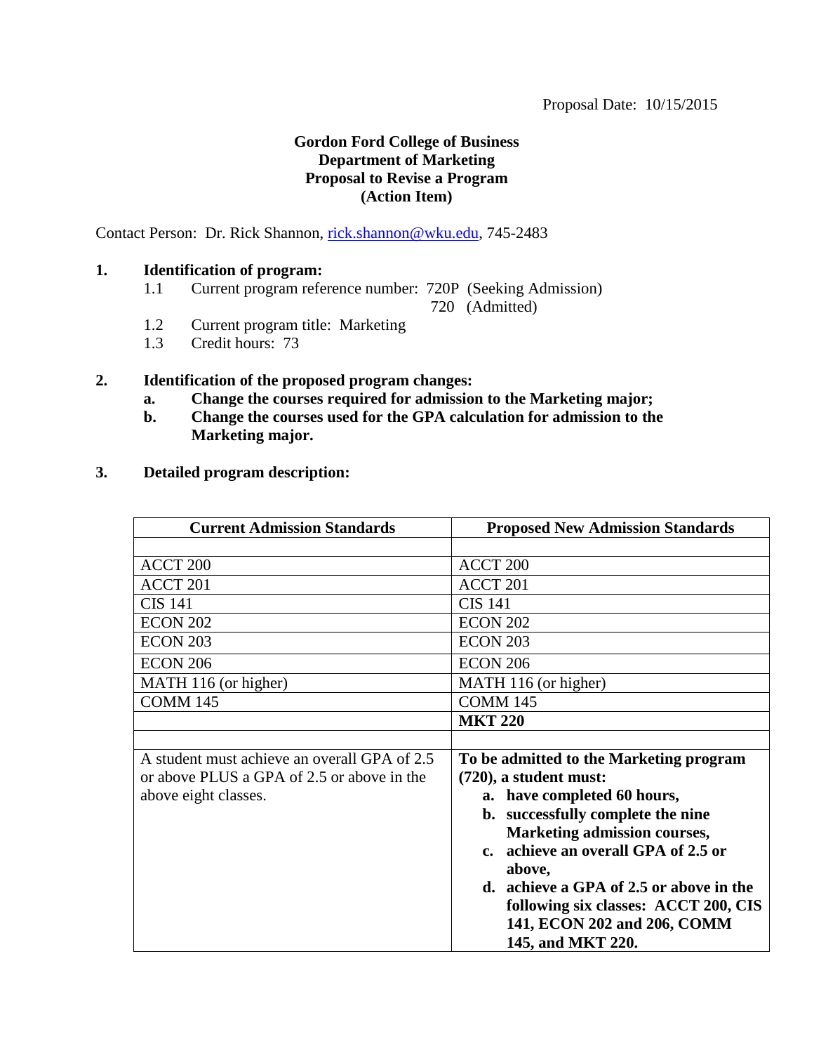Proposal Date: 10/15/2015

**Gordon Ford College of Business**
**Department of Marketing**
**Proposal to Revise a Program**
**(Action Item)**

Contact Person: Dr. Rick Shannon, rick.shannon@wku.edu, 745-2483

**1. Identification of program:**

1.1 Current program reference number: 720P (Seeking Admission)
720 (Admitted)

1.2 Current program title: Marketing

1.3 Credit hours: 73

**2. Identification of the proposed program changes:**

**a. Change the courses required for admission to the Marketing major;**

**b. Change the courses used for the GPA calculation for admission to the Marketing major.**

**3. Detailed program description:**

| Current Admission Standards | Proposed New Admission Standards |
|---|---|
| | |
| ACCT 200 | ACCT 200 |
| ACCT 201 | ACCT 201 |
| CIS 141 | CIS 141 |
| ECON 202 | ECON 202 |
| ECON 203 | ECON 203 |
| ECON 206 | ECON 206 |
| MATH 116 (or higher) | MATH 116 (or higher) |
| COMM 145 | COMM 145 |
| | **MKT 220** |
| | |
| A student must achieve an overall GPA of 2.5 or above PLUS a GPA of 2.5 or above in the above eight classes. | **To be admitted to the Marketing program (720), a student must:** <br> **a. have completed 60 hours,** <br> **b. successfully complete the nine Marketing admission courses,** <br> **c. achieve an overall GPA of 2.5 or above,** <br> **d. achieve a GPA of 2.5 or above in the following six classes: ACCT 200, CIS 141, ECON 202 and 206, COMM 145, and MKT 220.** |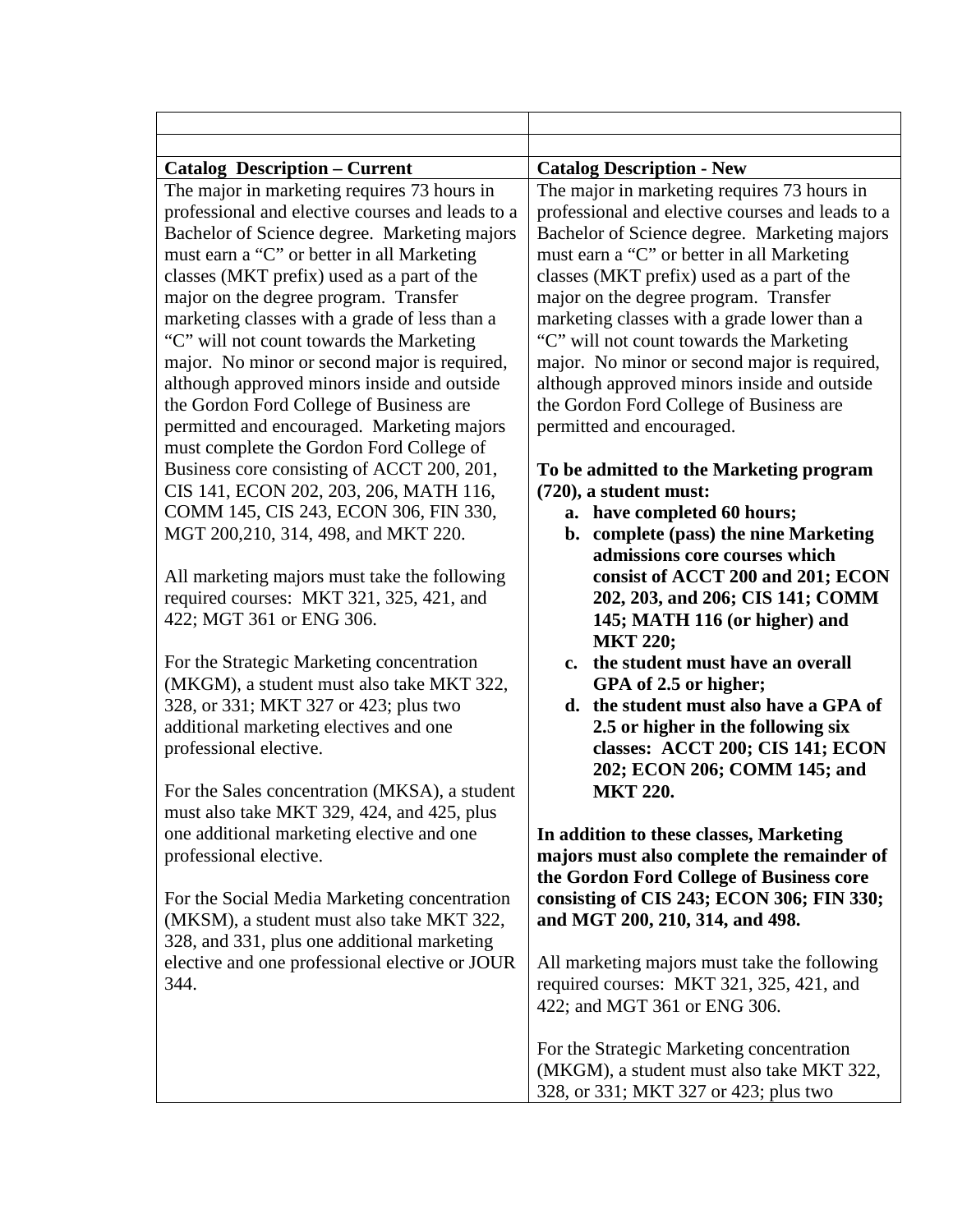| | |
|---|---|
| | |
| **Catalog Description – Current** | **Catalog Description - New** |
| The major in marketing requires 73 hours in professional and elective courses and leads to a Bachelor of Science degree. Marketing majors must earn a "C" or better in all Marketing classes (MKT prefix) used as a part of the major on the degree program. Transfer marketing classes with a grade of less than a "C" will not count towards the Marketing major. No minor or second major is required, although approved minors inside and outside the Gordon Ford College of Business are permitted and encouraged. Marketing majors must complete the Gordon Ford College of Business core consisting of ACCT 200, 201, CIS 141, ECON 202, 203, 206, MATH 116, COMM 145, CIS 243, ECON 306, FIN 330, MGT 200,210, 314, 498, and MKT 220.<br><br>All marketing majors must take the following required courses: MKT 321, 325, 421, and 422; MGT 361 or ENG 306.<br><br>For the Strategic Marketing concentration (MKGM), a student must also take MKT 322, 328, or 331; MKT 327 or 423; plus two additional marketing electives and one professional elective.<br><br>For the Sales concentration (MKSA), a student must also take MKT 329, 424, and 425, plus one additional marketing elective and one professional elective.<br><br>For the Social Media Marketing concentration (MKSM), a student must also take MKT 322, 328, and 331, plus one additional marketing elective and one professional elective or JOUR 344. | The major in marketing requires 73 hours in professional and elective courses and leads to a Bachelor of Science degree. Marketing majors must earn a "C" or better in all Marketing classes (MKT prefix) used as a part of the major on the degree program. Transfer marketing classes with a grade lower than a "C" will not count towards the Marketing major. No minor or second major is required, although approved minors inside and outside the Gordon Ford College of Business are permitted and encouraged.<br><br>**To be admitted to the Marketing program (720), a student must:**<br>**a. have completed 60 hours;**<br>**b. complete (pass) the nine Marketing admissions core courses which consist of ACCT 200 and 201; ECON 202, 203, and 206; CIS 141; COMM 145; MATH 116 (or higher) and MKT 220;**<br>**c. the student must have an overall GPA of 2.5 or higher;**<br>**d. the student must also have a GPA of 2.5 or higher in the following six classes: ACCT 200; CIS 141; ECON 202; ECON 206; COMM 145; and MKT 220.**<br><br>**In addition to these classes, Marketing majors must also complete the remainder of the Gordon Ford College of Business core consisting of CIS 243; ECON 306; FIN 330; and MGT 200, 210, 314, and 498.**<br><br>All marketing majors must take the following required courses: MKT 321, 325, 421, and 422; and MGT 361 or ENG 306.<br><br>For the Strategic Marketing concentration (MKGM), a student must also take MKT 322, 328, or 331; MKT 327 or 423; plus two |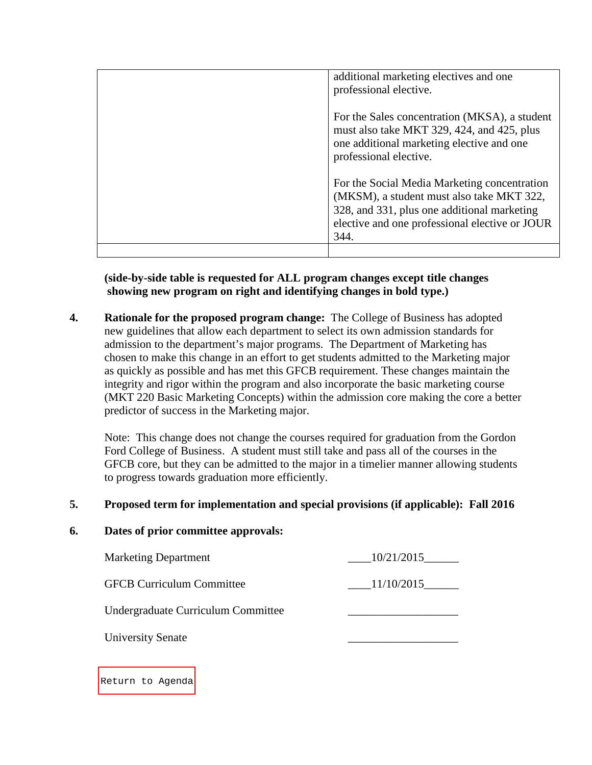| | |
|---|---|
| | additional marketing electives and one professional elective.<br><br>For the Sales concentration (MKSA), a student must also take MKT 329, 424, and 425, plus one additional marketing elective and one professional elective.<br><br>For the Social Media Marketing concentration (MKSM), a student must also take MKT 322, 328, and 331, plus one additional marketing elective and one professional elective or JOUR 344. |
| | |

**(side-by-side table is requested for ALL program changes except title changes showing new program on right and identifying changes in bold type.)**

4. **Rationale for the proposed program change:** The College of Business has adopted new guidelines that allow each department to select its own admission standards for admission to the department's major programs. The Department of Marketing has chosen to make this change in an effort to get students admitted to the Marketing major as quickly as possible and has met this GFCB requirement. These changes maintain the integrity and rigor within the program and also incorporate the basic marketing course (MKT 220 Basic Marketing Concepts) within the admission core making the core a better predictor of success in the Marketing major.

   Note: This change does not change the courses required for graduation from the Gordon Ford College of Business. A student must still take and pass all of the courses in the GFCB core, but they can be admitted to the major in a timelier manner allowing students to progress towards graduation more efficiently.

5. **Proposed term for implementation and special provisions (if applicable): Fall 2016**

6. **Dates of prior committee approvals:**

| | |
|---|---|
| Marketing Department | 10/21/2015 |
| GFCB Curriculum Committee | 11/10/2015 |
| Undergraduate Curriculum Committee | ___________________ |
| University Senate | ___________________ |

Return to Agenda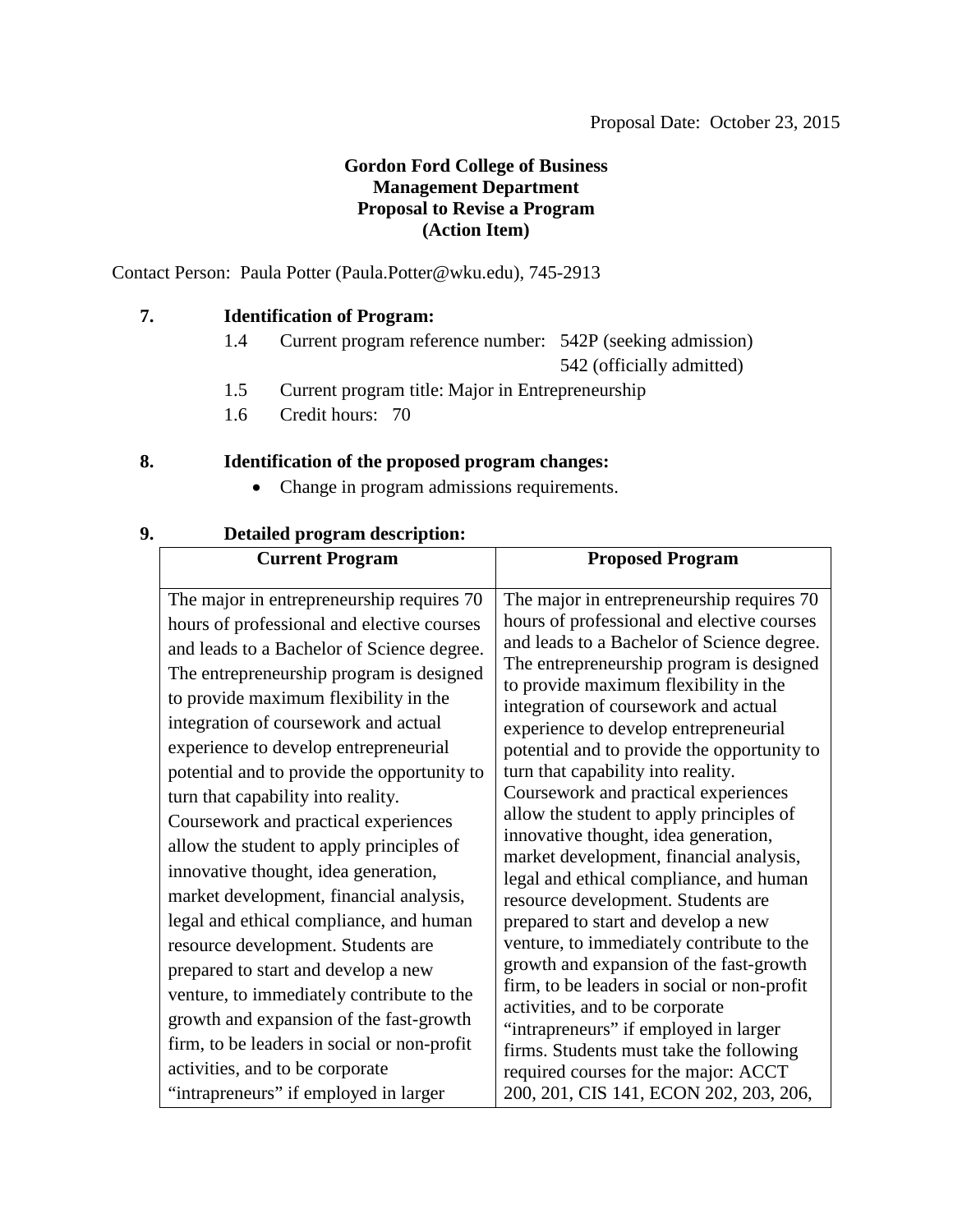Proposal Date: October 23, 2015

**Gordon Ford College of Business**
**Management Department**
**Proposal to Revise a Program**
**(Action Item)**

Contact Person: Paula Potter (Paula.Potter@wku.edu), 745-2913

**7. Identification of Program:**

- 1.4 Current program reference number: 542P (seeking admission)
  542 (officially admitted)
- 1.5 Current program title: Major in Entrepreneurship
- 1.6 Credit hours: 70

**8. Identification of the proposed program changes:**

- Change in program admissions requirements.

**9. Detailed program description:**

| Current Program | Proposed Program |
|---|---|
| The major in entrepreneurship requires 70 hours of professional and elective courses and leads to a Bachelor of Science degree. The entrepreneurship program is designed to provide maximum flexibility in the integration of coursework and actual experience to develop entrepreneurial potential and to provide the opportunity to turn that capability into reality. Coursework and practical experiences allow the student to apply principles of innovative thought, idea generation, market development, financial analysis, legal and ethical compliance, and human resource development. Students are prepared to start and develop a new venture, to immediately contribute to the growth and expansion of the fast-growth firm, to be leaders in social or non-profit activities, and to be corporate "intrapreneurs" if employed in larger | The major in entrepreneurship requires 70 hours of professional and elective courses and leads to a Bachelor of Science degree. The entrepreneurship program is designed to provide maximum flexibility in the integration of coursework and actual experience to develop entrepreneurial potential and to provide the opportunity to turn that capability into reality. Coursework and practical experiences allow the student to apply principles of innovative thought, idea generation, market development, financial analysis, legal and ethical compliance, and human resource development. Students are prepared to start and develop a new venture, to immediately contribute to the growth and expansion of the fast-growth firm, to be leaders in social or non-profit activities, and to be corporate "intrapreneurs" if employed in larger firms. Students must take the following required courses for the major: ACCT 200, 201, CIS 141, ECON 202, 203, 206, |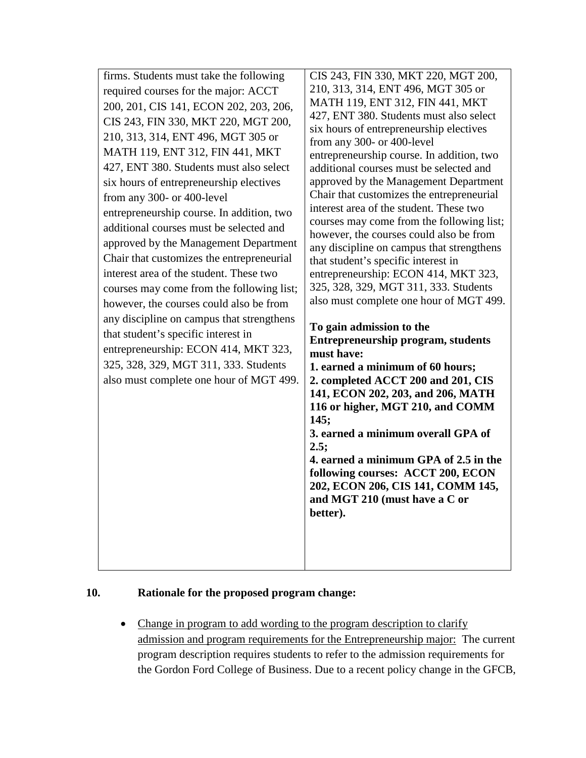| | |
|---|---|
| firms. Students must take the following required courses for the major: ACCT 200, 201, CIS 141, ECON 202, 203, 206, CIS 243, FIN 330, MKT 220, MGT 200, 210, 313, 314, ENT 496, MGT 305 or MATH 119, ENT 312, FIN 441, MKT 427, ENT 380. Students must also select six hours of entrepreneurship electives from any 300- or 400-level entrepreneurship course. In addition, two additional courses must be selected and approved by the Management Department Chair that customizes the entrepreneurial interest area of the student. These two courses may come from the following list; however, the courses could also be from any discipline on campus that strengthens that student's specific interest in entrepreneurship: ECON 414, MKT 323, 325, 328, 329, MGT 311, 333. Students also must complete one hour of MGT 499. | CIS 243, FIN 330, MKT 220, MGT 200, 210, 313, 314, ENT 496, MGT 305 or MATH 119, ENT 312, FIN 441, MKT 427, ENT 380. Students must also select six hours of entrepreneurship electives from any 300- or 400-level entrepreneurship course. In addition, two additional courses must be selected and approved by the Management Department Chair that customizes the entrepreneurial interest area of the student. These two courses may come from the following list; however, the courses could also be from any discipline on campus that strengthens that student's specific interest in entrepreneurship: ECON 414, MKT 323, 325, 328, 329, MGT 311, 333. Students also must complete one hour of MGT 499.<br><br>**To gain admission to the Entrepreneurship program, students must have:**<br>**1. earned a minimum of 60 hours;**<br>**2. completed ACCT 200 and 201, CIS 141, ECON 202, 203, and 206, MATH 116 or higher, MGT 210, and COMM 145;**<br>**3. earned a minimum overall GPA of 2.5;**<br>**4. earned a minimum GPA of 2.5 in the following courses: ACCT 200, ECON 202, ECON 206, CIS 141, COMM 145, and MGT 210 (must have a C or better).** |

**10. Rationale for the proposed program change:**

- Change in program to add wording to the program description to clarify admission and program requirements for the Entrepreneurship major: The current program description requires students to refer to the admission requirements for the Gordon Ford College of Business. Due to a recent policy change in the GFCB,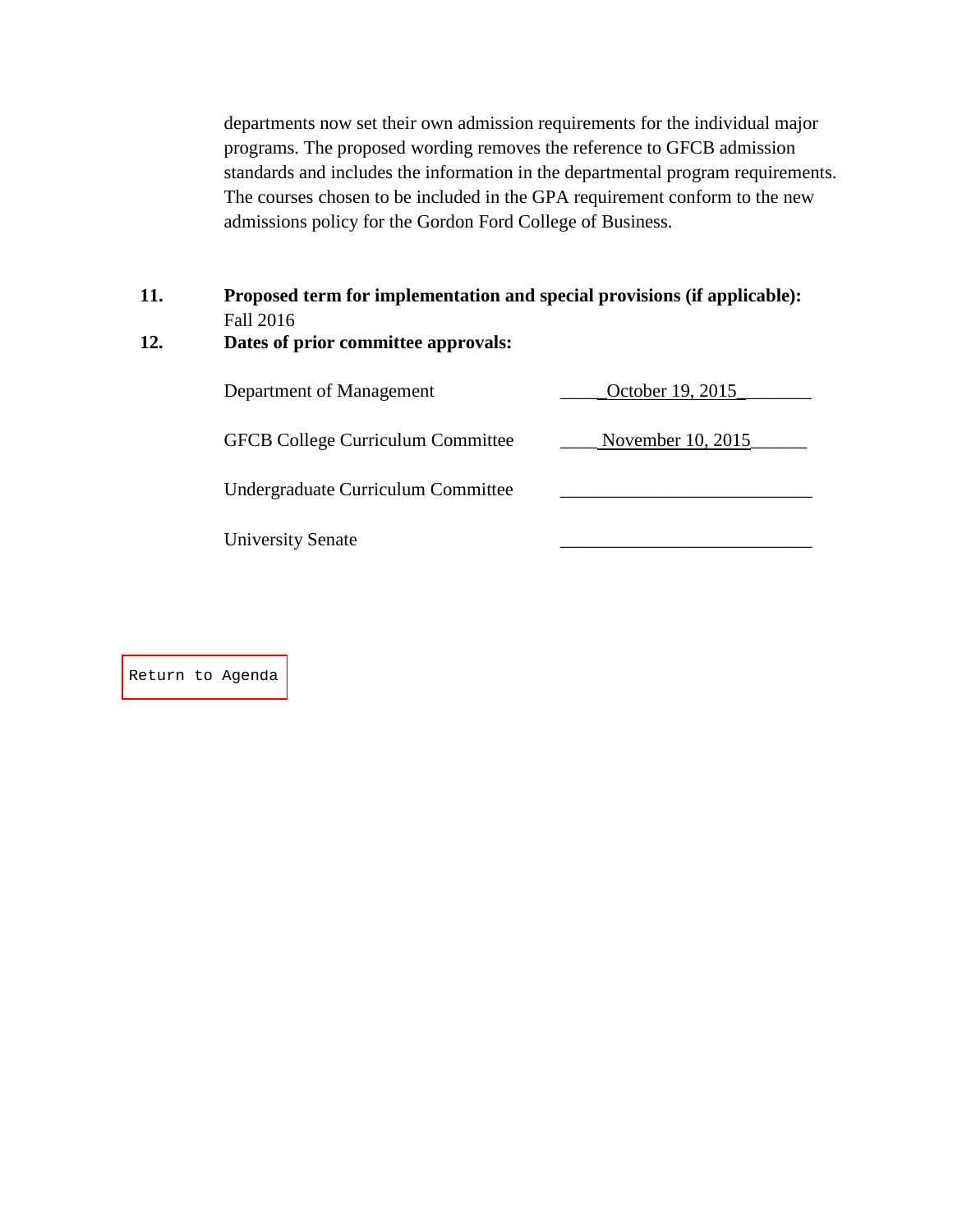departments now set their own admission requirements for the individual major programs. The proposed wording removes the reference to GFCB admission standards and includes the information in the departmental program requirements. The courses chosen to be included in the GPA requirement conform to the new admissions policy for the Gordon Ford College of Business.

**11. Proposed term for implementation and special provisions (if applicable):**
Fall 2016

**12. Dates of prior committee approvals:**

| | |
|---|---|
| Department of Management | October 19, 2015 |
| GFCB College Curriculum Committee | November 10, 2015 |
| Undergraduate Curriculum Committee | ___________________________ |
| University Senate | ___________________________ |

Return to Agenda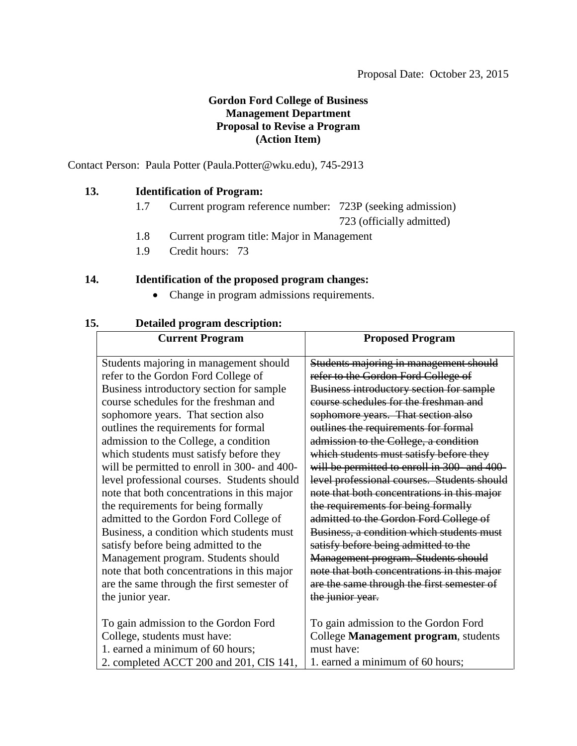Proposal Date: October 23, 2015

**Gordon Ford College of Business**
**Management Department**
**Proposal to Revise a Program**
**(Action Item)**

Contact Person: Paula Potter (Paula.Potter@wku.edu), 745-2913

**13. Identification of Program:**

1.7 Current program reference number: 723P (seeking admission)
723 (officially admitted)

1.8 Current program title: Major in Management

1.9 Credit hours: 73

**14. Identification of the proposed program changes:**

- Change in program admissions requirements.

**15. Detailed program description:**

| Current Program | Proposed Program |
|---|---|
| Students majoring in management should refer to the Gordon Ford College of Business introductory section for sample course schedules for the freshman and sophomore years. That section also outlines the requirements for formal admission to the College, a condition which students must satisfy before they will be permitted to enroll in 300- and 400-level professional courses. Students should note that both concentrations in this major the requirements for being formally admitted to the Gordon Ford College of Business, a condition which students must satisfy before being admitted to the Management program. Students should note that both concentrations in this major are the same through the first semester of the junior year. | ~~Students majoring in management should refer to the Gordon Ford College of Business introductory section for sample course schedules for the freshman and sophomore years. That section also outlines the requirements for formal admission to the College, a condition which students must satisfy before they will be permitted to enroll in 300- and 400-level professional courses. Students should note that both concentrations in this major the requirements for being formally admitted to the Gordon Ford College of Business, a condition which students must satisfy before being admitted to the Management program. Students should note that both concentrations in this major are the same through the first semester of the junior year.~~ |
| To gain admission to the Gordon Ford College, students must have:<br>1. earned a minimum of 60 hours;<br>2. completed ACCT 200 and 201, CIS 141, | To gain admission to the Gordon Ford College **Management program**, students must have:<br>1. earned a minimum of 60 hours; |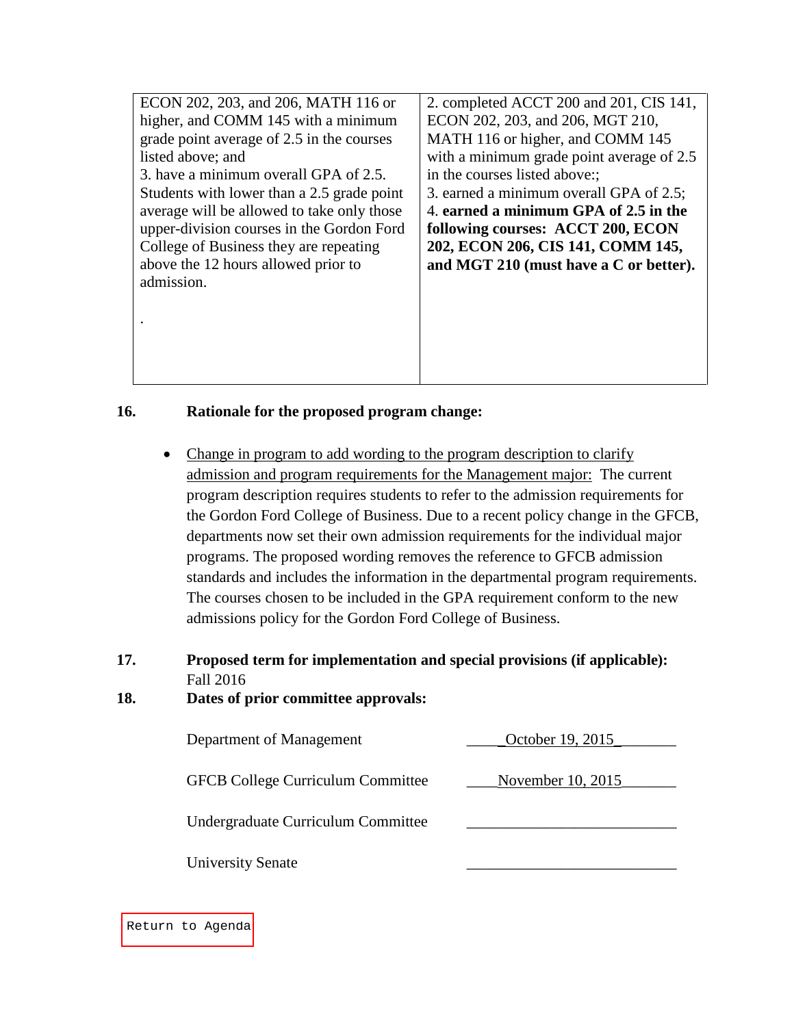| | |
|---|---|
| ECON 202, 203, and 206, MATH 116 or higher, and COMM 145 with a minimum grade point average of 2.5 in the courses listed above; and<br>3. have a minimum overall GPA of 2.5. Students with lower than a 2.5 grade point average will be allowed to take only those upper-division courses in the Gordon Ford College of Business they are repeating above the 12 hours allowed prior to admission.<br><br>. | 2. completed ACCT 200 and 201, CIS 141, ECON 202, 203, and 206, MGT 210, MATH 116 or higher, and COMM 145 with a minimum grade point average of 2.5 in the courses listed above:;<br>3. earned a minimum overall GPA of 2.5;<br>4. **earned a minimum GPA of 2.5 in the following courses: ACCT 200, ECON 202, ECON 206, CIS 141, COMM 145, and MGT 210 (must have a C or better).** |

**16. Rationale for the proposed program change:**

- Change in program to add wording to the program description to clarify admission and program requirements for the Management major: The current program description requires students to refer to the admission requirements for the Gordon Ford College of Business. Due to a recent policy change in the GFCB, departments now set their own admission requirements for the individual major programs. The proposed wording removes the reference to GFCB admission standards and includes the information in the departmental program requirements. The courses chosen to be included in the GPA requirement conform to the new admissions policy for the Gordon Ford College of Business.

**17. Proposed term for implementation and special provisions (if applicable):**
Fall 2016

**18. Dates of prior committee approvals:**

| | |
|---|---|
| Department of Management | October 19, 2015 |
| GFCB College Curriculum Committee | November 10, 2015 |
| Undergraduate Curriculum Committee | ______________________ |
| University Senate | ______________________ |

Return to Agenda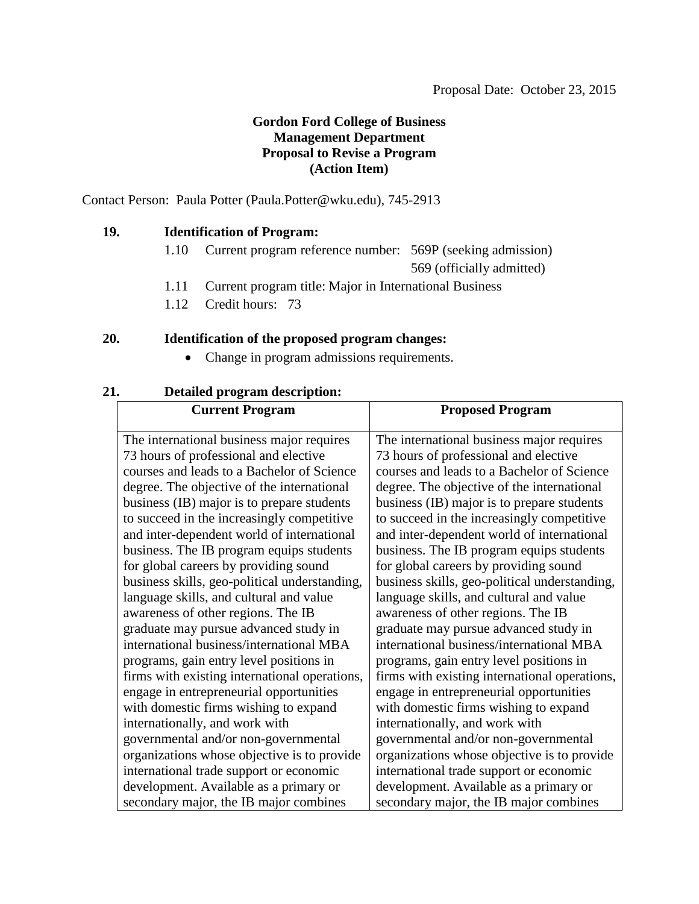Proposal Date: October 23, 2015

**Gordon Ford College of Business**
**Management Department**
**Proposal to Revise a Program**
**(Action Item)**

Contact Person: Paula Potter (Paula.Potter@wku.edu), 745-2913

**19. Identification of Program:**

- 1.10 Current program reference number: 569P (seeking admission)
  569 (officially admitted)
- 1.11 Current program title: Major in International Business
- 1.12 Credit hours: 73

**20. Identification of the proposed program changes:**

- Change in program admissions requirements.

**21. Detailed program description:**

| Current Program | Proposed Program |
|---|---|
| The international business major requires 73 hours of professional and elective courses and leads to a Bachelor of Science degree. The objective of the international business (IB) major is to prepare students to succeed in the increasingly competitive and inter-dependent world of international business. The IB program equips students for global careers by providing sound business skills, geo-political understanding, language skills, and cultural and value awareness of other regions. The IB graduate may pursue advanced study in international business/international MBA programs, gain entry level positions in firms with existing international operations, engage in entrepreneurial opportunities with domestic firms wishing to expand internationally, and work with governmental and/or non-governmental organizations whose objective is to provide international trade support or economic development. Available as a primary or secondary major, the IB major combines | The international business major requires 73 hours of professional and elective courses and leads to a Bachelor of Science degree. The objective of the international business (IB) major is to prepare students to succeed in the increasingly competitive and inter-dependent world of international business. The IB program equips students for global careers by providing sound business skills, geo-political understanding, language skills, and cultural and value awareness of other regions. The IB graduate may pursue advanced study in international business/international MBA programs, gain entry level positions in firms with existing international operations, engage in entrepreneurial opportunities with domestic firms wishing to expand internationally, and work with governmental and/or non-governmental organizations whose objective is to provide international trade support or economic development. Available as a primary or secondary major, the IB major combines |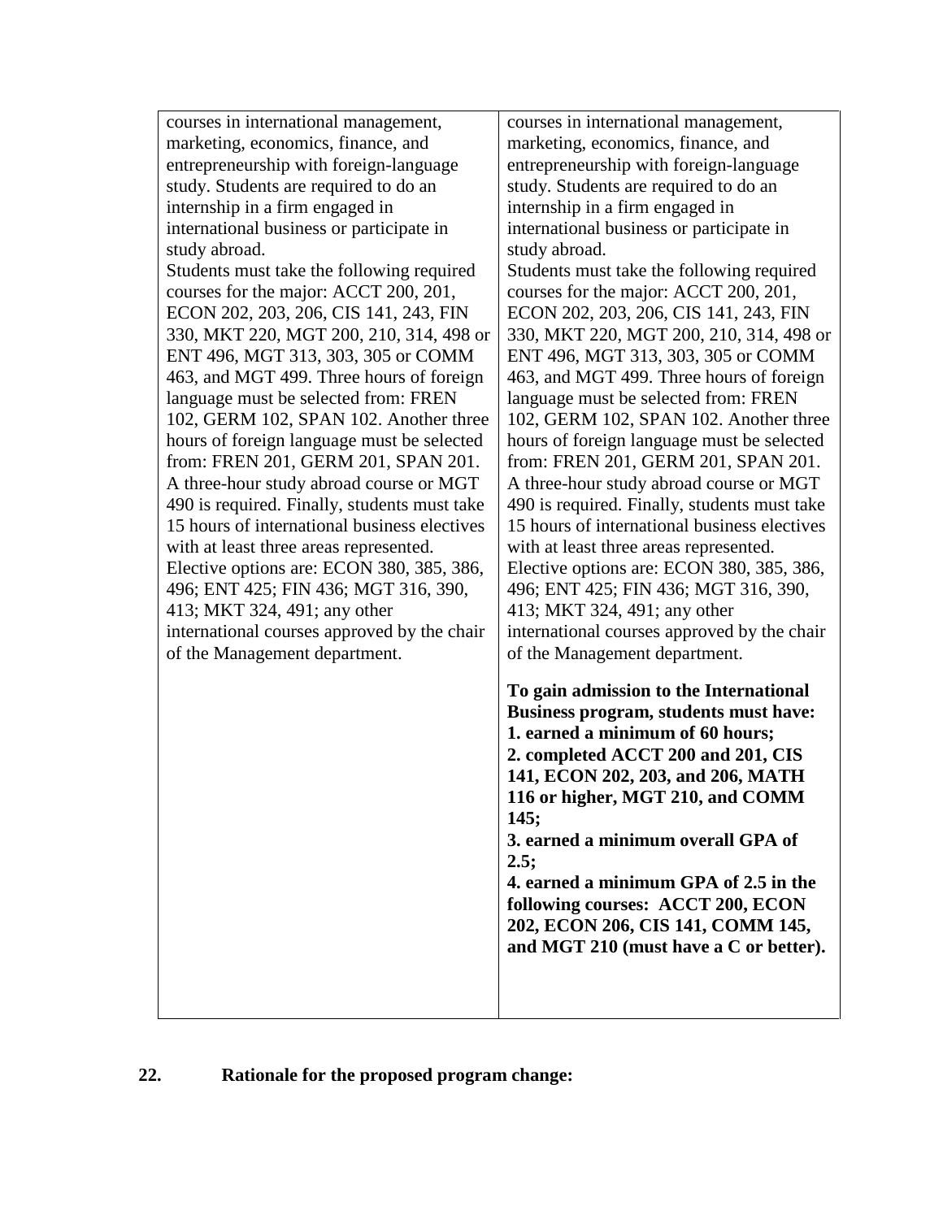| | |
|---|---|
| courses in international management, marketing, economics, finance, and entrepreneurship with foreign-language study. Students are required to do an internship in a firm engaged in international business or participate in study abroad.<br>Students must take the following required courses for the major: ACCT 200, 201, ECON 202, 203, 206, CIS 141, 243, FIN 330, MKT 220, MGT 200, 210, 314, 498 or ENT 496, MGT 313, 303, 305 or COMM 463, and MGT 499. Three hours of foreign language must be selected from: FREN 102, GERM 102, SPAN 102. Another three hours of foreign language must be selected from: FREN 201, GERM 201, SPAN 201. A three-hour study abroad course or MGT 490 is required. Finally, students must take 15 hours of international business electives with at least three areas represented. Elective options are: ECON 380, 385, 386, 496; ENT 425; FIN 436; MGT 316, 390, 413; MKT 324, 491; any other international courses approved by the chair of the Management department. | courses in international management, marketing, economics, finance, and entrepreneurship with foreign-language study. Students are required to do an internship in a firm engaged in international business or participate in study abroad.<br>Students must take the following required courses for the major: ACCT 200, 201, ECON 202, 203, 206, CIS 141, 243, FIN 330, MKT 220, MGT 200, 210, 314, 498 or ENT 496, MGT 313, 303, 305 or COMM 463, and MGT 499. Three hours of foreign language must be selected from: FREN 102, GERM 102, SPAN 102. Another three hours of foreign language must be selected from: FREN 201, GERM 201, SPAN 201. A three-hour study abroad course or MGT 490 is required. Finally, students must take 15 hours of international business electives with at least three areas represented. Elective options are: ECON 380, 385, 386, 496; ENT 425; FIN 436; MGT 316, 390, 413; MKT 324, 491; any other international courses approved by the chair of the Management department.<br><br>**To gain admission to the International Business program, students must have:**<br>**1. earned a minimum of 60 hours;**<br>**2. completed ACCT 200 and 201, CIS 141, ECON 202, 203, and 206, MATH 116 or higher, MGT 210, and COMM 145;**<br>**3. earned a minimum overall GPA of 2.5;**<br>**4. earned a minimum GPA of 2.5 in the following courses: ACCT 200, ECON 202, ECON 206, CIS 141, COMM 145, and MGT 210 (must have a C or better).** |

**22. Rationale for the proposed program change:**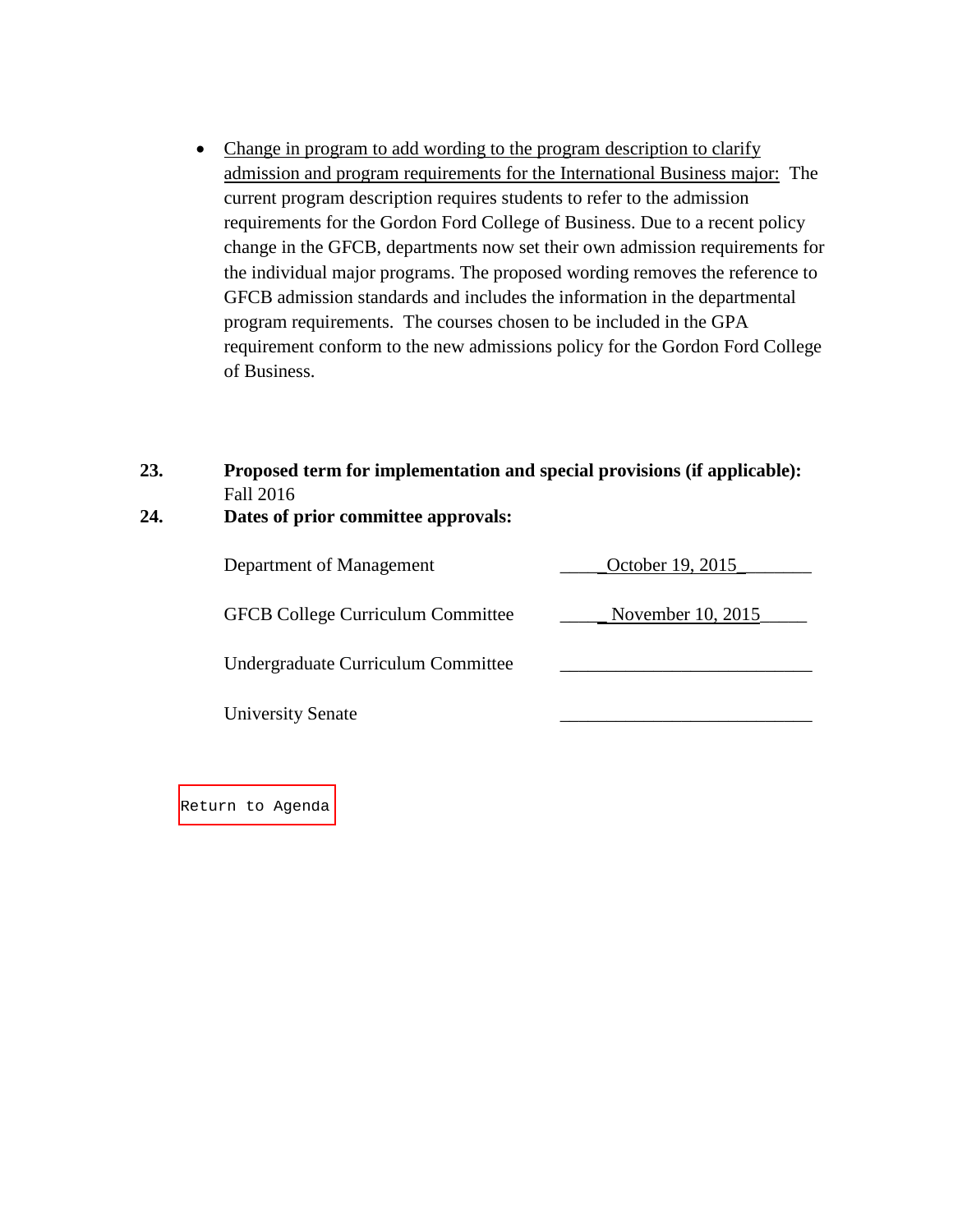- <u>Change in program to add wording to the program description to clarify admission and program requirements for the International Business major:</u> The current program description requires students to refer to the admission requirements for the Gordon Ford College of Business. Due to a recent policy change in the GFCB, departments now set their own admission requirements for the individual major programs. The proposed wording removes the reference to GFCB admission standards and includes the information in the departmental program requirements. The courses chosen to be included in the GPA requirement conform to the new admissions policy for the Gordon Ford College of Business.

**23. Proposed term for implementation and special provisions (if applicable):**
Fall 2016

**24. Dates of prior committee approvals:**

| | |
|---|---|
| Department of Management | October 19, 2015 |
| GFCB College Curriculum Committee | November 10, 2015 |
| Undergraduate Curriculum Committee | ___________________________ |
| University Senate | ___________________________ |

Return to Agenda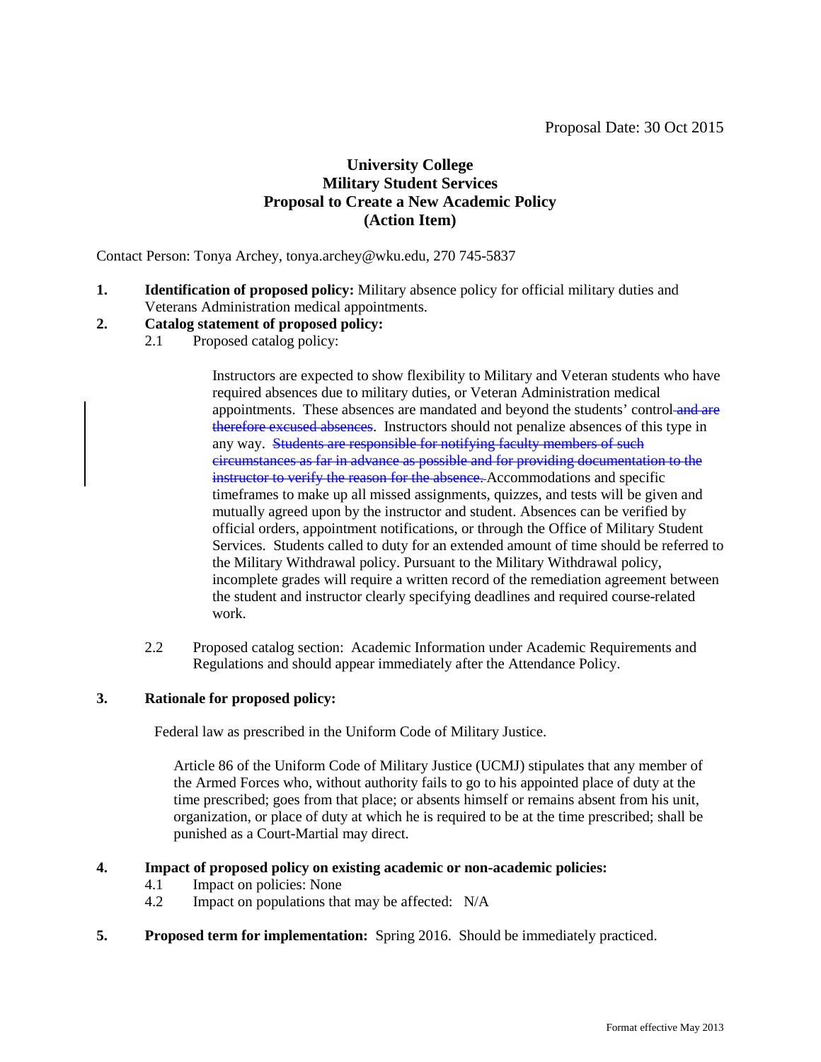Proposal Date: 30 Oct 2015

**University College**
**Military Student Services**
**Proposal to Create a New Academic Policy**
**(Action Item)**

Contact Person: Tonya Archey, tonya.archey@wku.edu, 270 745-5837

1. **Identification of proposed policy:** Military absence policy for official military duties and Veterans Administration medical appointments.

2. **Catalog statement of proposed policy:**

   2.1 Proposed catalog policy:

   > Instructors are expected to show flexibility to Military and Veteran students who have required absences due to military duties, or Veteran Administration medical appointments. These absences are mandated and beyond the students' control ~~and are therefore excused absences~~. Instructors should not penalize absences of this type in any way. ~~Students are responsible for notifying faculty members of such circumstances as far in advance as possible and for providing documentation to the instructor to verify the reason for the absence.~~ Accommodations and specific timeframes to make up all missed assignments, quizzes, and tests will be given and mutually agreed upon by the instructor and student. Absences can be verified by official orders, appointment notifications, or through the Office of Military Student Services. Students called to duty for an extended amount of time should be referred to the Military Withdrawal policy. Pursuant to the Military Withdrawal policy, incomplete grades will require a written record of the remediation agreement between the student and instructor clearly specifying deadlines and required course-related work.

   2.2 Proposed catalog section: Academic Information under Academic Requirements and Regulations and should appear immediately after the Attendance Policy.

3. **Rationale for proposed policy:**

   Federal law as prescribed in the Uniform Code of Military Justice.

   > Article 86 of the Uniform Code of Military Justice (UCMJ) stipulates that any member of the Armed Forces who, without authority fails to go to his appointed place of duty at the time prescribed; goes from that place; or absents himself or remains absent from his unit, organization, or place of duty at which he is required to be at the time prescribed; shall be punished as a Court-Martial may direct.

4. **Impact of proposed policy on existing academic or non-academic policies:**

   4.1 Impact on policies: None

   4.2 Impact on populations that may be affected: N/A

5. **Proposed term for implementation:** Spring 2016. Should be immediately practiced.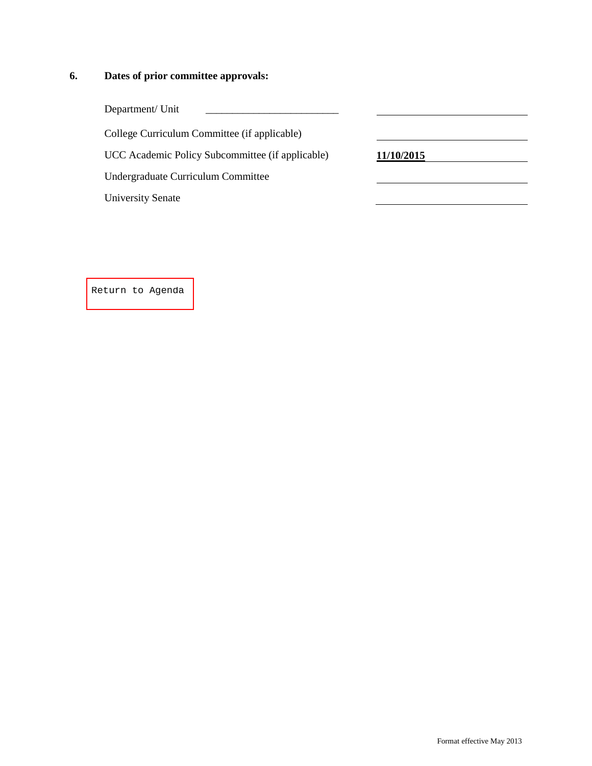**6. Dates of prior committee approvals:**

| | |
|---|---|
| Department/ Unit | |
| College Curriculum Committee (if applicable) | |
| UCC Academic Policy Subcommittee (if applicable) | **11/10/2015** |
| Undergraduate Curriculum Committee | |
| University Senate | |

Return to Agenda

Format effective May 2013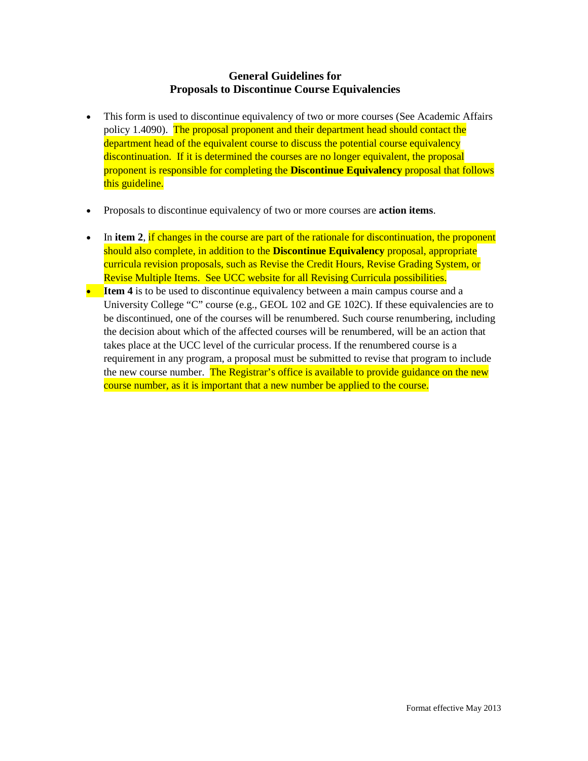## General Guidelines for Proposals to Discontinue Course Equivalencies

- This form is used to discontinue equivalency of two or more courses (See Academic Affairs policy 1.4090). The proposal proponent and their department head should contact the department head of the equivalent course to discuss the potential course equivalency discontinuation. If it is determined the courses are no longer equivalent, the proposal proponent is responsible for completing the **Discontinue Equivalency** proposal that follows this guideline.

- Proposals to discontinue equivalency of two or more courses are **action items**.

- In **item 2**, if changes in the course are part of the rationale for discontinuation, the proponent should also complete, in addition to the **Discontinue Equivalency** proposal, appropriate curricula revision proposals, such as Revise the Credit Hours, Revise Grading System, or Revise Multiple Items. See UCC website for all Revising Curricula possibilities.
- **Item 4** is to be used to discontinue equivalency between a main campus course and a University College "C" course (e.g., GEOL 102 and GE 102C). If these equivalencies are to be discontinued, one of the courses will be renumbered. Such course renumbering, including the decision about which of the affected courses will be renumbered, will be an action that takes place at the UCC level of the curricular process. If the renumbered course is a requirement in any program, a proposal must be submitted to revise that program to include the new course number. The Registrar's office is available to provide guidance on the new course number, as it is important that a new number be applied to the course.

Format effective May 2013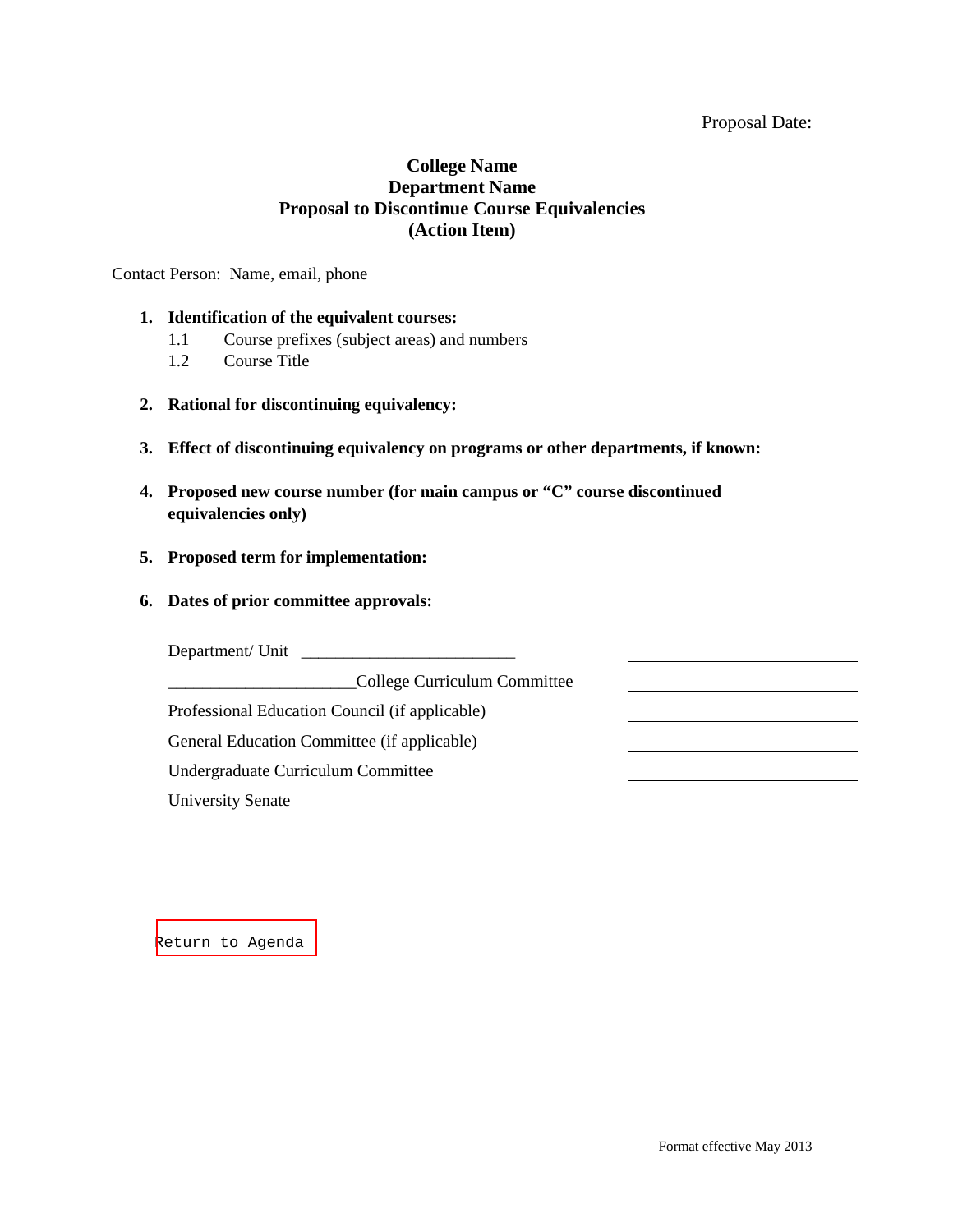Proposal Date:

**College Name**
**Department Name**
**Proposal to Discontinue Course Equivalencies**
**(Action Item)**

Contact Person: Name, email, phone

1. **Identification of the equivalent courses:**
   - 1.1 Course prefixes (subject areas) and numbers
   - 1.2 Course Title

2. **Rational for discontinuing equivalency:**

3. **Effect of discontinuing equivalency on programs or other departments, if known:**

4. **Proposed new course number (for main campus or "C" course discontinued equivalencies only)**

5. **Proposed term for implementation:**

6. **Dates of prior committee approvals:**

| | |
|---|---|
| Department/ Unit _________________________ | ______________ |
| _____________________College Curriculum Committee | ______________ |
| Professional Education Council (if applicable) | ______________ |
| General Education Committee (if applicable) | ______________ |
| Undergraduate Curriculum Committee | ______________ |
| University Senate | ______________ |

Return to Agenda

Format effective May 2013